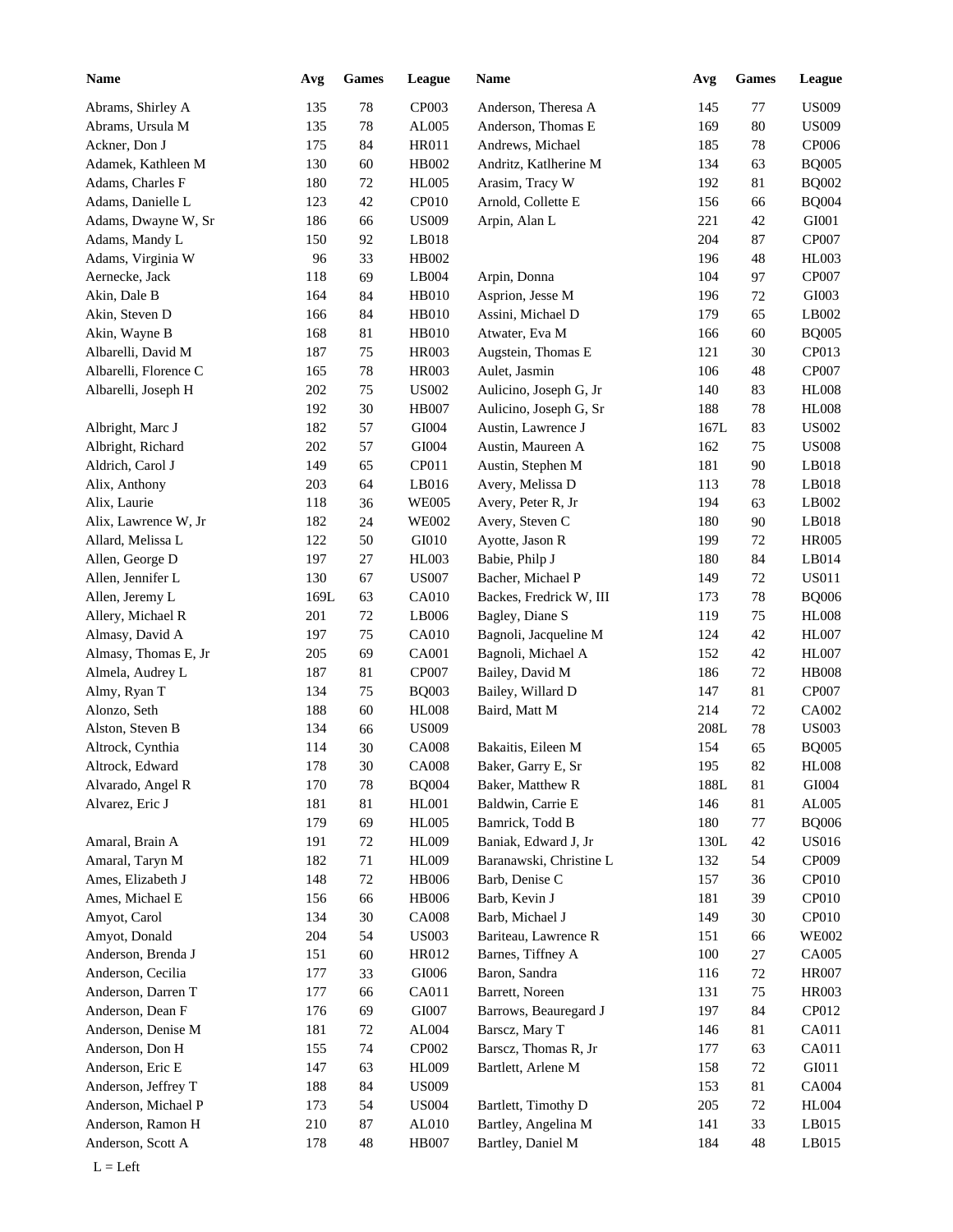| Name | Avg | Games | League |
|---|---|---|---|
| Abrams, Shirley A | 135 | 78 | CP003 |
| Abrams, Ursula M | 135 | 78 | AL005 |
| Ackner, Don J | 175 | 84 | HR011 |
| Adamek, Kathleen M | 130 | 60 | HB002 |
| Adams, Charles F | 180 | 72 | HL005 |
| Adams, Danielle L | 123 | 42 | CP010 |
| Adams, Dwayne W, Sr | 186 | 66 | US009 |
| Adams, Mandy L | 150 | 92 | LB018 |
| Adams, Virginia W | 96 | 33 | HB002 |
| Aernecke, Jack | 118 | 69 | LB004 |
| Akin, Dale B | 164 | 84 | HB010 |
| Akin, Steven D | 166 | 84 | HB010 |
| Akin, Wayne B | 168 | 81 | HB010 |
| Albarelli, David M | 187 | 75 | HR003 |
| Albarelli, Florence C | 165 | 78 | HR003 |
| Albarelli, Joseph H | 202 | 75 | US002 |
| | 192 | 30 | HB007 |
| Albright, Marc J | 182 | 57 | GI004 |
| Albright, Richard | 202 | 57 | GI004 |
| Aldrich, Carol J | 149 | 65 | CP011 |
| Alix, Anthony | 203 | 64 | LB016 |
| Alix, Laurie | 118 | 36 | WE005 |
| Alix, Lawrence W, Jr | 182 | 24 | WE002 |
| Allard, Melissa L | 122 | 50 | GI010 |
| Allen, George D | 197 | 27 | HL003 |
| Allen, Jennifer L | 130 | 67 | US007 |
| Allen, Jeremy L | 169L | 63 | CA010 |
| Allery, Michael R | 201 | 72 | LB006 |
| Almasy, David A | 197 | 75 | CA010 |
| Almasy, Thomas E, Jr | 205 | 69 | CA001 |
| Almela, Audrey L | 187 | 81 | CP007 |
| Almy, Ryan T | 134 | 75 | BQ003 |
| Alonzo, Seth | 188 | 60 | HL008 |
| Alston, Steven B | 134 | 66 | US009 |
| Altrock, Cynthia | 114 | 30 | CA008 |
| Altrock, Edward | 178 | 30 | CA008 |
| Alvarado, Angel R | 170 | 78 | BQ004 |
| Alvarez, Eric J | 181 | 81 | HL001 |
| | 179 | 69 | HL005 |
| Amaral, Brain A | 191 | 72 | HL009 |
| Amaral, Taryn M | 182 | 71 | HL009 |
| Ames, Elizabeth J | 148 | 72 | HB006 |
| Ames, Michael E | 156 | 66 | HB006 |
| Amyot, Carol | 134 | 30 | CA008 |
| Amyot, Donald | 204 | 54 | US003 |
| Anderson, Brenda J | 151 | 60 | HR012 |
| Anderson, Cecilia | 177 | 33 | GI006 |
| Anderson, Darren T | 177 | 66 | CA011 |
| Anderson, Dean F | 176 | 69 | GI007 |
| Anderson, Denise M | 181 | 72 | AL004 |
| Anderson, Don H | 155 | 74 | CP002 |
| Anderson, Eric E | 147 | 63 | HL009 |
| Anderson, Jeffrey T | 188 | 84 | US009 |
| Anderson, Michael P | 173 | 54 | US004 |
| Anderson, Ramon H | 210 | 87 | AL010 |
| Anderson, Scott A | 178 | 48 | HB007 |
| Anderson, Theresa A | 145 | 77 | US009 |
| Anderson, Thomas E | 169 | 80 | US009 |
| Andrews, Michael | 185 | 78 | CP006 |
| Andritz, Katlherine M | 134 | 63 | BQ005 |
| Arasim, Tracy W | 192 | 81 | BQ002 |
| Arnold, Collette E | 156 | 66 | BQ004 |
| Arpin, Alan L | 221 | 42 | GI001 |
| | 204 | 87 | CP007 |
| | 196 | 48 | HL003 |
| Arpin, Donna | 104 | 97 | CP007 |
| Asprion, Jesse M | 196 | 72 | GI003 |
| Assini, Michael D | 179 | 65 | LB002 |
| Atwater, Eva M | 166 | 60 | BQ005 |
| Augstein, Thomas E | 121 | 30 | CP013 |
| Aulet, Jasmin | 106 | 48 | CP007 |
| Aulicino, Joseph G, Jr | 140 | 83 | HL008 |
| Aulicino, Joseph G, Sr | 188 | 78 | HL008 |
| Austin, Lawrence J | 167L | 83 | US002 |
| Austin, Maureen A | 162 | 75 | US008 |
| Austin, Stephen M | 181 | 90 | LB018 |
| Avery, Melissa D | 113 | 78 | LB018 |
| Avery, Peter R, Jr | 194 | 63 | LB002 |
| Avery, Steven C | 180 | 90 | LB018 |
| Ayotte, Jason R | 199 | 72 | HR005 |
| Babie, Philp J | 180 | 84 | LB014 |
| Bacher, Michael P | 149 | 72 | US011 |
| Backes, Fredrick W, III | 173 | 78 | BQ006 |
| Bagley, Diane S | 119 | 75 | HL008 |
| Bagnoli, Jacqueline M | 124 | 42 | HL007 |
| Bagnoli, Michael A | 152 | 42 | HL007 |
| Bailey, David M | 186 | 72 | HB008 |
| Bailey, Willard D | 147 | 81 | CP007 |
| Baird, Matt M | 214 | 72 | CA002 |
| | 208L | 78 | US003 |
| Bakaitis, Eileen M | 154 | 65 | BQ005 |
| Baker, Garry E, Sr | 195 | 82 | HL008 |
| Baker, Matthew R | 188L | 81 | GI004 |
| Baldwin, Carrie E | 146 | 81 | AL005 |
| Bamrick, Todd B | 180 | 77 | BQ006 |
| Baniak, Edward J, Jr | 130L | 42 | US016 |
| Baranawski, Christine L | 132 | 54 | CP009 |
| Barb, Denise C | 157 | 36 | CP010 |
| Barb, Kevin J | 181 | 39 | CP010 |
| Barb, Michael J | 149 | 30 | CP010 |
| Bariteau, Lawrence R | 151 | 66 | WE002 |
| Barnes, Tiffney A | 100 | 27 | CA005 |
| Baron, Sandra | 116 | 72 | HR007 |
| Barrett, Noreen | 131 | 75 | HR003 |
| Barrows, Beauregard J | 197 | 84 | CP012 |
| Barscz, Mary T | 146 | 81 | CA011 |
| Barscz, Thomas R, Jr | 177 | 63 | CA011 |
| Bartlett, Arlene M | 158 | 72 | GI011 |
| | 153 | 81 | CA004 |
| Bartlett, Timothy D | 205 | 72 | HL004 |
| Bartley, Angelina M | 141 | 33 | LB015 |
| Bartley, Daniel M | 184 | 48 | LB015 |

L = Left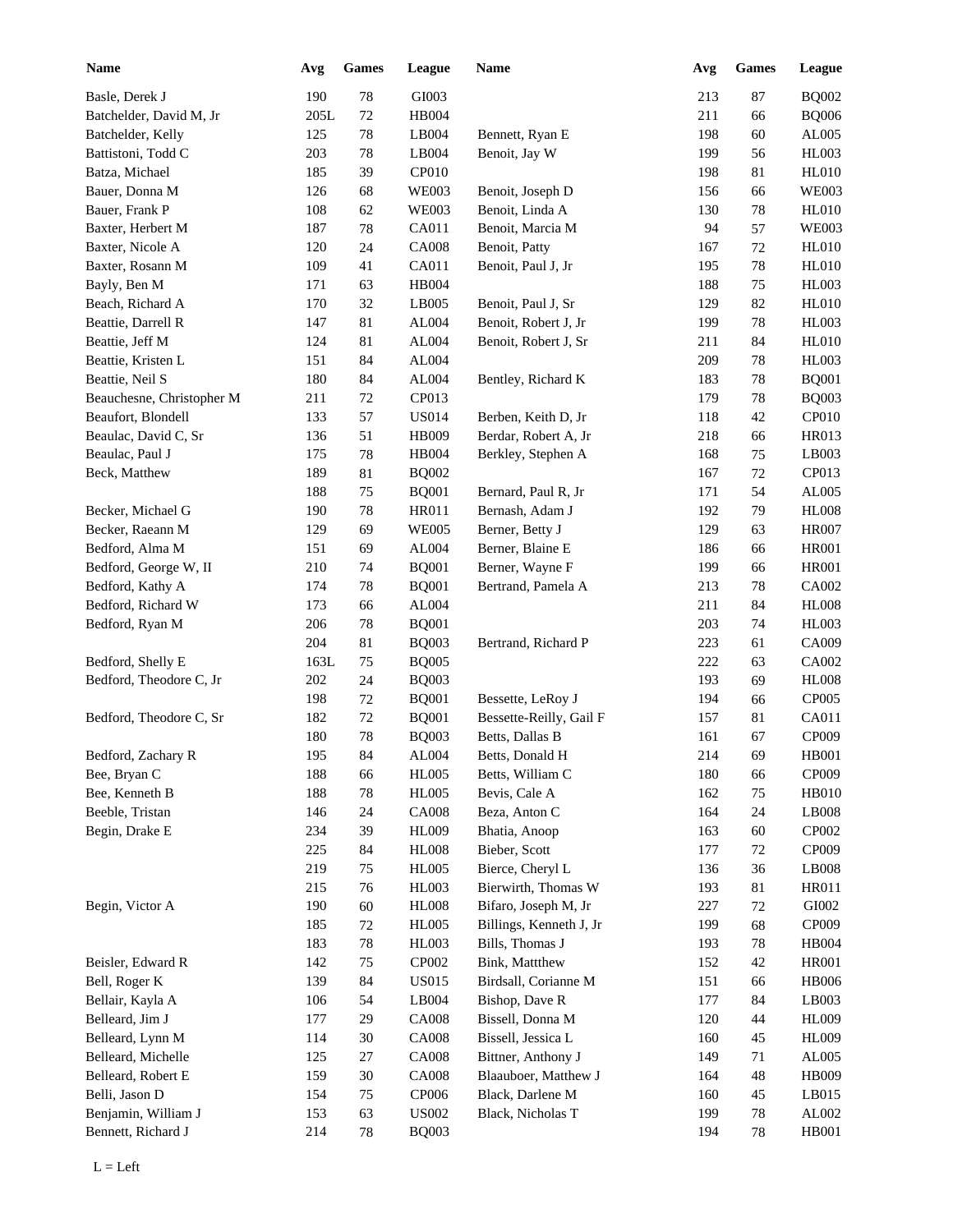| Name | Avg | Games | League | Name | Avg | Games | League |
|---|---|---|---|---|---|---|---|
| Basle, Derek J | 190 | 78 | GI003 | | 213 | 87 | BQ002 |
| Batchelder, David M, Jr | 205L | 72 | HB004 | | 211 | 66 | BQ006 |
| Batchelder, Kelly | 125 | 78 | LB004 | Bennett, Ryan E | 198 | 60 | AL005 |
| Battistoni, Todd C | 203 | 78 | LB004 | Benoit, Jay W | 199 | 56 | HL003 |
| Batza, Michael | 185 | 39 | CP010 | | 198 | 81 | HL010 |
| Bauer, Donna M | 126 | 68 | WE003 | Benoit, Joseph D | 156 | 66 | WE003 |
| Bauer, Frank P | 108 | 62 | WE003 | Benoit, Linda A | 130 | 78 | HL010 |
| Baxter, Herbert M | 187 | 78 | CA011 | Benoit, Marcia M | 94 | 57 | WE003 |
| Baxter, Nicole A | 120 | 24 | CA008 | Benoit, Patty | 167 | 72 | HL010 |
| Baxter, Rosann M | 109 | 41 | CA011 | Benoit, Paul J, Jr | 195 | 78 | HL010 |
| Bayly, Ben M | 171 | 63 | HB004 | | 188 | 75 | HL003 |
| Beach, Richard A | 170 | 32 | LB005 | Benoit, Paul J, Sr | 129 | 82 | HL010 |
| Beattie, Darrell R | 147 | 81 | AL004 | Benoit, Robert J, Jr | 199 | 78 | HL003 |
| Beattie, Jeff M | 124 | 81 | AL004 | Benoit, Robert J, Sr | 211 | 84 | HL010 |
| Beattie, Kristen L | 151 | 84 | AL004 | | 209 | 78 | HL003 |
| Beattie, Neil S | 180 | 84 | AL004 | Bentley, Richard K | 183 | 78 | BQ001 |
| Beauchesne, Christopher M | 211 | 72 | CP013 | | 179 | 78 | BQ003 |
| Beaufort, Blondell | 133 | 57 | US014 | Berben, Keith D, Jr | 118 | 42 | CP010 |
| Beaulac, David C, Sr | 136 | 51 | HB009 | Berdar, Robert A, Jr | 218 | 66 | HR013 |
| Beaulac, Paul J | 175 | 78 | HB004 | Berkley, Stephen A | 168 | 75 | LB003 |
| Beck, Matthew | 189 | 81 | BQ002 | | 167 | 72 | CP013 |
| | 188 | 75 | BQ001 | Bernard, Paul R, Jr | 171 | 54 | AL005 |
| Becker, Michael G | 190 | 78 | HR011 | Bernash, Adam J | 192 | 79 | HL008 |
| Becker, Raeann M | 129 | 69 | WE005 | Berner, Betty J | 129 | 63 | HR007 |
| Bedford, Alma M | 151 | 69 | AL004 | Berner, Blaine E | 186 | 66 | HR001 |
| Bedford, George W, II | 210 | 74 | BQ001 | Berner, Wayne F | 199 | 66 | HR001 |
| Bedford, Kathy A | 174 | 78 | BQ001 | Bertrand, Pamela A | 213 | 78 | CA002 |
| Bedford, Richard W | 173 | 66 | AL004 | | 211 | 84 | HL008 |
| Bedford, Ryan M | 206 | 78 | BQ001 | | 203 | 74 | HL003 |
| | 204 | 81 | BQ003 | Bertrand, Richard P | 223 | 61 | CA009 |
| Bedford, Shelly E | 163L | 75 | BQ005 | | 222 | 63 | CA002 |
| Bedford, Theodore C, Jr | 202 | 24 | BQ003 | | 193 | 69 | HL008 |
| | 198 | 72 | BQ001 | Bessette, LeRoy J | 194 | 66 | CP005 |
| Bedford, Theodore C, Sr | 182 | 72 | BQ001 | Bessette-Reilly, Gail F | 157 | 81 | CA011 |
| | 180 | 78 | BQ003 | Betts, Dallas B | 161 | 67 | CP009 |
| Bedford, Zachary R | 195 | 84 | AL004 | Betts, Donald H | 214 | 69 | HB001 |
| Bee, Bryan C | 188 | 66 | HL005 | Betts, William C | 180 | 66 | CP009 |
| Bee, Kenneth B | 188 | 78 | HL005 | Bevis, Cale A | 162 | 75 | HB010 |
| Beeble, Tristan | 146 | 24 | CA008 | Beza, Anton C | 164 | 24 | LB008 |
| Begin, Drake E | 234 | 39 | HL009 | Bhatia, Anoop | 163 | 60 | CP002 |
| | 225 | 84 | HL008 | Bieber, Scott | 177 | 72 | CP009 |
| | 219 | 75 | HL005 | Bierce, Cheryl L | 136 | 36 | LB008 |
| | 215 | 76 | HL003 | Bierwirth, Thomas W | 193 | 81 | HR011 |
| Begin, Victor A | 190 | 60 | HL008 | Bifaro, Joseph M, Jr | 227 | 72 | GI002 |
| | 185 | 72 | HL005 | Billings, Kenneth J, Jr | 199 | 68 | CP009 |
| | 183 | 78 | HL003 | Bills, Thomas J | 193 | 78 | HB004 |
| Beisler, Edward R | 142 | 75 | CP002 | Bink, Mattthew | 152 | 42 | HR001 |
| Bell, Roger K | 139 | 84 | US015 | Birdsall, Corianne M | 151 | 66 | HB006 |
| Bellair, Kayla A | 106 | 54 | LB004 | Bishop, Dave R | 177 | 84 | LB003 |
| Belleard, Jim J | 177 | 29 | CA008 | Bissell, Donna M | 120 | 44 | HL009 |
| Belleard, Lynn M | 114 | 30 | CA008 | Bissell, Jessica L | 160 | 45 | HL009 |
| Belleard, Michelle | 125 | 27 | CA008 | Bittner, Anthony J | 149 | 71 | AL005 |
| Belleard, Robert E | 159 | 30 | CA008 | Blaauboer, Matthew J | 164 | 48 | HB009 |
| Belli, Jason D | 154 | 75 | CP006 | Black, Darlene M | 160 | 45 | LB015 |
| Benjamin, William J | 153 | 63 | US002 | Black, Nicholas T | 199 | 78 | AL002 |
| Bennett, Richard J | 214 | 78 | BQ003 | | 194 | 78 | HB001 |

L = Left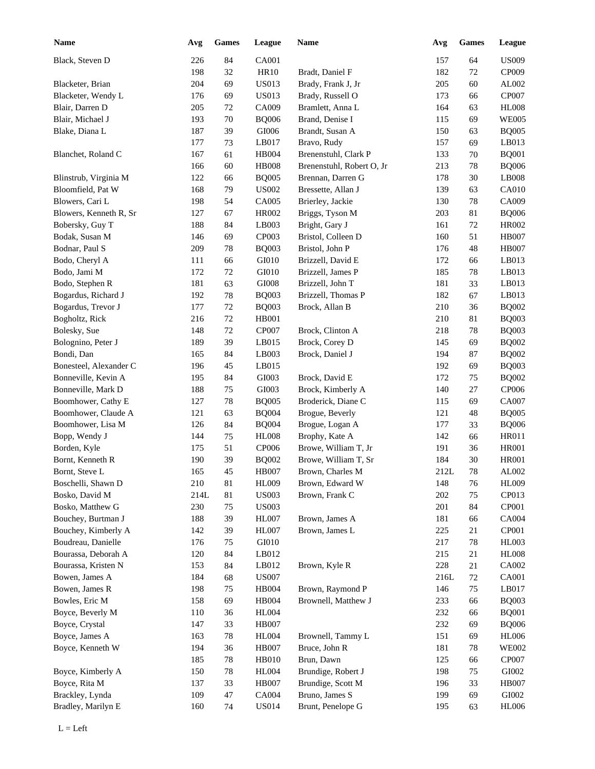| Name | Avg | Games | League | Name | Avg | Games | League |
|---|---|---|---|---|---|---|---|
| Black, Steven D | 226 | 84 | CA001 | | 157 | 64 | US009 |
| | 198 | 32 | HR10 | Bradt, Daniel F | 182 | 72 | CP009 |
| Blacketer, Brian | 204 | 69 | US013 | Brady, Frank J, Jr | 205 | 60 | AL002 |
| Blacketer, Wendy L | 176 | 69 | US013 | Brady, Russell O | 173 | 66 | CP007 |
| Blair, Darren D | 205 | 72 | CA009 | Bramlett, Anna L | 164 | 63 | HL008 |
| Blair, Michael J | 193 | 70 | BQ006 | Brand, Denise I | 115 | 69 | WE005 |
| Blake, Diana L | 187 | 39 | GI006 | Brandt, Susan A | 150 | 63 | BQ005 |
| | 177 | 73 | LB017 | Bravo, Rudy | 157 | 69 | LB013 |
| Blanchet, Roland C | 167 | 61 | HB004 | Brenenstuhl, Clark P | 133 | 70 | BQ001 |
| | 166 | 60 | HB008 | Brenenstuhl, Robert O, Jr | 213 | 78 | BQ006 |
| Blinstrub, Virginia M | 122 | 66 | BQ005 | Brennan, Darren G | 178 | 30 | LB008 |
| Bloomfield, Pat W | 168 | 79 | US002 | Bressette, Allan J | 139 | 63 | CA010 |
| Blowers, Cari L | 198 | 54 | CA005 | Brierley, Jackie | 130 | 78 | CA009 |
| Blowers, Kenneth R, Sr | 127 | 67 | HR002 | Briggs, Tyson M | 203 | 81 | BQ006 |
| Bobersky, Guy T | 188 | 84 | LB003 | Bright, Gary J | 161 | 72 | HR002 |
| Bodak, Susan M | 146 | 69 | CP003 | Bristol, Colleen D | 160 | 51 | HB007 |
| Bodnar, Paul S | 209 | 78 | BQ003 | Bristol, John P | 176 | 48 | HB007 |
| Bodo, Cheryl A | 111 | 66 | GI010 | Brizzell, David E | 172 | 66 | LB013 |
| Bodo, Jami M | 172 | 72 | GI010 | Brizzell, James P | 185 | 78 | LB013 |
| Bodo, Stephen R | 181 | 63 | GI008 | Brizzell, John T | 181 | 33 | LB013 |
| Bogardus, Richard J | 192 | 78 | BQ003 | Brizzell, Thomas P | 182 | 67 | LB013 |
| Bogardus, Trevor J | 177 | 72 | BQ003 | Brock, Allan B | 210 | 36 | BQ002 |
| Bogholtz, Rick | 216 | 72 | HB001 | | 210 | 81 | BQ003 |
| Bolesky, Sue | 148 | 72 | CP007 | Brock, Clinton A | 218 | 78 | BQ003 |
| Bolognino, Peter J | 189 | 39 | LB015 | Brock, Corey D | 145 | 69 | BQ002 |
| Bondi, Dan | 165 | 84 | LB003 | Brock, Daniel J | 194 | 87 | BQ002 |
| Bonesteel, Alexander C | 196 | 45 | LB015 | | 192 | 69 | BQ003 |
| Bonneville, Kevin A | 195 | 84 | GI003 | Brock, David E | 172 | 75 | BQ002 |
| Bonneville, Mark D | 188 | 75 | GI003 | Brock, Kimberly A | 140 | 27 | CP006 |
| Boomhower, Cathy E | 127 | 78 | BQ005 | Broderick, Diane C | 115 | 69 | CA007 |
| Boomhower, Claude A | 121 | 63 | BQ004 | Brogue, Beverly | 121 | 48 | BQ005 |
| Boomhower, Lisa M | 126 | 84 | BQ004 | Brogue, Logan A | 177 | 33 | BQ006 |
| Bopp, Wendy J | 144 | 75 | HL008 | Brophy, Kate A | 142 | 66 | HR011 |
| Borden, Kyle | 175 | 51 | CP006 | Browe, William T, Jr | 191 | 36 | HR001 |
| Bornt, Kenneth R | 190 | 39 | BQ002 | Browe, William T, Sr | 184 | 30 | HR001 |
| Bornt, Steve L | 165 | 45 | HB007 | Brown, Charles M | 212L | 78 | AL002 |
| Boschelli, Shawn D | 210 | 81 | HL009 | Brown, Edward W | 148 | 76 | HL009 |
| Bosko, David M | 214L | 81 | US003 | Brown, Frank C | 202 | 75 | CP013 |
| Bosko, Matthew G | 230 | 75 | US003 | | 201 | 84 | CP001 |
| Bouchey, Burtman J | 188 | 39 | HL007 | Brown, James A | 181 | 66 | CA004 |
| Bouchey, Kimberly A | 142 | 39 | HL007 | Brown, James L | 225 | 21 | CP001 |
| Boudreau, Danielle | 176 | 75 | GI010 | | 217 | 78 | HL003 |
| Bourassa, Deborah A | 120 | 84 | LB012 | | 215 | 21 | HL008 |
| Bourassa, Kristen N | 153 | 84 | LB012 | Brown, Kyle R | 228 | 21 | CA002 |
| Bowen, James A | 184 | 68 | US007 | | 216L | 72 | CA001 |
| Bowen, James R | 198 | 75 | HB004 | Brown, Raymond P | 146 | 75 | LB017 |
| Bowles, Eric M | 158 | 69 | HB004 | Brownell, Matthew J | 233 | 66 | BQ003 |
| Boyce, Beverly M | 110 | 36 | HL004 | | 232 | 66 | BQ001 |
| Boyce, Crystal | 147 | 33 | HB007 | | 232 | 69 | BQ006 |
| Boyce, James A | 163 | 78 | HL004 | Brownell, Tammy L | 151 | 69 | HL006 |
| Boyce, Kenneth W | 194 | 36 | HB007 | Bruce, John R | 181 | 78 | WE002 |
| | 185 | 78 | HB010 | Brun, Dawn | 125 | 66 | CP007 |
| Boyce, Kimberly A | 150 | 78 | HL004 | Brundige, Robert J | 198 | 75 | GI002 |
| Boyce, Rita M | 137 | 33 | HB007 | Brundige, Scott M | 196 | 33 | HB007 |
| Brackley, Lynda | 109 | 47 | CA004 | Bruno, James S | 199 | 69 | GI002 |
| Bradley, Marilyn E | 160 | 74 | US014 | Brunt, Penelope G | 195 | 63 | HL006 |

L = Left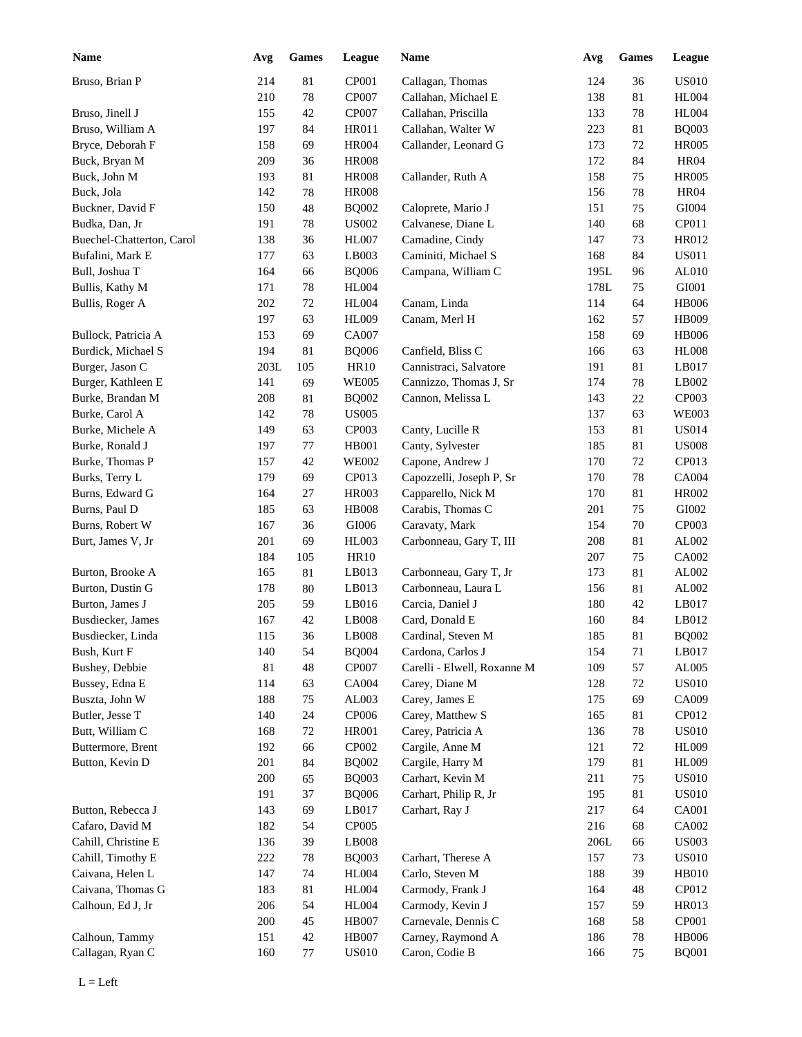| Name | Avg | Games | League |
|---|---|---|---|
| Bruso, Brian P | 214 | 81 | CP001 |
| | 210 | 78 | CP007 |
| Bruso, Jinell J | 155 | 42 | CP007 |
| Bruso, William A | 197 | 84 | HR011 |
| Bryce, Deborah F | 158 | 69 | HR004 |
| Buck, Bryan M | 209 | 36 | HR008 |
| Buck, John M | 193 | 81 | HR008 |
| Buck, Jola | 142 | 78 | HR008 |
| Buckner, David F | 150 | 48 | BQ002 |
| Budka, Dan, Jr | 191 | 78 | US002 |
| Buechel-Chatterton, Carol | 138 | 36 | HL007 |
| Bufalini, Mark E | 177 | 63 | LB003 |
| Bull, Joshua T | 164 | 66 | BQ006 |
| Bullis, Kathy M | 171 | 78 | HL004 |
| Bullis, Roger A | 202 | 72 | HL004 |
| | 197 | 63 | HL009 |
| Bullock, Patricia A | 153 | 69 | CA007 |
| Burdick, Michael S | 194 | 81 | BQ006 |
| Burger, Jason C | 203L | 105 | HR10 |
| Burger, Kathleen E | 141 | 69 | WE005 |
| Burke, Brandan M | 208 | 81 | BQ002 |
| Burke, Carol A | 142 | 78 | US005 |
| Burke, Michele A | 149 | 63 | CP003 |
| Burke, Ronald J | 197 | 77 | HB001 |
| Burke, Thomas P | 157 | 42 | WE002 |
| Burks, Terry L | 179 | 69 | CP013 |
| Burns, Edward G | 164 | 27 | HR003 |
| Burns, Paul D | 185 | 63 | HB008 |
| Burns, Robert W | 167 | 36 | GI006 |
| Burt, James V, Jr | 201 | 69 | HL003 |
| | 184 | 105 | HR10 |
| Burton, Brooke A | 165 | 81 | LB013 |
| Burton, Dustin G | 178 | 80 | LB013 |
| Burton, James J | 205 | 59 | LB016 |
| Busdiecker, James | 167 | 42 | LB008 |
| Busdiecker, Linda | 115 | 36 | LB008 |
| Bush, Kurt F | 140 | 54 | BQ004 |
| Bushey, Debbie | 81 | 48 | CP007 |
| Bussey, Edna E | 114 | 63 | CA004 |
| Buszta, John W | 188 | 75 | AL003 |
| Butler, Jesse T | 140 | 24 | CP006 |
| Butt, William C | 168 | 72 | HR001 |
| Buttermore, Brent | 192 | 66 | CP002 |
| Button, Kevin D | 201 | 84 | BQ002 |
| | 200 | 65 | BQ003 |
| | 191 | 37 | BQ006 |
| Button, Rebecca J | 143 | 69 | LB017 |
| Cafaro, David M | 182 | 54 | CP005 |
| Cahill, Christine E | 136 | 39 | LB008 |
| Cahill, Timothy E | 222 | 78 | BQ003 |
| Caivana, Helen L | 147 | 74 | HL004 |
| Caivana, Thomas G | 183 | 81 | HL004 |
| Calhoun, Ed J, Jr | 206 | 54 | HL004 |
| | 200 | 45 | HB007 |
| Calhoun, Tammy | 151 | 42 | HB007 |
| Callagan, Ryan C | 160 | 77 | US010 |
| Callagan, Thomas | 124 | 36 | US010 |
| Callahan, Michael E | 138 | 81 | HL004 |
| Callahan, Priscilla | 133 | 78 | HL004 |
| Callahan, Walter W | 223 | 81 | BQ003 |
| Callander, Leonard G | 173 | 72 | HR005 |
| | 172 | 84 | HR04 |
| Callander, Ruth A | 158 | 75 | HR005 |
| | 156 | 78 | HR04 |
| Caloprete, Mario J | 151 | 75 | GI004 |
| Calvanese, Diane L | 140 | 68 | CP011 |
| Camadine, Cindy | 147 | 73 | HR012 |
| Caminiti, Michael S | 168 | 84 | US011 |
| Campana, William C | 195L | 96 | AL010 |
| | 178L | 75 | GI001 |
| Canam, Linda | 114 | 64 | HB006 |
| Canam, Merl H | 162 | 57 | HB009 |
| | 158 | 69 | HB006 |
| Canfield, Bliss C | 166 | 63 | HL008 |
| Cannistraci, Salvatore | 191 | 81 | LB017 |
| Cannizzo, Thomas J, Sr | 174 | 78 | LB002 |
| Cannon, Melissa L | 143 | 22 | CP003 |
| | 137 | 63 | WE003 |
| Canty, Lucille R | 153 | 81 | US014 |
| Canty, Sylvester | 185 | 81 | US008 |
| Capone, Andrew J | 170 | 72 | CP013 |
| Capozzelli, Joseph P, Sr | 170 | 78 | CA004 |
| Capparello, Nick M | 170 | 81 | HR002 |
| Carabis, Thomas C | 201 | 75 | GI002 |
| Caravaty, Mark | 154 | 70 | CP003 |
| Carbonneau, Gary T, III | 208 | 81 | AL002 |
| | 207 | 75 | CA002 |
| Carbonneau, Gary T, Jr | 173 | 81 | AL002 |
| Carbonneau, Laura L | 156 | 81 | AL002 |
| Carcia, Daniel J | 180 | 42 | LB017 |
| Card, Donald E | 160 | 84 | LB012 |
| Cardinal, Steven M | 185 | 81 | BQ002 |
| Cardona, Carlos J | 154 | 71 | LB017 |
| Carelli - Elwell, Roxanne M | 109 | 57 | AL005 |
| Carey, Diane M | 128 | 72 | US010 |
| Carey, James E | 175 | 69 | CA009 |
| Carey, Matthew S | 165 | 81 | CP012 |
| Carey, Patricia A | 136 | 78 | US010 |
| Cargile, Anne M | 121 | 72 | HL009 |
| Cargile, Harry M | 179 | 81 | HL009 |
| Carhart, Kevin M | 211 | 75 | US010 |
| Carhart, Philip R, Jr | 195 | 81 | US010 |
| Carhart, Ray J | 217 | 64 | CA001 |
| | 216 | 68 | CA002 |
| | 206L | 66 | US003 |
| Carhart, Therese A | 157 | 73 | US010 |
| Carlo, Steven M | 188 | 39 | HB010 |
| Carmody, Frank J | 164 | 48 | CP012 |
| Carmody, Kevin J | 157 | 59 | HR013 |
| Carnevale, Dennis C | 168 | 58 | CP001 |
| Carney, Raymond A | 186 | 78 | HB006 |
| Caron, Codie B | 166 | 75 | BQ001 |

L = Left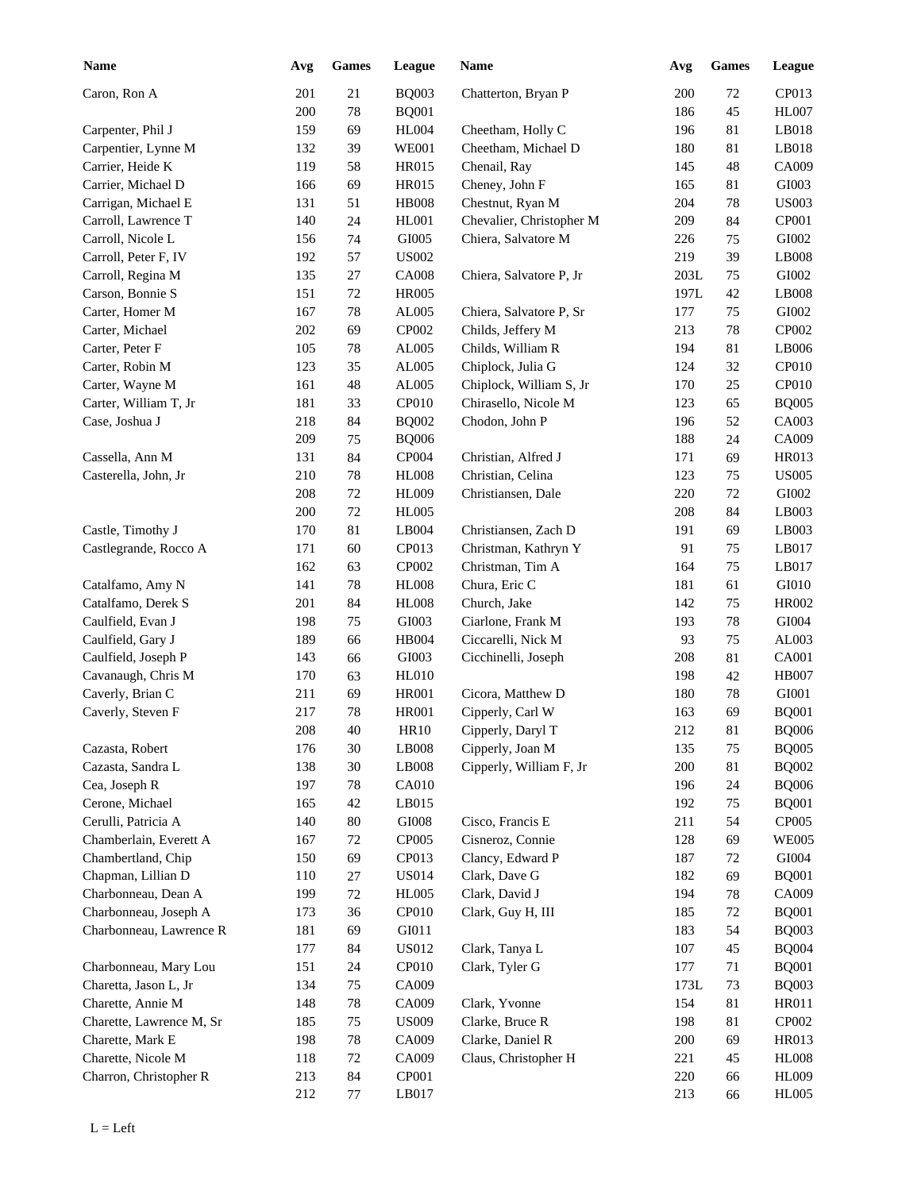| Name | Avg | Games | League |
|---|---|---|---|
| Caron, Ron A | 201 | 21 | BQ003 |
| | 200 | 78 | BQ001 |
| Carpenter, Phil J | 159 | 69 | HL004 |
| Carpentier, Lynne M | 132 | 39 | WE001 |
| Carrier, Heide K | 119 | 58 | HR015 |
| Carrier, Michael D | 166 | 69 | HR015 |
| Carrigan, Michael E | 131 | 51 | HB008 |
| Carroll, Lawrence T | 140 | 24 | HL001 |
| Carroll, Nicole L | 156 | 74 | GI005 |
| Carroll, Peter F, IV | 192 | 57 | US002 |
| Carroll, Regina M | 135 | 27 | CA008 |
| Carson, Bonnie S | 151 | 72 | HR005 |
| Carter, Homer M | 167 | 78 | AL005 |
| Carter, Michael | 202 | 69 | CP002 |
| Carter, Peter F | 105 | 78 | AL005 |
| Carter, Robin M | 123 | 35 | AL005 |
| Carter, Wayne M | 161 | 48 | AL005 |
| Carter, William T, Jr | 181 | 33 | CP010 |
| Case, Joshua J | 218 | 84 | BQ002 |
| | 209 | 75 | BQ006 |
| Cassella, Ann M | 131 | 84 | CP004 |
| Casterella, John, Jr | 210 | 78 | HL008 |
| | 208 | 72 | HL009 |
| | 200 | 72 | HL005 |
| Castle, Timothy J | 170 | 81 | LB004 |
| Castlegrande, Rocco A | 171 | 60 | CP013 |
| | 162 | 63 | CP002 |
| Catalfamo, Amy N | 141 | 78 | HL008 |
| Catalfamo, Derek S | 201 | 84 | HL008 |
| Caulfield, Evan J | 198 | 75 | GI003 |
| Caulfield, Gary J | 189 | 66 | HB004 |
| Caulfield, Joseph P | 143 | 66 | GI003 |
| Cavanaugh, Chris M | 170 | 63 | HL010 |
| Caverly, Brian C | 211 | 69 | HR001 |
| Caverly, Steven F | 217 | 78 | HR001 |
| | 208 | 40 | HR10 |
| Cazasta, Robert | 176 | 30 | LB008 |
| Cazasta, Sandra L | 138 | 30 | LB008 |
| Cea, Joseph R | 197 | 78 | CA010 |
| Cerone, Michael | 165 | 42 | LB015 |
| Cerulli, Patricia A | 140 | 80 | GI008 |
| Chamberlain, Everett A | 167 | 72 | CP005 |
| Chambertland, Chip | 150 | 69 | CP013 |
| Chapman, Lillian D | 110 | 27 | US014 |
| Charbonneau, Dean A | 199 | 72 | HL005 |
| Charbonneau, Joseph A | 173 | 36 | CP010 |
| Charbonneau, Lawrence R | 181 | 69 | GI011 |
| | 177 | 84 | US012 |
| Charbonneau, Mary Lou | 151 | 24 | CP010 |
| Charetta, Jason L, Jr | 134 | 75 | CA009 |
| Charette, Annie M | 148 | 78 | CA009 |
| Charette, Lawrence M, Sr | 185 | 75 | US009 |
| Charette, Mark E | 198 | 78 | CA009 |
| Charette, Nicole M | 118 | 72 | CA009 |
| Charron, Christopher R | 213 | 84 | CP001 |
| | 212 | 77 | LB017 |
| Chatterton, Bryan P | 200 | 72 | CP013 |
| | 186 | 45 | HL007 |
| Cheetham, Holly C | 196 | 81 | LB018 |
| Cheetham, Michael D | 180 | 81 | LB018 |
| Chenail, Ray | 145 | 48 | CA009 |
| Cheney, John F | 165 | 81 | GI003 |
| Chestnut, Ryan M | 204 | 78 | US003 |
| Chevalier, Christopher M | 209 | 84 | CP001 |
| Chiera, Salvatore M | 226 | 75 | GI002 |
| | 219 | 39 | LB008 |
| Chiera, Salvatore P, Jr | 203L | 75 | GI002 |
| | 197L | 42 | LB008 |
| Chiera, Salvatore P, Sr | 177 | 75 | GI002 |
| Childs, Jeffery M | 213 | 78 | CP002 |
| Childs, William R | 194 | 81 | LB006 |
| Chiplock, Julia G | 124 | 32 | CP010 |
| Chiplock, William S, Jr | 170 | 25 | CP010 |
| Chirasello, Nicole M | 123 | 65 | BQ005 |
| Chodon, John P | 196 | 52 | CA003 |
| | 188 | 24 | CA009 |
| Christian, Alfred J | 171 | 69 | HR013 |
| Christian, Celina | 123 | 75 | US005 |
| Christiansen, Dale | 220 | 72 | GI002 |
| | 208 | 84 | LB003 |
| Christiansen, Zach D | 191 | 69 | LB003 |
| Christman, Kathryn Y | 91 | 75 | LB017 |
| Christman, Tim A | 164 | 75 | LB017 |
| Chura, Eric C | 181 | 61 | GI010 |
| Church, Jake | 142 | 75 | HR002 |
| Ciarlone, Frank M | 193 | 78 | GI004 |
| Ciccarelli, Nick M | 93 | 75 | AL003 |
| Cicchinelli, Joseph | 208 | 81 | CA001 |
| | 198 | 42 | HB007 |
| Cicora, Matthew D | 180 | 78 | GI001 |
| Cipperly, Carl W | 163 | 69 | BQ001 |
| Cipperly, Daryl T | 212 | 81 | BQ006 |
| Cipperly, Joan M | 135 | 75 | BQ005 |
| Cipperly, William F, Jr | 200 | 81 | BQ002 |
| | 196 | 24 | BQ006 |
| | 192 | 75 | BQ001 |
| Cisco, Francis E | 211 | 54 | CP005 |
| Cisneroz, Connie | 128 | 69 | WE005 |
| Clancy, Edward P | 187 | 72 | GI004 |
| Clark, Dave G | 182 | 69 | BQ001 |
| Clark, David J | 194 | 78 | CA009 |
| Clark, Guy H, III | 185 | 72 | BQ001 |
| | 183 | 54 | BQ003 |
| Clark, Tanya L | 107 | 45 | BQ004 |
| Clark, Tyler G | 177 | 71 | BQ001 |
| | 173L | 73 | BQ003 |
| Clark, Yvonne | 154 | 81 | HR011 |
| Clarke, Bruce R | 198 | 81 | CP002 |
| Clarke, Daniel R | 200 | 69 | HR013 |
| Claus, Christopher H | 221 | 45 | HL008 |
| | 220 | 66 | HL009 |
| | 213 | 66 | HL005 |

L = Left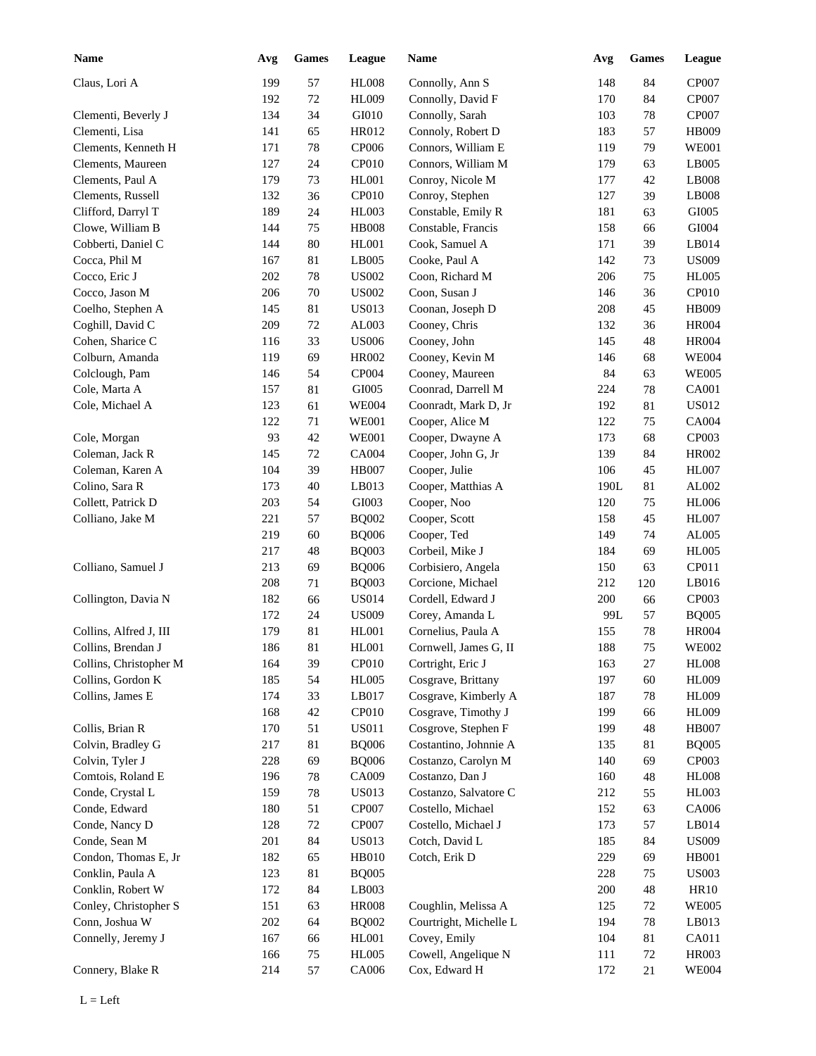| Name | Avg | Games | League | Name | Avg | Games | League |
|---|---|---|---|---|---|---|---|
| Claus, Lori A | 199 | 57 | HL008 | Connolly, Ann S | 148 | 84 | CP007 |
| | 192 | 72 | HL009 | Connolly, David F | 170 | 84 | CP007 |
| Clementi, Beverly J | 134 | 34 | GI010 | Connolly, Sarah | 103 | 78 | CP007 |
| Clementi, Lisa | 141 | 65 | HR012 | Connoly, Robert D | 183 | 57 | HB009 |
| Clements, Kenneth H | 171 | 78 | CP006 | Connors, William E | 119 | 79 | WE001 |
| Clements, Maureen | 127 | 24 | CP010 | Connors, William M | 179 | 63 | LB005 |
| Clements, Paul A | 179 | 73 | HL001 | Conroy, Nicole M | 177 | 42 | LB008 |
| Clements, Russell | 132 | 36 | CP010 | Conroy, Stephen | 127 | 39 | LB008 |
| Clifford, Darryl T | 189 | 24 | HL003 | Constable, Emily R | 181 | 63 | GI005 |
| Clowe, William B | 144 | 75 | HB008 | Constable, Francis | 158 | 66 | GI004 |
| Cobberti, Daniel C | 144 | 80 | HL001 | Cook, Samuel A | 171 | 39 | LB014 |
| Cocca, Phil M | 167 | 81 | LB005 | Cooke, Paul A | 142 | 73 | US009 |
| Cocco, Eric J | 202 | 78 | US002 | Coon, Richard M | 206 | 75 | HL005 |
| Cocco, Jason M | 206 | 70 | US002 | Coon, Susan J | 146 | 36 | CP010 |
| Coelho, Stephen A | 145 | 81 | US013 | Coonan, Joseph D | 208 | 45 | HB009 |
| Coghill, David C | 209 | 72 | AL003 | Cooney, Chris | 132 | 36 | HR004 |
| Cohen, Sharice C | 116 | 33 | US006 | Cooney, John | 145 | 48 | HR004 |
| Colburn, Amanda | 119 | 69 | HR002 | Cooney, Kevin M | 146 | 68 | WE004 |
| Colclough, Pam | 146 | 54 | CP004 | Cooney, Maureen | 84 | 63 | WE005 |
| Cole, Marta A | 157 | 81 | GI005 | Coonrad, Darrell M | 224 | 78 | CA001 |
| Cole, Michael A | 123 | 61 | WE004 | Coonradt, Mark D, Jr | 192 | 81 | US012 |
| | 122 | 71 | WE001 | Cooper, Alice M | 122 | 75 | CA004 |
| Cole, Morgan | 93 | 42 | WE001 | Cooper, Dwayne A | 173 | 68 | CP003 |
| Coleman, Jack R | 145 | 72 | CA004 | Cooper, John G, Jr | 139 | 84 | HR002 |
| Coleman, Karen A | 104 | 39 | HB007 | Cooper, Julie | 106 | 45 | HL007 |
| Colino, Sara R | 173 | 40 | LB013 | Cooper, Matthias A | 190L | 81 | AL002 |
| Collett, Patrick D | 203 | 54 | GI003 | Cooper, Noo | 120 | 75 | HL006 |
| Colliano, Jake M | 221 | 57 | BQ002 | Cooper, Scott | 158 | 45 | HL007 |
| | 219 | 60 | BQ006 | Cooper, Ted | 149 | 74 | AL005 |
| | 217 | 48 | BQ003 | Corbeil, Mike J | 184 | 69 | HL005 |
| Colliano, Samuel J | 213 | 69 | BQ006 | Corbisiero, Angela | 150 | 63 | CP011 |
| | 208 | 71 | BQ003 | Corcione, Michael | 212 | 120 | LB016 |
| Collington, Davia N | 182 | 66 | US014 | Cordell, Edward J | 200 | 66 | CP003 |
| | 172 | 24 | US009 | Corey, Amanda L | 99L | 57 | BQ005 |
| Collins, Alfred J, III | 179 | 81 | HL001 | Cornelius, Paula A | 155 | 78 | HR004 |
| Collins, Brendan J | 186 | 81 | HL001 | Cornwell, James G, II | 188 | 75 | WE002 |
| Collins, Christopher M | 164 | 39 | CP010 | Cortright, Eric J | 163 | 27 | HL008 |
| Collins, Gordon K | 185 | 54 | HL005 | Cosgrave, Brittany | 197 | 60 | HL009 |
| Collins, James E | 174 | 33 | LB017 | Cosgrave, Kimberly A | 187 | 78 | HL009 |
| | 168 | 42 | CP010 | Cosgrave, Timothy J | 199 | 66 | HL009 |
| Collis, Brian R | 170 | 51 | US011 | Cosgrove, Stephen F | 199 | 48 | HB007 |
| Colvin, Bradley G | 217 | 81 | BQ006 | Costantino, Johnnie A | 135 | 81 | BQ005 |
| Colvin, Tyler J | 228 | 69 | BQ006 | Costanzo, Carolyn M | 140 | 69 | CP003 |
| Comtois, Roland E | 196 | 78 | CA009 | Costanzo, Dan J | 160 | 48 | HL008 |
| Conde, Crystal L | 159 | 78 | US013 | Costanzo, Salvatore C | 212 | 55 | HL003 |
| Conde, Edward | 180 | 51 | CP007 | Costello, Michael | 152 | 63 | CA006 |
| Conde, Nancy D | 128 | 72 | CP007 | Costello, Michael J | 173 | 57 | LB014 |
| Conde, Sean M | 201 | 84 | US013 | Cotch, David L | 185 | 84 | US009 |
| Condon, Thomas E, Jr | 182 | 65 | HB010 | Cotch, Erik D | 229 | 69 | HB001 |
| Conklin, Paula A | 123 | 81 | BQ005 | | 228 | 75 | US003 |
| Conklin, Robert W | 172 | 84 | LB003 | | 200 | 48 | HR10 |
| Conley, Christopher S | 151 | 63 | HR008 | Coughlin, Melissa A | 125 | 72 | WE005 |
| Conn, Joshua W | 202 | 64 | BQ002 | Courtright, Michelle L | 194 | 78 | LB013 |
| Connelly, Jeremy J | 167 | 66 | HL001 | Covey, Emily | 104 | 81 | CA011 |
| | 166 | 75 | HL005 | Cowell, Angelique N | 111 | 72 | HR003 |
| Connery, Blake R | 214 | 57 | CA006 | Cox, Edward H | 172 | 21 | WE004 |

L = Left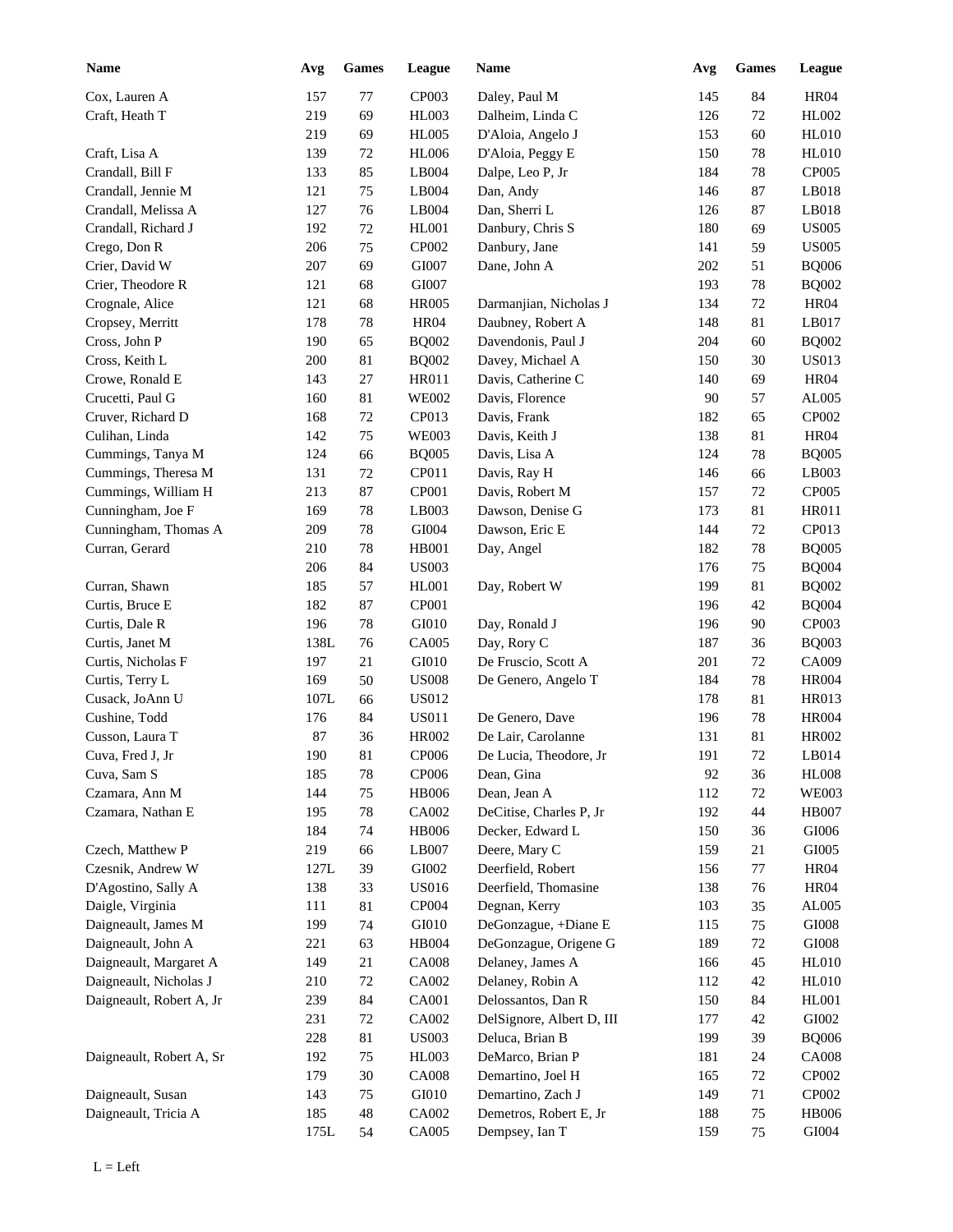| Name | Avg | Games | League | Name | Avg | Games | League |
|---|---|---|---|---|---|---|---|
| Cox, Lauren A | 157 | 77 | CP003 | Daley, Paul M | 145 | 84 | HR04 |
| Craft, Heath T | 219 | 69 | HL003 | Dalheim, Linda C | 126 | 72 | HL002 |
| | 219 | 69 | HL005 | D'Aloia, Angelo J | 153 | 60 | HL010 |
| Craft, Lisa A | 139 | 72 | HL006 | D'Aloia, Peggy E | 150 | 78 | HL010 |
| Crandall, Bill F | 133 | 85 | LB004 | Dalpe, Leo P, Jr | 184 | 78 | CP005 |
| Crandall, Jennie M | 121 | 75 | LB004 | Dan, Andy | 146 | 87 | LB018 |
| Crandall, Melissa A | 127 | 76 | LB004 | Dan, Sherri L | 126 | 87 | LB018 |
| Crandall, Richard J | 192 | 72 | HL001 | Danbury, Chris S | 180 | 69 | US005 |
| Crego, Don R | 206 | 75 | CP002 | Danbury, Jane | 141 | 59 | US005 |
| Crier, David W | 207 | 69 | GI007 | Dane, John A | 202 | 51 | BQ006 |
| Crier, Theodore R | 121 | 68 | GI007 | | 193 | 78 | BQ002 |
| Crognale, Alice | 121 | 68 | HR005 | Darmanjian, Nicholas J | 134 | 72 | HR04 |
| Cropsey, Merritt | 178 | 78 | HR04 | Daubney, Robert A | 148 | 81 | LB017 |
| Cross, John P | 190 | 65 | BQ002 | Davendonis, Paul J | 204 | 60 | BQ002 |
| Cross, Keith L | 200 | 81 | BQ002 | Davey, Michael A | 150 | 30 | US013 |
| Crowe, Ronald E | 143 | 27 | HR011 | Davis, Catherine C | 140 | 69 | HR04 |
| Crucetti, Paul G | 160 | 81 | WE002 | Davis, Florence | 90 | 57 | AL005 |
| Cruver, Richard D | 168 | 72 | CP013 | Davis, Frank | 182 | 65 | CP002 |
| Culihan, Linda | 142 | 75 | WE003 | Davis, Keith J | 138 | 81 | HR04 |
| Cummings, Tanya M | 124 | 66 | BQ005 | Davis, Lisa A | 124 | 78 | BQ005 |
| Cummings, Theresa M | 131 | 72 | CP011 | Davis, Ray H | 146 | 66 | LB003 |
| Cummings, William H | 213 | 87 | CP001 | Davis, Robert M | 157 | 72 | CP005 |
| Cunningham, Joe F | 169 | 78 | LB003 | Dawson, Denise G | 173 | 81 | HR011 |
| Cunningham, Thomas A | 209 | 78 | GI004 | Dawson, Eric E | 144 | 72 | CP013 |
| Curran, Gerard | 210 | 78 | HB001 | Day, Angel | 182 | 78 | BQ005 |
| | 206 | 84 | US003 | | 176 | 75 | BQ004 |
| Curran, Shawn | 185 | 57 | HL001 | Day, Robert W | 199 | 81 | BQ002 |
| Curtis, Bruce E | 182 | 87 | CP001 | | 196 | 42 | BQ004 |
| Curtis, Dale R | 196 | 78 | GI010 | Day, Ronald J | 196 | 90 | CP003 |
| Curtis, Janet M | 138L | 76 | CA005 | Day, Rory C | 187 | 36 | BQ003 |
| Curtis, Nicholas F | 197 | 21 | GI010 | De Fruscio, Scott A | 201 | 72 | CA009 |
| Curtis, Terry L | 169 | 50 | US008 | De Genero, Angelo T | 184 | 78 | HR004 |
| Cusack, JoAnn U | 107L | 66 | US012 | | 178 | 81 | HR013 |
| Cushine, Todd | 176 | 84 | US011 | De Genero, Dave | 196 | 78 | HR004 |
| Cusson, Laura T | 87 | 36 | HR002 | De Lair, Carolanne | 131 | 81 | HR002 |
| Cuva, Fred J, Jr | 190 | 81 | CP006 | De Lucia, Theodore, Jr | 191 | 72 | LB014 |
| Cuva, Sam S | 185 | 78 | CP006 | Dean, Gina | 92 | 36 | HL008 |
| Czamara, Ann M | 144 | 75 | HB006 | Dean, Jean A | 112 | 72 | WE003 |
| Czamara, Nathan E | 195 | 78 | CA002 | DeCitise, Charles P, Jr | 192 | 44 | HB007 |
| | 184 | 74 | HB006 | Decker, Edward L | 150 | 36 | GI006 |
| Czech, Matthew P | 219 | 66 | LB007 | Deere, Mary C | 159 | 21 | GI005 |
| Czesnik, Andrew W | 127L | 39 | GI002 | Deerfield, Robert | 156 | 77 | HR04 |
| D'Agostino, Sally A | 138 | 33 | US016 | Deerfield, Thomasine | 138 | 76 | HR04 |
| Daigle, Virginia | 111 | 81 | CP004 | Degnan, Kerry | 103 | 35 | AL005 |
| Daigneault, James M | 199 | 74 | GI010 | DeGonzague, +Diane E | 115 | 75 | GI008 |
| Daigneault, John A | 221 | 63 | HB004 | DeGonzague, Origene G | 189 | 72 | GI008 |
| Daigneault, Margaret A | 149 | 21 | CA008 | Delaney, James A | 166 | 45 | HL010 |
| Daigneault, Nicholas J | 210 | 72 | CA002 | Delaney, Robin A | 112 | 42 | HL010 |
| Daigneault, Robert A, Jr | 239 | 84 | CA001 | Delossantos, Dan R | 150 | 84 | HL001 |
| | 231 | 72 | CA002 | DelSignore, Albert D, III | 177 | 42 | GI002 |
| | 228 | 81 | US003 | Deluca, Brian B | 199 | 39 | BQ006 |
| Daigneault, Robert A, Sr | 192 | 75 | HL003 | DeMarco, Brian P | 181 | 24 | CA008 |
| | 179 | 30 | CA008 | Demartino, Joel H | 165 | 72 | CP002 |
| Daigneault, Susan | 143 | 75 | GI010 | Demartino, Zach J | 149 | 71 | CP002 |
| Daigneault, Tricia A | 185 | 48 | CA002 | Demetros, Robert E, Jr | 188 | 75 | HB006 |
| | 175L | 54 | CA005 | Dempsey, Ian T | 159 | 75 | GI004 |

L = Left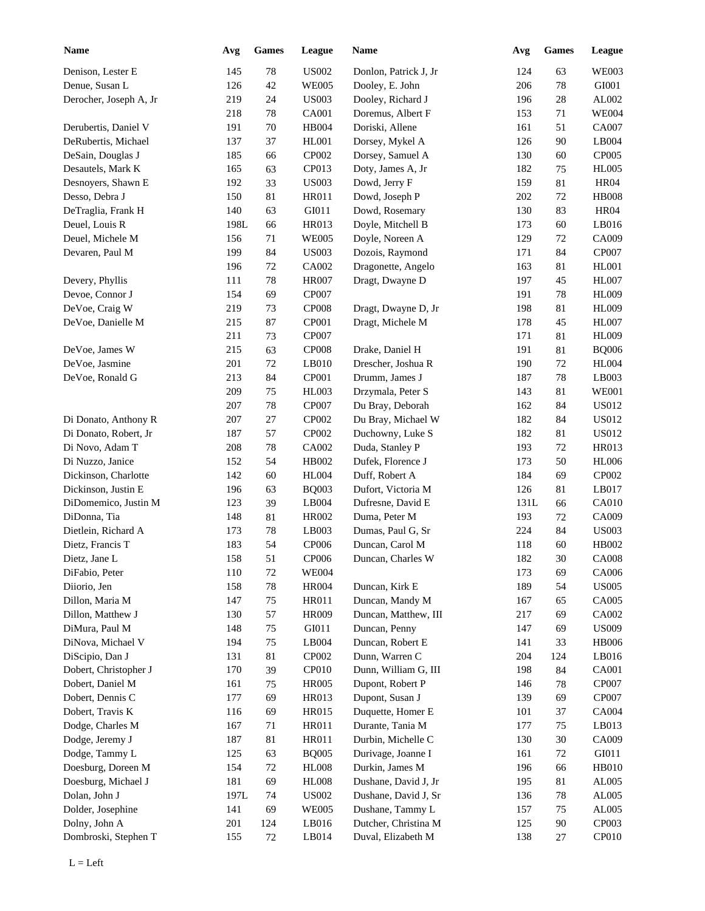| Name | Avg | Games | League | Name | Avg | Games | League |
|---|---|---|---|---|---|---|---|
| Denison, Lester E | 145 | 78 | US002 | Donlon, Patrick J, Jr | 124 | 63 | WE003 |
| Denue, Susan L | 126 | 42 | WE005 | Dooley, E. John | 206 | 78 | GI001 |
| Derocher, Joseph A, Jr | 219 | 24 | US003 | Dooley, Richard J | 196 | 28 | AL002 |
| | 218 | 78 | CA001 | Doremus, Albert F | 153 | 71 | WE004 |
| Derubertis, Daniel V | 191 | 70 | HB004 | Doriski, Allene | 161 | 51 | CA007 |
| DeRubertis, Michael | 137 | 37 | HL001 | Dorsey, Mykel A | 126 | 90 | LB004 |
| DeSain, Douglas J | 185 | 66 | CP002 | Dorsey, Samuel A | 130 | 60 | CP005 |
| Desautels, Mark K | 165 | 63 | CP013 | Doty, James A, Jr | 182 | 75 | HL005 |
| Desnoyers, Shawn E | 192 | 33 | US003 | Dowd, Jerry F | 159 | 81 | HR04 |
| Desso, Debra J | 150 | 81 | HR011 | Dowd, Joseph P | 202 | 72 | HB008 |
| DeTraglia, Frank H | 140 | 63 | GI011 | Dowd, Rosemary | 130 | 83 | HR04 |
| Deuel, Louis R | 198L | 66 | HR013 | Doyle, Mitchell B | 173 | 60 | LB016 |
| Deuel, Michele M | 156 | 71 | WE005 | Doyle, Noreen A | 129 | 72 | CA009 |
| Devaren, Paul M | 199 | 84 | US003 | Dozois, Raymond | 171 | 84 | CP007 |
| | 196 | 72 | CA002 | Dragonette, Angelo | 163 | 81 | HL001 |
| Devery, Phyllis | 111 | 78 | HR007 | Dragt, Dwayne D | 197 | 45 | HL007 |
| Devoe, Connor J | 154 | 69 | CP007 | | 191 | 78 | HL009 |
| DeVoe, Craig W | 219 | 73 | CP008 | Dragt, Dwayne D, Jr | 198 | 81 | HL009 |
| DeVoe, Danielle M | 215 | 87 | CP001 | Dragt, Michele M | 178 | 45 | HL007 |
| | 211 | 73 | CP007 | | 171 | 81 | HL009 |
| DeVoe, James W | 215 | 63 | CP008 | Drake, Daniel H | 191 | 81 | BQ006 |
| DeVoe, Jasmine | 201 | 72 | LB010 | Drescher, Joshua R | 190 | 72 | HL004 |
| DeVoe, Ronald G | 213 | 84 | CP001 | Drumm, James J | 187 | 78 | LB003 |
| | 209 | 75 | HL003 | Drzymala, Peter S | 143 | 81 | WE001 |
| | 207 | 78 | CP007 | Du Bray, Deborah | 162 | 84 | US012 |
| Di Donato, Anthony R | 207 | 27 | CP002 | Du Bray, Michael W | 182 | 84 | US012 |
| Di Donato, Robert, Jr | 187 | 57 | CP002 | Duchowny, Luke S | 182 | 81 | US012 |
| Di Novo, Adam T | 208 | 78 | CA002 | Duda, Stanley P | 193 | 72 | HR013 |
| Di Nuzzo, Janice | 152 | 54 | HB002 | Dufek, Florence J | 173 | 50 | HL006 |
| Dickinson, Charlotte | 142 | 60 | HL004 | Duff, Robert A | 184 | 69 | CP002 |
| Dickinson, Justin E | 196 | 63 | BQ003 | Dufort, Victoria M | 126 | 81 | LB017 |
| DiDomemico, Justin M | 123 | 39 | LB004 | Dufresne, David E | 131L | 66 | CA010 |
| DiDonna, Tia | 148 | 81 | HR002 | Duma, Peter M | 193 | 72 | CA009 |
| Dietlein, Richard A | 173 | 78 | LB003 | Dumas, Paul G, Sr | 224 | 84 | US003 |
| Dietz, Francis T | 183 | 54 | CP006 | Duncan, Carol M | 118 | 60 | HB002 |
| Dietz, Jane L | 158 | 51 | CP006 | Duncan, Charles W | 182 | 30 | CA008 |
| DiFabio, Peter | 110 | 72 | WE004 | | 173 | 69 | CA006 |
| Diiorio, Jen | 158 | 78 | HR004 | Duncan, Kirk E | 189 | 54 | US005 |
| Dillon, Maria M | 147 | 75 | HR011 | Duncan, Mandy M | 167 | 65 | CA005 |
| Dillon, Matthew J | 130 | 57 | HR009 | Duncan, Matthew, III | 217 | 69 | CA002 |
| DiMura, Paul M | 148 | 75 | GI011 | Duncan, Penny | 147 | 69 | US009 |
| DiNova, Michael V | 194 | 75 | LB004 | Duncan, Robert E | 141 | 33 | HB006 |
| DiScipio, Dan J | 131 | 81 | CP002 | Dunn, Warren C | 204 | 124 | LB016 |
| Dobert, Christopher J | 170 | 39 | CP010 | Dunn, William G, III | 198 | 84 | CA001 |
| Dobert, Daniel M | 161 | 75 | HR005 | Dupont, Robert P | 146 | 78 | CP007 |
| Dobert, Dennis C | 177 | 69 | HR013 | Dupont, Susan J | 139 | 69 | CP007 |
| Dobert, Travis K | 116 | 69 | HR015 | Duquette, Homer E | 101 | 37 | CA004 |
| Dodge, Charles M | 167 | 71 | HR011 | Durante, Tania M | 177 | 75 | LB013 |
| Dodge, Jeremy J | 187 | 81 | HR011 | Durbin, Michelle C | 130 | 30 | CA009 |
| Dodge, Tammy L | 125 | 63 | BQ005 | Durivage, Joanne I | 161 | 72 | GI011 |
| Doesburg, Doreen M | 154 | 72 | HL008 | Durkin, James M | 196 | 66 | HB010 |
| Doesburg, Michael J | 181 | 69 | HL008 | Dushane, David J, Jr | 195 | 81 | AL005 |
| Dolan, John J | 197L | 74 | US002 | Dushane, David J, Sr | 136 | 78 | AL005 |
| Dolder, Josephine | 141 | 69 | WE005 | Dushane, Tammy L | 157 | 75 | AL005 |
| Dolny, John A | 201 | 124 | LB016 | Dutcher, Christina M | 125 | 90 | CP003 |
| Dombroski, Stephen T | 155 | 72 | LB014 | Duval, Elizabeth M | 138 | 27 | CP010 |

L = Left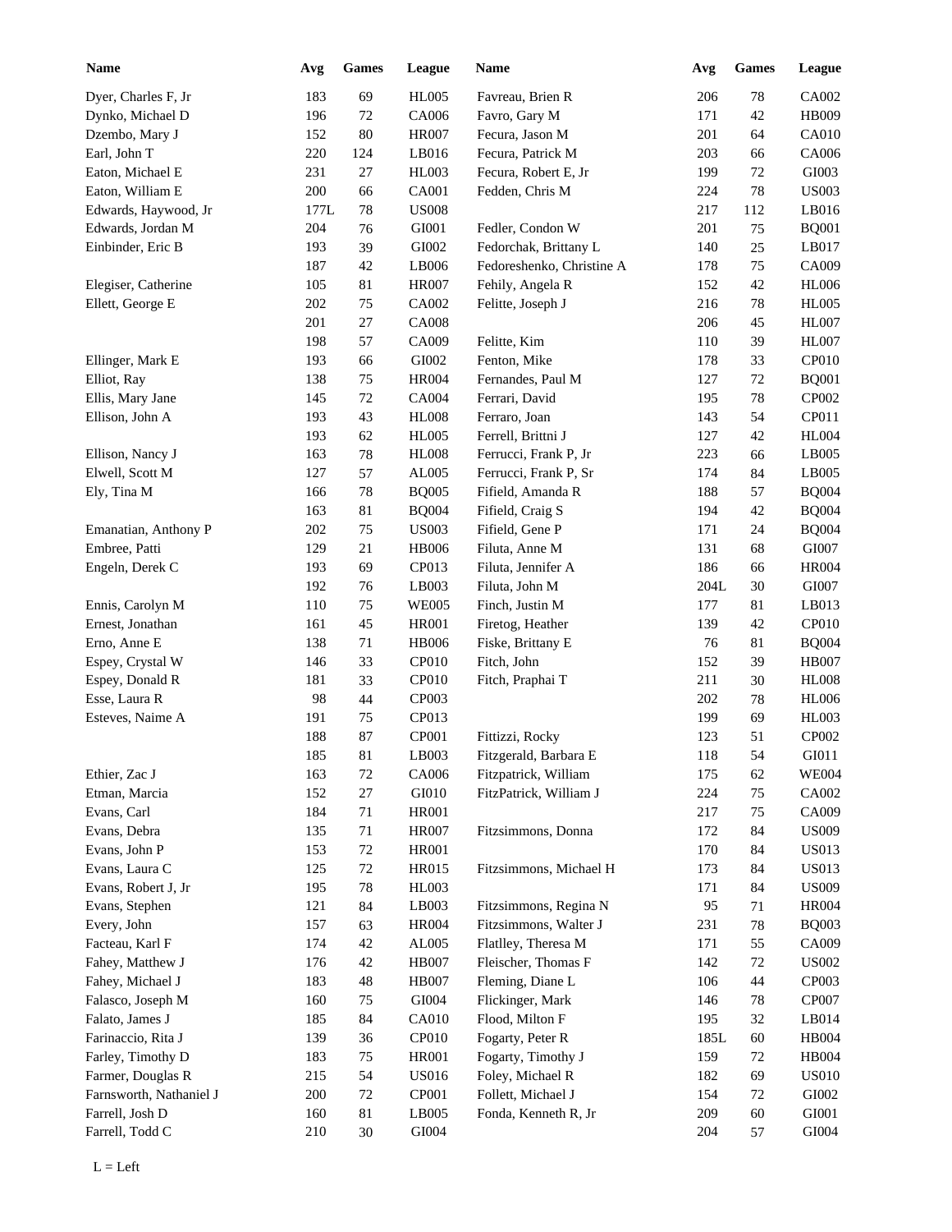| Name | Avg | Games | League |
|---|---|---|---|
| Dyer, Charles F, Jr | 183 | 69 | HL005 |
| Dynko, Michael D | 196 | 72 | CA006 |
| Dzembo, Mary J | 152 | 80 | HR007 |
| Earl, John T | 220 | 124 | LB016 |
| Eaton, Michael E | 231 | 27 | HL003 |
| Eaton, William E | 200 | 66 | CA001 |
| Edwards, Haywood, Jr | 177L | 78 | US008 |
| Edwards, Jordan M | 204 | 76 | GI001 |
| Einbinder, Eric B | 193 | 39 | GI002 |
| | 187 | 42 | LB006 |
| Elegiser, Catherine | 105 | 81 | HR007 |
| Ellett, George E | 202 | 75 | CA002 |
| | 201 | 27 | CA008 |
| | 198 | 57 | CA009 |
| Ellinger, Mark E | 193 | 66 | GI002 |
| Elliot, Ray | 138 | 75 | HR004 |
| Ellis, Mary Jane | 145 | 72 | CA004 |
| Ellison, John A | 193 | 43 | HL008 |
| | 193 | 62 | HL005 |
| Ellison, Nancy J | 163 | 78 | HL008 |
| Elwell, Scott M | 127 | 57 | AL005 |
| Ely, Tina M | 166 | 78 | BQ005 |
| | 163 | 81 | BQ004 |
| Emanatian, Anthony P | 202 | 75 | US003 |
| Embree, Patti | 129 | 21 | HB006 |
| Engeln, Derek C | 193 | 69 | CP013 |
| | 192 | 76 | LB003 |
| Ennis, Carolyn M | 110 | 75 | WE005 |
| Ernest, Jonathan | 161 | 45 | HR001 |
| Erno, Anne E | 138 | 71 | HB006 |
| Espey, Crystal W | 146 | 33 | CP010 |
| Espey, Donald R | 181 | 33 | CP010 |
| Esse, Laura R | 98 | 44 | CP003 |
| Esteves, Naime A | 191 | 75 | CP013 |
| | 188 | 87 | CP001 |
| | 185 | 81 | LB003 |
| Ethier, Zac J | 163 | 72 | CA006 |
| Etman, Marcia | 152 | 27 | GI010 |
| Evans, Carl | 184 | 71 | HR001 |
| Evans, Debra | 135 | 71 | HR007 |
| Evans, John P | 153 | 72 | HR001 |
| Evans, Laura C | 125 | 72 | HR015 |
| Evans, Robert J, Jr | 195 | 78 | HL003 |
| Evans, Stephen | 121 | 84 | LB003 |
| Every, John | 157 | 63 | HR004 |
| Facteau, Karl F | 174 | 42 | AL005 |
| Fahey, Matthew J | 176 | 42 | HB007 |
| Fahey, Michael J | 183 | 48 | HB007 |
| Falasco, Joseph M | 160 | 75 | GI004 |
| Falato, James J | 185 | 84 | CA010 |
| Farinaccio, Rita J | 139 | 36 | CP010 |
| Farley, Timothy D | 183 | 75 | HR001 |
| Farmer, Douglas R | 215 | 54 | US016 |
| Farnsworth, Nathaniel J | 200 | 72 | CP001 |
| Farrell, Josh D | 160 | 81 | LB005 |
| Farrell, Todd C | 210 | 30 | GI004 |
| Favreau, Brien R | 206 | 78 | CA002 |
| Favro, Gary M | 171 | 42 | HB009 |
| Fecura, Jason M | 201 | 64 | CA010 |
| Fecura, Patrick M | 203 | 66 | CA006 |
| Fecura, Robert E, Jr | 199 | 72 | GI003 |
| Fedden, Chris M | 224 | 78 | US003 |
| | 217 | 112 | LB016 |
| Fedler, Condon W | 201 | 75 | BQ001 |
| Fedorchak, Brittany L | 140 | 25 | LB017 |
| Fedoreshenko, Christine A | 178 | 75 | CA009 |
| Fehily, Angela R | 152 | 42 | HL006 |
| Felitte, Joseph J | 216 | 78 | HL005 |
| | 206 | 45 | HL007 |
| Felitte, Kim | 110 | 39 | HL007 |
| Fenton, Mike | 178 | 33 | CP010 |
| Fernandes, Paul M | 127 | 72 | BQ001 |
| Ferrari, David | 195 | 78 | CP002 |
| Ferraro, Joan | 143 | 54 | CP011 |
| Ferrell, Brittni J | 127 | 42 | HL004 |
| Ferrucci, Frank P, Jr | 223 | 66 | LB005 |
| Ferrucci, Frank P, Sr | 174 | 84 | LB005 |
| Fifield, Amanda R | 188 | 57 | BQ004 |
| Fifield, Craig S | 194 | 42 | BQ004 |
| Fifield, Gene P | 171 | 24 | BQ004 |
| Filuta, Anne M | 131 | 68 | GI007 |
| Filuta, Jennifer A | 186 | 66 | HR004 |
| Filuta, John M | 204L | 30 | GI007 |
| Finch, Justin M | 177 | 81 | LB013 |
| Firetog, Heather | 139 | 42 | CP010 |
| Fiske, Brittany E | 76 | 81 | BQ004 |
| Fitch, John | 152 | 39 | HB007 |
| Fitch, Praphai T | 211 | 30 | HL008 |
| | 202 | 78 | HL006 |
| | 199 | 69 | HL003 |
| Fittizzi, Rocky | 123 | 51 | CP002 |
| Fitzgerald, Barbara E | 118 | 54 | GI011 |
| Fitzpatrick, William | 175 | 62 | WE004 |
| FitzPatrick, William J | 224 | 75 | CA002 |
| | 217 | 75 | CA009 |
| Fitzsimmons, Donna | 172 | 84 | US009 |
| | 170 | 84 | US013 |
| Fitzsimmons, Michael H | 173 | 84 | US013 |
| | 171 | 84 | US009 |
| Fitzsimmons, Regina N | 95 | 71 | HR004 |
| Fitzsimmons, Walter J | 231 | 78 | BQ003 |
| Flatlley, Theresa M | 171 | 55 | CA009 |
| Fleischer, Thomas F | 142 | 72 | US002 |
| Fleming, Diane L | 106 | 44 | CP003 |
| Flickinger, Mark | 146 | 78 | CP007 |
| Flood, Milton F | 195 | 32 | LB014 |
| Fogarty, Peter R | 185L | 60 | HB004 |
| Fogarty, Timothy J | 159 | 72 | HB004 |
| Foley, Michael R | 182 | 69 | US010 |
| Follett, Michael J | 154 | 72 | GI002 |
| Fonda, Kenneth R, Jr | 209 | 60 | GI001 |
| | 204 | 57 | GI004 |

L = Left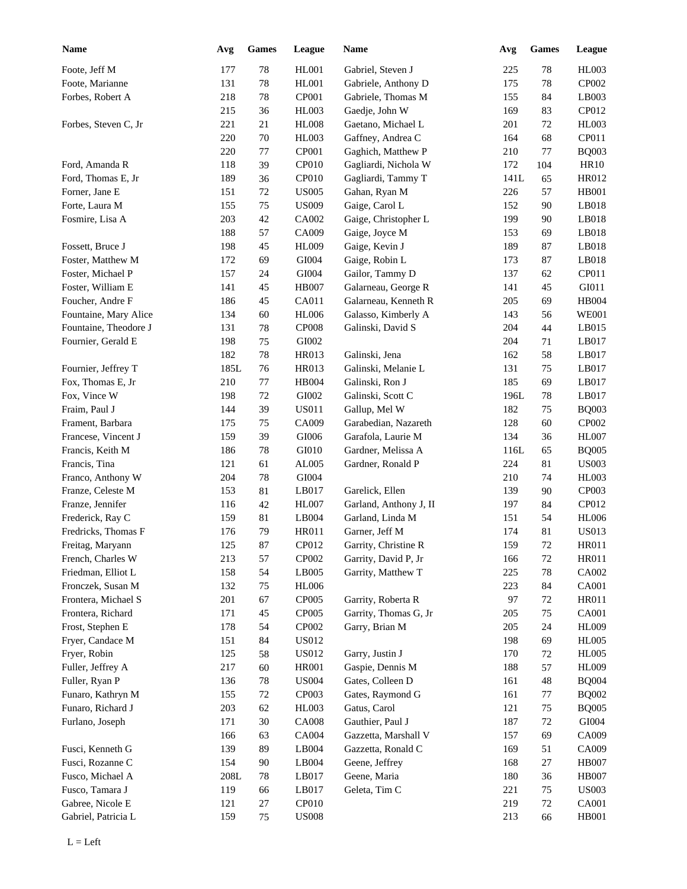| Name | Avg | Games | League |
|---|---|---|---|
| Foote, Jeff M | 177 | 78 | HL001 |
| Foote, Marianne | 131 | 78 | HL001 |
| Forbes, Robert A | 218 | 78 | CP001 |
| | 215 | 36 | HL003 |
| Forbes, Steven C, Jr | 221 | 21 | HL008 |
| | 220 | 70 | HL003 |
| | 220 | 77 | CP001 |
| Ford, Amanda R | 118 | 39 | CP010 |
| Ford, Thomas E, Jr | 189 | 36 | CP010 |
| Forner, Jane E | 151 | 72 | US005 |
| Forte, Laura M | 155 | 75 | US009 |
| Fosmire, Lisa A | 203 | 42 | CA002 |
| | 188 | 57 | CA009 |
| Fossett, Bruce J | 198 | 45 | HL009 |
| Foster, Matthew M | 172 | 69 | GI004 |
| Foster, Michael P | 157 | 24 | GI004 |
| Foster, William E | 141 | 45 | HB007 |
| Foucher, Andre F | 186 | 45 | CA011 |
| Fountaine, Mary Alice | 134 | 60 | HL006 |
| Fountaine, Theodore J | 131 | 78 | CP008 |
| Fournier, Gerald E | 198 | 75 | GI002 |
| | 182 | 78 | HR013 |
| Fournier, Jeffrey T | 185L | 76 | HR013 |
| Fox, Thomas E, Jr | 210 | 77 | HB004 |
| Fox, Vince W | 198 | 72 | GI002 |
| Fraim, Paul J | 144 | 39 | US011 |
| Frament, Barbara | 175 | 75 | CA009 |
| Francese, Vincent J | 159 | 39 | GI006 |
| Francis, Keith M | 186 | 78 | GI010 |
| Francis, Tina | 121 | 61 | AL005 |
| Franco, Anthony W | 204 | 78 | GI004 |
| Franze, Celeste M | 153 | 81 | LB017 |
| Franze, Jennifer | 116 | 42 | HL007 |
| Frederick, Ray C | 159 | 81 | LB004 |
| Fredricks, Thomas F | 176 | 79 | HR011 |
| Freitag, Maryann | 125 | 87 | CP012 |
| French, Charles W | 213 | 57 | CP002 |
| Friedman, Elliot L | 158 | 54 | LB005 |
| Fronczek, Susan M | 132 | 75 | HL006 |
| Frontera, Michael S | 201 | 67 | CP005 |
| Frontera, Richard | 171 | 45 | CP005 |
| Frost, Stephen E | 178 | 54 | CP002 |
| Fryer, Candace M | 151 | 84 | US012 |
| Fryer, Robin | 125 | 58 | US012 |
| Fuller, Jeffrey A | 217 | 60 | HR001 |
| Fuller, Ryan P | 136 | 78 | US004 |
| Funaro, Kathryn M | 155 | 72 | CP003 |
| Funaro, Richard J | 203 | 62 | HL003 |
| Furlano, Joseph | 171 | 30 | CA008 |
| | 166 | 63 | CA004 |
| Fusci, Kenneth G | 139 | 89 | LB004 |
| Fusci, Rozanne C | 154 | 90 | LB004 |
| Fusco, Michael A | 208L | 78 | LB017 |
| Fusco, Tamara J | 119 | 66 | LB017 |
| Gabree, Nicole E | 121 | 27 | CP010 |
| Gabriel, Patricia L | 159 | 75 | US008 |
| Gabriel, Steven J | 225 | 78 | HL003 |
| Gabriele, Anthony D | 175 | 78 | CP002 |
| Gabriele, Thomas M | 155 | 84 | LB003 |
| Gaedje, John W | 169 | 83 | CP012 |
| Gaetano, Michael L | 201 | 72 | HL003 |
| Gaffney, Andrea C | 164 | 68 | CP011 |
| Gaghich, Matthew P | 210 | 77 | BQ003 |
| Gagliardi, Nichola W | 172 | 104 | HR10 |
| Gagliardi, Tammy T | 141L | 65 | HR012 |
| Gahan, Ryan M | 226 | 57 | HB001 |
| Gaige, Carol L | 152 | 90 | LB018 |
| Gaige, Christopher L | 199 | 90 | LB018 |
| Gaige, Joyce M | 153 | 69 | LB018 |
| Gaige, Kevin J | 189 | 87 | LB018 |
| Gaige, Robin L | 173 | 87 | LB018 |
| Gailor, Tammy D | 137 | 62 | CP011 |
| Galarneau, George R | 141 | 45 | GI011 |
| Galarneau, Kenneth R | 205 | 69 | HB004 |
| Galasso, Kimberly A | 143 | 56 | WE001 |
| Galinski, David S | 204 | 44 | LB015 |
| | 204 | 71 | LB017 |
| Galinski, Jena | 162 | 58 | LB017 |
| Galinski, Melanie L | 131 | 75 | LB017 |
| Galinski, Ron J | 185 | 69 | LB017 |
| Galinski, Scott C | 196L | 78 | LB017 |
| Gallup, Mel W | 182 | 75 | BQ003 |
| Garabedian, Nazareth | 128 | 60 | CP002 |
| Garafola, Laurie M | 134 | 36 | HL007 |
| Gardner, Melissa A | 116L | 65 | BQ005 |
| Gardner, Ronald P | 224 | 81 | US003 |
| | 210 | 74 | HL003 |
| Garelick, Ellen | 139 | 90 | CP003 |
| Garland, Anthony J, II | 197 | 84 | CP012 |
| Garland, Linda M | 151 | 54 | HL006 |
| Garner, Jeff M | 174 | 81 | US013 |
| Garrity, Christine R | 159 | 72 | HR011 |
| Garrity, David P, Jr | 166 | 72 | HR011 |
| Garrity, Matthew T | 225 | 78 | CA002 |
| | 223 | 84 | CA001 |
| Garrity, Roberta R | 97 | 72 | HR011 |
| Garrity, Thomas G, Jr | 205 | 75 | CA001 |
| Garry, Brian M | 205 | 24 | HL009 |
| | 198 | 69 | HL005 |
| Garry, Justin J | 170 | 72 | HL005 |
| Gaspie, Dennis M | 188 | 57 | HL009 |
| Gates, Colleen D | 161 | 48 | BQ004 |
| Gates, Raymond G | 161 | 77 | BQ002 |
| Gatus, Carol | 121 | 75 | BQ005 |
| Gauthier, Paul J | 187 | 72 | GI004 |
| Gazzetta, Marshall V | 157 | 69 | CA009 |
| Gazzetta, Ronald C | 169 | 51 | CA009 |
| Geene, Jeffrey | 168 | 27 | HB007 |
| Geene, Maria | 180 | 36 | HB007 |
| Geleta, Tim C | 221 | 75 | US003 |
| | 219 | 72 | CA001 |
| | 213 | 66 | HB001 |

L = Left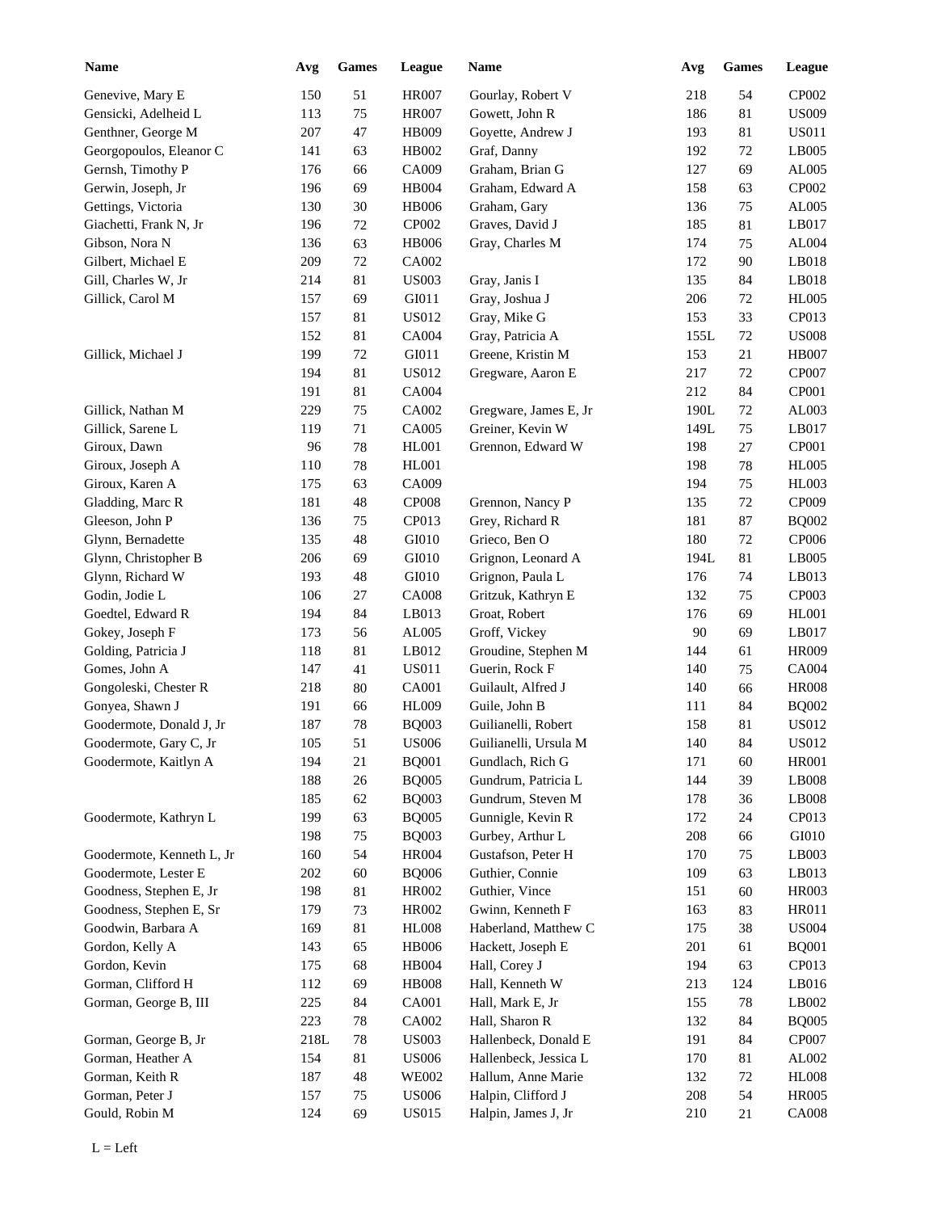| Name | Avg | Games | League |
|---|---|---|---|
| Genevive, Mary E | 150 | 51 | HR007 |
| Gensicki, Adelheid L | 113 | 75 | HR007 |
| Genthner, George M | 207 | 47 | HB009 |
| Georgopoulos, Eleanor C | 141 | 63 | HB002 |
| Gernsh, Timothy P | 176 | 66 | CA009 |
| Gerwin, Joseph, Jr | 196 | 69 | HB004 |
| Gettings, Victoria | 130 | 30 | HB006 |
| Giachetti, Frank N, Jr | 196 | 72 | CP002 |
| Gibson, Nora N | 136 | 63 | HB006 |
| Gilbert, Michael E | 209 | 72 | CA002 |
| Gill, Charles W, Jr | 214 | 81 | US003 |
| Gillick, Carol M | 157 | 69 | GI011 |
| | 157 | 81 | US012 |
| | 152 | 81 | CA004 |
| Gillick, Michael J | 199 | 72 | GI011 |
| | 194 | 81 | US012 |
| | 191 | 81 | CA004 |
| Gillick, Nathan M | 229 | 75 | CA002 |
| Gillick, Sarene L | 119 | 71 | CA005 |
| Giroux, Dawn | 96 | 78 | HL001 |
| Giroux, Joseph A | 110 | 78 | HL001 |
| Giroux, Karen A | 175 | 63 | CA009 |
| Gladding, Marc R | 181 | 48 | CP008 |
| Gleeson, John P | 136 | 75 | CP013 |
| Glynn, Bernadette | 135 | 48 | GI010 |
| Glynn, Christopher B | 206 | 69 | GI010 |
| Glynn, Richard W | 193 | 48 | GI010 |
| Godin, Jodie L | 106 | 27 | CA008 |
| Goedtel, Edward R | 194 | 84 | LB013 |
| Gokey, Joseph F | 173 | 56 | AL005 |
| Golding, Patricia J | 118 | 81 | LB012 |
| Gomes, John A | 147 | 41 | US011 |
| Gongoleski, Chester R | 218 | 80 | CA001 |
| Gonyea, Shawn J | 191 | 66 | HL009 |
| Goodermote, Donald J, Jr | 187 | 78 | BQ003 |
| Goodermote, Gary C, Jr | 105 | 51 | US006 |
| Goodermote, Kaitlyn A | 194 | 21 | BQ001 |
| | 188 | 26 | BQ005 |
| | 185 | 62 | BQ003 |
| Goodermote, Kathryn L | 199 | 63 | BQ005 |
| | 198 | 75 | BQ003 |
| Goodermote, Kenneth L, Jr | 160 | 54 | HR004 |
| Goodermote, Lester E | 202 | 60 | BQ006 |
| Goodness, Stephen E, Jr | 198 | 81 | HR002 |
| Goodness, Stephen E, Sr | 179 | 73 | HR002 |
| Goodwin, Barbara A | 169 | 81 | HL008 |
| Gordon, Kelly A | 143 | 65 | HB006 |
| Gordon, Kevin | 175 | 68 | HB004 |
| Gorman, Clifford H | 112 | 69 | HB008 |
| Gorman, George B, III | 225 | 84 | CA001 |
| | 223 | 78 | CA002 |
| Gorman, George B, Jr | 218L | 78 | US003 |
| Gorman, Heather A | 154 | 81 | US006 |
| Gorman, Keith R | 187 | 48 | WE002 |
| Gorman, Peter J | 157 | 75 | US006 |
| Gould, Robin M | 124 | 69 | US015 |
| Gourlay, Robert V | 218 | 54 | CP002 |
| Gowett, John R | 186 | 81 | US009 |
| Goyette, Andrew J | 193 | 81 | US011 |
| Graf, Danny | 192 | 72 | LB005 |
| Graham, Brian G | 127 | 69 | AL005 |
| Graham, Edward A | 158 | 63 | CP002 |
| Graham, Gary | 136 | 75 | AL005 |
| Graves, David J | 185 | 81 | LB017 |
| Gray, Charles M | 174 | 75 | AL004 |
| | 172 | 90 | LB018 |
| Gray, Janis I | 135 | 84 | LB018 |
| Gray, Joshua J | 206 | 72 | HL005 |
| Gray, Mike G | 153 | 33 | CP013 |
| Gray, Patricia A | 155L | 72 | US008 |
| Greene, Kristin M | 153 | 21 | HB007 |
| Gregware, Aaron E | 217 | 72 | CP007 |
| | 212 | 84 | CP001 |
| Gregware, James E, Jr | 190L | 72 | AL003 |
| Greiner, Kevin W | 149L | 75 | LB017 |
| Grennon, Edward W | 198 | 27 | CP001 |
| | 198 | 78 | HL005 |
| | 194 | 75 | HL003 |
| Grennon, Nancy P | 135 | 72 | CP009 |
| Grey, Richard R | 181 | 87 | BQ002 |
| Grieco, Ben O | 180 | 72 | CP006 |
| Grignon, Leonard A | 194L | 81 | LB005 |
| Grignon, Paula L | 176 | 74 | LB013 |
| Gritzuk, Kathryn E | 132 | 75 | CP003 |
| Groat, Robert | 176 | 69 | HL001 |
| Groff, Vickey | 90 | 69 | LB017 |
| Groudine, Stephen M | 144 | 61 | HR009 |
| Guerin, Rock F | 140 | 75 | CA004 |
| Guilault, Alfred J | 140 | 66 | HR008 |
| Guile, John B | 111 | 84 | BQ002 |
| Guilianelli, Robert | 158 | 81 | US012 |
| Guilianelli, Ursula M | 140 | 84 | US012 |
| Gundlach, Rich G | 171 | 60 | HR001 |
| Gundrum, Patricia L | 144 | 39 | LB008 |
| Gundrum, Steven M | 178 | 36 | LB008 |
| Gunnigle, Kevin R | 172 | 24 | CP013 |
| Gurbey, Arthur L | 208 | 66 | GI010 |
| Gustafson, Peter H | 170 | 75 | LB003 |
| Guthier, Connie | 109 | 63 | LB013 |
| Guthier, Vince | 151 | 60 | HR003 |
| Gwinn, Kenneth F | 163 | 83 | HR011 |
| Haberland, Matthew C | 175 | 38 | US004 |
| Hackett, Joseph E | 201 | 61 | BQ001 |
| Hall, Corey J | 194 | 63 | CP013 |
| Hall, Kenneth W | 213 | 124 | LB016 |
| Hall, Mark E, Jr | 155 | 78 | LB002 |
| Hall, Sharon R | 132 | 84 | BQ005 |
| Hallenbeck, Donald E | 191 | 84 | CP007 |
| Hallenbeck, Jessica L | 170 | 81 | AL002 |
| Hallum, Anne Marie | 132 | 72 | HL008 |
| Halpin, Clifford J | 208 | 54 | HR005 |
| Halpin, James J, Jr | 210 | 21 | CA008 |

L = Left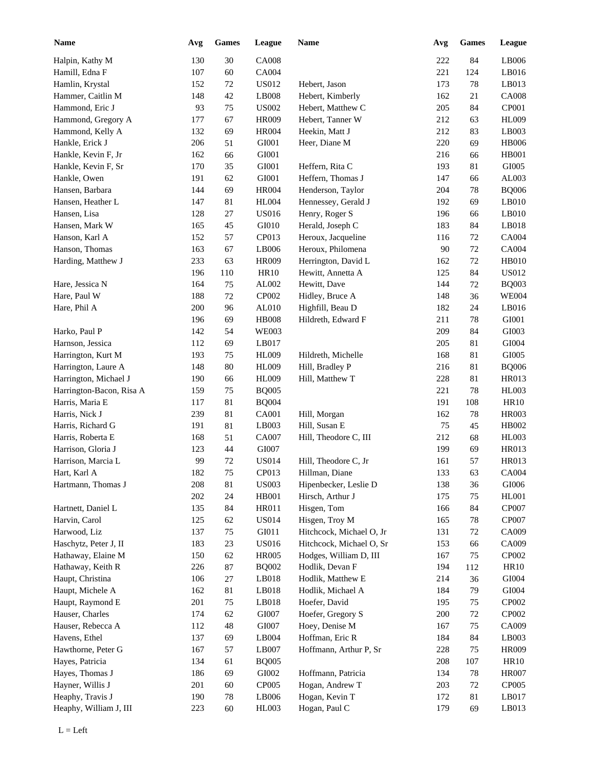| Name | Avg | Games | League | Name | Avg | Games | League |
|---|---|---|---|---|---|---|---|
| Halpin, Kathy M | 130 | 30 | CA008 | | 222 | 84 | LB006 |
| Hamill, Edna F | 107 | 60 | CA004 | | 221 | 124 | LB016 |
| Hamlin, Krystal | 152 | 72 | US012 | Hebert, Jason | 173 | 78 | LB013 |
| Hammer, Caitlin M | 148 | 42 | LB008 | Hebert, Kimberly | 162 | 21 | CA008 |
| Hammond, Eric J | 93 | 75 | US002 | Hebert, Matthew C | 205 | 84 | CP001 |
| Hammond, Gregory A | 177 | 67 | HR009 | Hebert, Tanner W | 212 | 63 | HL009 |
| Hammond, Kelly A | 132 | 69 | HR004 | Heekin, Matt J | 212 | 83 | LB003 |
| Hankle, Erick J | 206 | 51 | GI001 | Heer, Diane M | 220 | 69 | HB006 |
| Hankle, Kevin F, Jr | 162 | 66 | GI001 | | 216 | 66 | HB001 |
| Hankle, Kevin F, Sr | 170 | 35 | GI001 | Heffern, Rita C | 193 | 81 | GI005 |
| Hankle, Owen | 191 | 62 | GI001 | Heffern, Thomas J | 147 | 66 | AL003 |
| Hansen, Barbara | 144 | 69 | HR004 | Henderson, Taylor | 204 | 78 | BQ006 |
| Hansen, Heather L | 147 | 81 | HL004 | Hennessey, Gerald J | 192 | 69 | LB010 |
| Hansen, Lisa | 128 | 27 | US016 | Henry, Roger S | 196 | 66 | LB010 |
| Hansen, Mark W | 165 | 45 | GI010 | Herald, Joseph C | 183 | 84 | LB018 |
| Hanson, Karl A | 152 | 57 | CP013 | Heroux, Jacqueline | 116 | 72 | CA004 |
| Hanson, Thomas | 163 | 67 | LB006 | Heroux, Philomena | 90 | 72 | CA004 |
| Harding, Matthew J | 233 | 63 | HR009 | Herrington, David L | 162 | 72 | HB010 |
| | 196 | 110 | HR10 | Hewitt, Annetta A | 125 | 84 | US012 |
| Hare, Jessica N | 164 | 75 | AL002 | Hewitt, Dave | 144 | 72 | BQ003 |
| Hare, Paul W | 188 | 72 | CP002 | Hidley, Bruce A | 148 | 36 | WE004 |
| Hare, Phil A | 200 | 96 | AL010 | Highfill, Beau D | 182 | 24 | LB016 |
| | 196 | 69 | HB008 | Hildreth, Edward F | 211 | 78 | GI001 |
| Harko, Paul P | 142 | 54 | WE003 | | 209 | 84 | GI003 |
| Harnson, Jessica | 112 | 69 | LB017 | | 205 | 81 | GI004 |
| Harrington, Kurt M | 193 | 75 | HL009 | Hildreth, Michelle | 168 | 81 | GI005 |
| Harrington, Laure A | 148 | 80 | HL009 | Hill, Bradley P | 216 | 81 | BQ006 |
| Harrington, Michael J | 190 | 66 | HL009 | Hill, Matthew T | 228 | 81 | HR013 |
| Harrington-Bacon, Risa A | 159 | 75 | BQ005 | | 221 | 78 | HL003 |
| Harris, Maria E | 117 | 81 | BQ004 | | 191 | 108 | HR10 |
| Harris, Nick J | 239 | 81 | CA001 | Hill, Morgan | 162 | 78 | HR003 |
| Harris, Richard G | 191 | 81 | LB003 | Hill, Susan E | 75 | 45 | HB002 |
| Harris, Roberta E | 168 | 51 | CA007 | Hill, Theodore C, III | 212 | 68 | HL003 |
| Harrison, Gloria J | 123 | 44 | GI007 | | 199 | 69 | HR013 |
| Harrison, Marcia L | 99 | 72 | US014 | Hill, Theodore C, Jr | 161 | 57 | HR013 |
| Hart, Karl A | 182 | 75 | CP013 | Hillman, Diane | 133 | 63 | CA004 |
| Hartmann, Thomas J | 208 | 81 | US003 | Hipenbecker, Leslie D | 138 | 36 | GI006 |
| | 202 | 24 | HB001 | Hirsch, Arthur J | 175 | 75 | HL001 |
| Hartnett, Daniel L | 135 | 84 | HR011 | Hisgen, Tom | 166 | 84 | CP007 |
| Harvin, Carol | 125 | 62 | US014 | Hisgen, Troy M | 165 | 78 | CP007 |
| Harwood, Liz | 137 | 75 | GI011 | Hitchcock, Michael O, Jr | 131 | 72 | CA009 |
| Haschytz, Peter J, II | 183 | 23 | US016 | Hitchcock, Michael O, Sr | 153 | 66 | CA009 |
| Hathaway, Elaine M | 150 | 62 | HR005 | Hodges, William D, III | 167 | 75 | CP002 |
| Hathaway, Keith R | 226 | 87 | BQ002 | Hodlik, Devan F | 194 | 112 | HR10 |
| Haupt, Christina | 106 | 27 | LB018 | Hodlik, Matthew E | 214 | 36 | GI004 |
| Haupt, Michele A | 162 | 81 | LB018 | Hodlik, Michael A | 184 | 79 | GI004 |
| Haupt, Raymond E | 201 | 75 | LB018 | Hoefer, David | 195 | 75 | CP002 |
| Hauser, Charles | 174 | 62 | GI007 | Hoefer, Gregory S | 200 | 72 | CP002 |
| Hauser, Rebecca A | 112 | 48 | GI007 | Hoey, Denise M | 167 | 75 | CA009 |
| Havens, Ethel | 137 | 69 | LB004 | Hoffman, Eric R | 184 | 84 | LB003 |
| Hawthorne, Peter G | 167 | 57 | LB007 | Hoffmann, Arthur P, Sr | 228 | 75 | HR009 |
| Hayes, Patricia | 134 | 61 | BQ005 | | 208 | 107 | HR10 |
| Hayes, Thomas J | 186 | 69 | GI002 | Hoffmann, Patricia | 134 | 78 | HR007 |
| Hayner, Willis J | 201 | 60 | CP005 | Hogan, Andrew T | 203 | 72 | CP005 |
| Heaphy, Travis J | 190 | 78 | LB006 | Hogan, Kevin T | 172 | 81 | LB017 |
| Heaphy, William J, III | 223 | 60 | HL003 | Hogan, Paul C | 179 | 69 | LB013 |

L = Left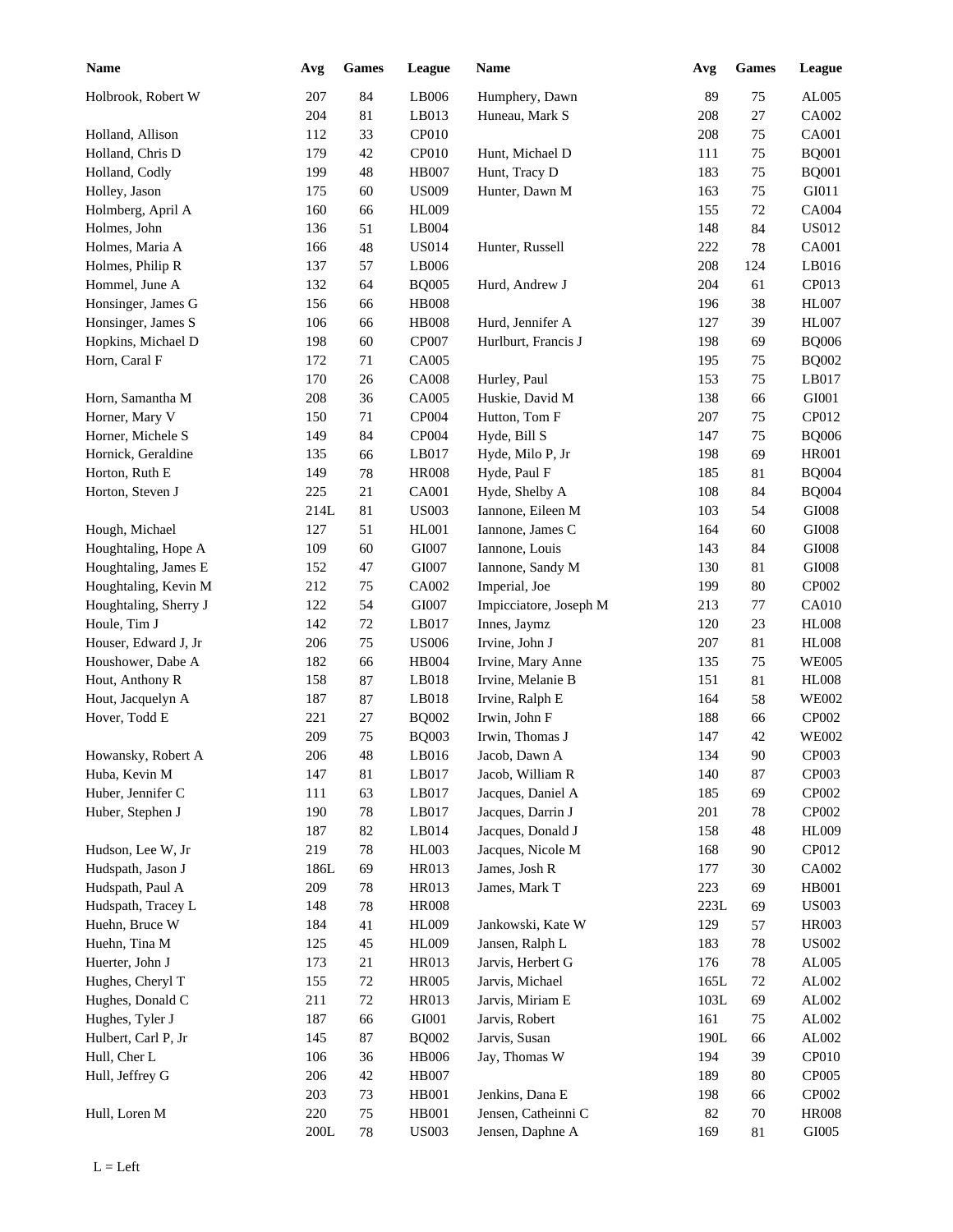| Name | Avg | Games | League | Name | Avg | Games | League |
|---|---|---|---|---|---|---|---|
| Holbrook, Robert W | 207 | 84 | LB006 | Humphery, Dawn | 89 | 75 | AL005 |
| | 204 | 81 | LB013 | Huneau, Mark S | 208 | 27 | CA002 |
| Holland, Allison | 112 | 33 | CP010 | | 208 | 75 | CA001 |
| Holland, Chris D | 179 | 42 | CP010 | Hunt, Michael D | 111 | 75 | BQ001 |
| Holland, Codly | 199 | 48 | HB007 | Hunt, Tracy D | 183 | 75 | BQ001 |
| Holley, Jason | 175 | 60 | US009 | Hunter, Dawn M | 163 | 75 | GI011 |
| Holmberg, April A | 160 | 66 | HL009 | | 155 | 72 | CA004 |
| Holmes, John | 136 | 51 | LB004 | | 148 | 84 | US012 |
| Holmes, Maria A | 166 | 48 | US014 | Hunter, Russell | 222 | 78 | CA001 |
| Holmes, Philip R | 137 | 57 | LB006 | | 208 | 124 | LB016 |
| Hommel, June A | 132 | 64 | BQ005 | Hurd, Andrew J | 204 | 61 | CP013 |
| Honsinger, James G | 156 | 66 | HB008 | | 196 | 38 | HL007 |
| Honsinger, James S | 106 | 66 | HB008 | Hurd, Jennifer A | 127 | 39 | HL007 |
| Hopkins, Michael D | 198 | 60 | CP007 | Hurlburt, Francis J | 198 | 69 | BQ006 |
| Horn, Caral F | 172 | 71 | CA005 | | 195 | 75 | BQ002 |
| | 170 | 26 | CA008 | Hurley, Paul | 153 | 75 | LB017 |
| Horn, Samantha M | 208 | 36 | CA005 | Huskie, David M | 138 | 66 | GI001 |
| Horner, Mary V | 150 | 71 | CP004 | Hutton, Tom F | 207 | 75 | CP012 |
| Horner, Michele S | 149 | 84 | CP004 | Hyde, Bill S | 147 | 75 | BQ006 |
| Hornick, Geraldine | 135 | 66 | LB017 | Hyde, Milo P, Jr | 198 | 69 | HR001 |
| Horton, Ruth E | 149 | 78 | HR008 | Hyde, Paul F | 185 | 81 | BQ004 |
| Horton, Steven J | 225 | 21 | CA001 | Hyde, Shelby A | 108 | 84 | BQ004 |
| | 214L | 81 | US003 | Iannone, Eileen M | 103 | 54 | GI008 |
| Hough, Michael | 127 | 51 | HL001 | Iannone, James C | 164 | 60 | GI008 |
| Houghtaling, Hope A | 109 | 60 | GI007 | Iannone, Louis | 143 | 84 | GI008 |
| Houghtaling, James E | 152 | 47 | GI007 | Iannone, Sandy M | 130 | 81 | GI008 |
| Houghtaling, Kevin M | 212 | 75 | CA002 | Imperial, Joe | 199 | 80 | CP002 |
| Houghtaling, Sherry J | 122 | 54 | GI007 | Impicciatore, Joseph M | 213 | 77 | CA010 |
| Houle, Tim J | 142 | 72 | LB017 | Innes, Jaymz | 120 | 23 | HL008 |
| Houser, Edward J, Jr | 206 | 75 | US006 | Irvine, John J | 207 | 81 | HL008 |
| Houshower, Dabe A | 182 | 66 | HB004 | Irvine, Mary Anne | 135 | 75 | WE005 |
| Hout, Anthony R | 158 | 87 | LB018 | Irvine, Melanie B | 151 | 81 | HL008 |
| Hout, Jacquelyn A | 187 | 87 | LB018 | Irvine, Ralph E | 164 | 58 | WE002 |
| Hover, Todd E | 221 | 27 | BQ002 | Irwin, John F | 188 | 66 | CP002 |
| | 209 | 75 | BQ003 | Irwin, Thomas J | 147 | 42 | WE002 |
| Howansky, Robert A | 206 | 48 | LB016 | Jacob, Dawn A | 134 | 90 | CP003 |
| Huba, Kevin M | 147 | 81 | LB017 | Jacob, William R | 140 | 87 | CP003 |
| Huber, Jennifer C | 111 | 63 | LB017 | Jacques, Daniel A | 185 | 69 | CP002 |
| Huber, Stephen J | 190 | 78 | LB017 | Jacques, Darrin J | 201 | 78 | CP002 |
| | 187 | 82 | LB014 | Jacques, Donald J | 158 | 48 | HL009 |
| Hudson, Lee W, Jr | 219 | 78 | HL003 | Jacques, Nicole M | 168 | 90 | CP012 |
| Hudspath, Jason J | 186L | 69 | HR013 | James, Josh R | 177 | 30 | CA002 |
| Hudspath, Paul A | 209 | 78 | HR013 | James, Mark T | 223 | 69 | HB001 |
| Hudspath, Tracey L | 148 | 78 | HR008 | | 223L | 69 | US003 |
| Huehn, Bruce W | 184 | 41 | HL009 | Jankowski, Kate W | 129 | 57 | HR003 |
| Huehn, Tina M | 125 | 45 | HL009 | Jansen, Ralph L | 183 | 78 | US002 |
| Huerter, John J | 173 | 21 | HR013 | Jarvis, Herbert G | 176 | 78 | AL005 |
| Hughes, Cheryl T | 155 | 72 | HR005 | Jarvis, Michael | 165L | 72 | AL002 |
| Hughes, Donald C | 211 | 72 | HR013 | Jarvis, Miriam E | 103L | 69 | AL002 |
| Hughes, Tyler J | 187 | 66 | GI001 | Jarvis, Robert | 161 | 75 | AL002 |
| Hulbert, Carl P, Jr | 145 | 87 | BQ002 | Jarvis, Susan | 190L | 66 | AL002 |
| Hull, Cher L | 106 | 36 | HB006 | Jay, Thomas W | 194 | 39 | CP010 |
| Hull, Jeffrey G | 206 | 42 | HB007 | | 189 | 80 | CP005 |
| | 203 | 73 | HB001 | Jenkins, Dana E | 198 | 66 | CP002 |
| Hull, Loren M | 220 | 75 | HB001 | Jensen, Catheinni C | 82 | 70 | HR008 |
| | 200L | 78 | US003 | Jensen, Daphne A | 169 | 81 | GI005 |

L = Left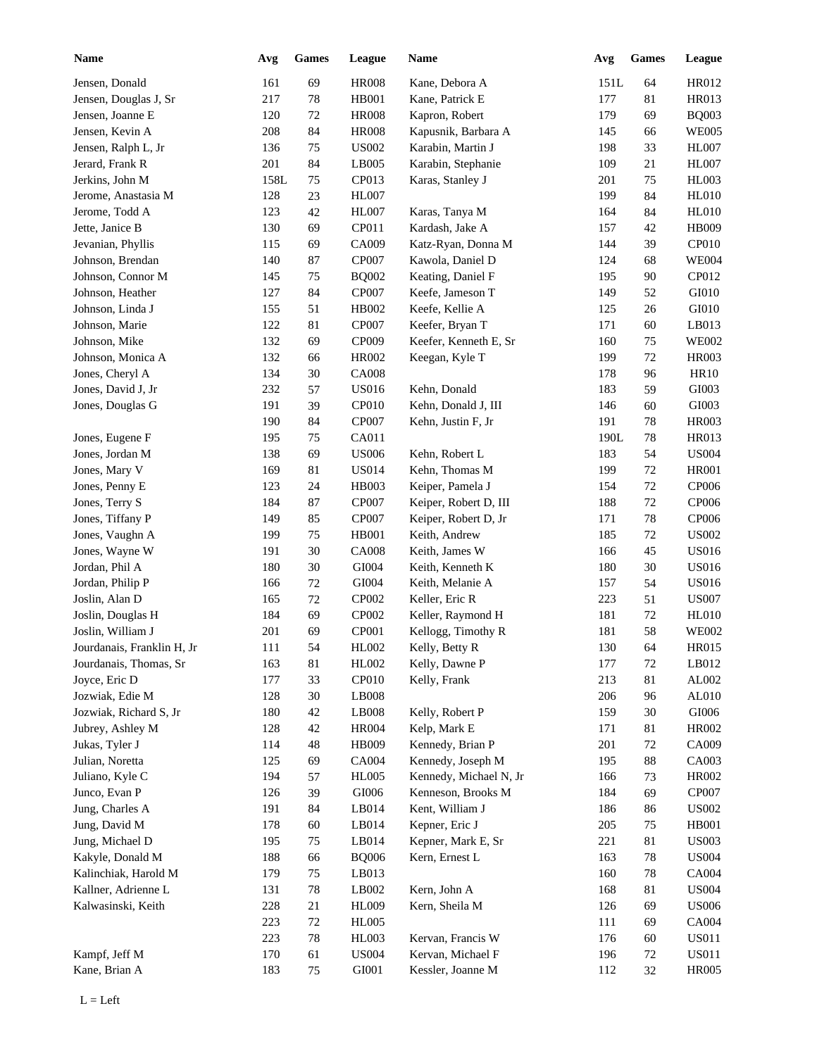| Name | Avg | Games | League |
|---|---|---|---|
| Jensen, Donald | 161 | 69 | HR008 |
| Jensen, Douglas J, Sr | 217 | 78 | HB001 |
| Jensen, Joanne E | 120 | 72 | HR008 |
| Jensen, Kevin A | 208 | 84 | HR008 |
| Jensen, Ralph L, Jr | 136 | 75 | US002 |
| Jerard, Frank R | 201 | 84 | LB005 |
| Jerkins, John M | 158L | 75 | CP013 |
| Jerome, Anastasia M | 128 | 23 | HL007 |
| Jerome, Todd A | 123 | 42 | HL007 |
| Jette, Janice B | 130 | 69 | CP011 |
| Jevanian, Phyllis | 115 | 69 | CA009 |
| Johnson, Brendan | 140 | 87 | CP007 |
| Johnson, Connor M | 145 | 75 | BQ002 |
| Johnson, Heather | 127 | 84 | CP007 |
| Johnson, Linda J | 155 | 51 | HB002 |
| Johnson, Marie | 122 | 81 | CP007 |
| Johnson, Mike | 132 | 69 | CP009 |
| Johnson, Monica A | 132 | 66 | HR002 |
| Jones, Cheryl A | 134 | 30 | CA008 |
| Jones, David J, Jr | 232 | 57 | US016 |
| Jones, Douglas G | 191 | 39 | CP010 |
| | 190 | 84 | CP007 |
| Jones, Eugene F | 195 | 75 | CA011 |
| Jones, Jordan M | 138 | 69 | US006 |
| Jones, Mary V | 169 | 81 | US014 |
| Jones, Penny E | 123 | 24 | HB003 |
| Jones, Terry S | 184 | 87 | CP007 |
| Jones, Tiffany P | 149 | 85 | CP007 |
| Jones, Vaughn A | 199 | 75 | HB001 |
| Jones, Wayne W | 191 | 30 | CA008 |
| Jordan, Phil A | 180 | 30 | GI004 |
| Jordan, Philip P | 166 | 72 | GI004 |
| Joslin, Alan D | 165 | 72 | CP002 |
| Joslin, Douglas H | 184 | 69 | CP002 |
| Joslin, William J | 201 | 69 | CP001 |
| Jourdanais, Franklin H, Jr | 111 | 54 | HL002 |
| Jourdanais, Thomas, Sr | 163 | 81 | HL002 |
| Joyce, Eric D | 177 | 33 | CP010 |
| Jozwiak, Edie M | 128 | 30 | LB008 |
| Jozwiak, Richard S, Jr | 180 | 42 | LB008 |
| Jubrey, Ashley M | 128 | 42 | HR004 |
| Jukas, Tyler J | 114 | 48 | HB009 |
| Julian, Noretta | 125 | 69 | CA004 |
| Juliano, Kyle C | 194 | 57 | HL005 |
| Junco, Evan P | 126 | 39 | GI006 |
| Jung, Charles A | 191 | 84 | LB014 |
| Jung, David M | 178 | 60 | LB014 |
| Jung, Michael D | 195 | 75 | LB014 |
| Kakyle, Donald M | 188 | 66 | BQ006 |
| Kalinchiak, Harold M | 179 | 75 | LB013 |
| Kallner, Adrienne L | 131 | 78 | LB002 |
| Kalwasinski, Keith | 228 | 21 | HL009 |
| | 223 | 72 | HL005 |
| | 223 | 78 | HL003 |
| Kampf, Jeff M | 170 | 61 | US004 |
| Kane, Brian A | 183 | 75 | GI001 |
| Kane, Debora A | 151L | 64 | HR012 |
| Kane, Patrick E | 177 | 81 | HR013 |
| Kapron, Robert | 179 | 69 | BQ003 |
| Kapusnik, Barbara A | 145 | 66 | WE005 |
| Karabin, Martin J | 198 | 33 | HL007 |
| Karabin, Stephanie | 109 | 21 | HL007 |
| Karas, Stanley J | 201 | 75 | HL003 |
| | 199 | 84 | HL010 |
| Karas, Tanya M | 164 | 84 | HL010 |
| Kardash, Jake A | 157 | 42 | HB009 |
| Katz-Ryan, Donna M | 144 | 39 | CP010 |
| Kawola, Daniel D | 124 | 68 | WE004 |
| Keating, Daniel F | 195 | 90 | CP012 |
| Keefe, Jameson T | 149 | 52 | GI010 |
| Keefe, Kellie A | 125 | 26 | GI010 |
| Keefer, Bryan T | 171 | 60 | LB013 |
| Keefer, Kenneth E, Sr | 160 | 75 | WE002 |
| Keegan, Kyle T | 199 | 72 | HR003 |
| | 178 | 96 | HR10 |
| Kehn, Donald | 183 | 59 | GI003 |
| Kehn, Donald J, III | 146 | 60 | GI003 |
| Kehn, Justin F, Jr | 191 | 78 | HR003 |
| | 190L | 78 | HR013 |
| Kehn, Robert L | 183 | 54 | US004 |
| Kehn, Thomas M | 199 | 72 | HR001 |
| Keiper, Pamela J | 154 | 72 | CP006 |
| Keiper, Robert D, III | 188 | 72 | CP006 |
| Keiper, Robert D, Jr | 171 | 78 | CP006 |
| Keith, Andrew | 185 | 72 | US002 |
| Keith, James W | 166 | 45 | US016 |
| Keith, Kenneth K | 180 | 30 | US016 |
| Keith, Melanie A | 157 | 54 | US016 |
| Keller, Eric R | 223 | 51 | US007 |
| Keller, Raymond H | 181 | 72 | HL010 |
| Kellogg, Timothy R | 181 | 58 | WE002 |
| Kelly, Betty R | 130 | 64 | HR015 |
| Kelly, Dawne P | 177 | 72 | LB012 |
| Kelly, Frank | 213 | 81 | AL002 |
| | 206 | 96 | AL010 |
| Kelly, Robert P | 159 | 30 | GI006 |
| Kelp, Mark E | 171 | 81 | HR002 |
| Kennedy, Brian P | 201 | 72 | CA009 |
| Kennedy, Joseph M | 195 | 88 | CA003 |
| Kennedy, Michael N, Jr | 166 | 73 | HR002 |
| Kenneson, Brooks M | 184 | 69 | CP007 |
| Kent, William J | 186 | 86 | US002 |
| Kepner, Eric J | 205 | 75 | HB001 |
| Kepner, Mark E, Sr | 221 | 81 | US003 |
| Kern, Ernest L | 163 | 78 | US004 |
| | 160 | 78 | CA004 |
| Kern, John A | 168 | 81 | US004 |
| Kern, Sheila M | 126 | 69 | US006 |
| | 111 | 69 | CA004 |
| Kervan, Francis W | 176 | 60 | US011 |
| Kervan, Michael F | 196 | 72 | US011 |
| Kessler, Joanne M | 112 | 32 | HR005 |

L = Left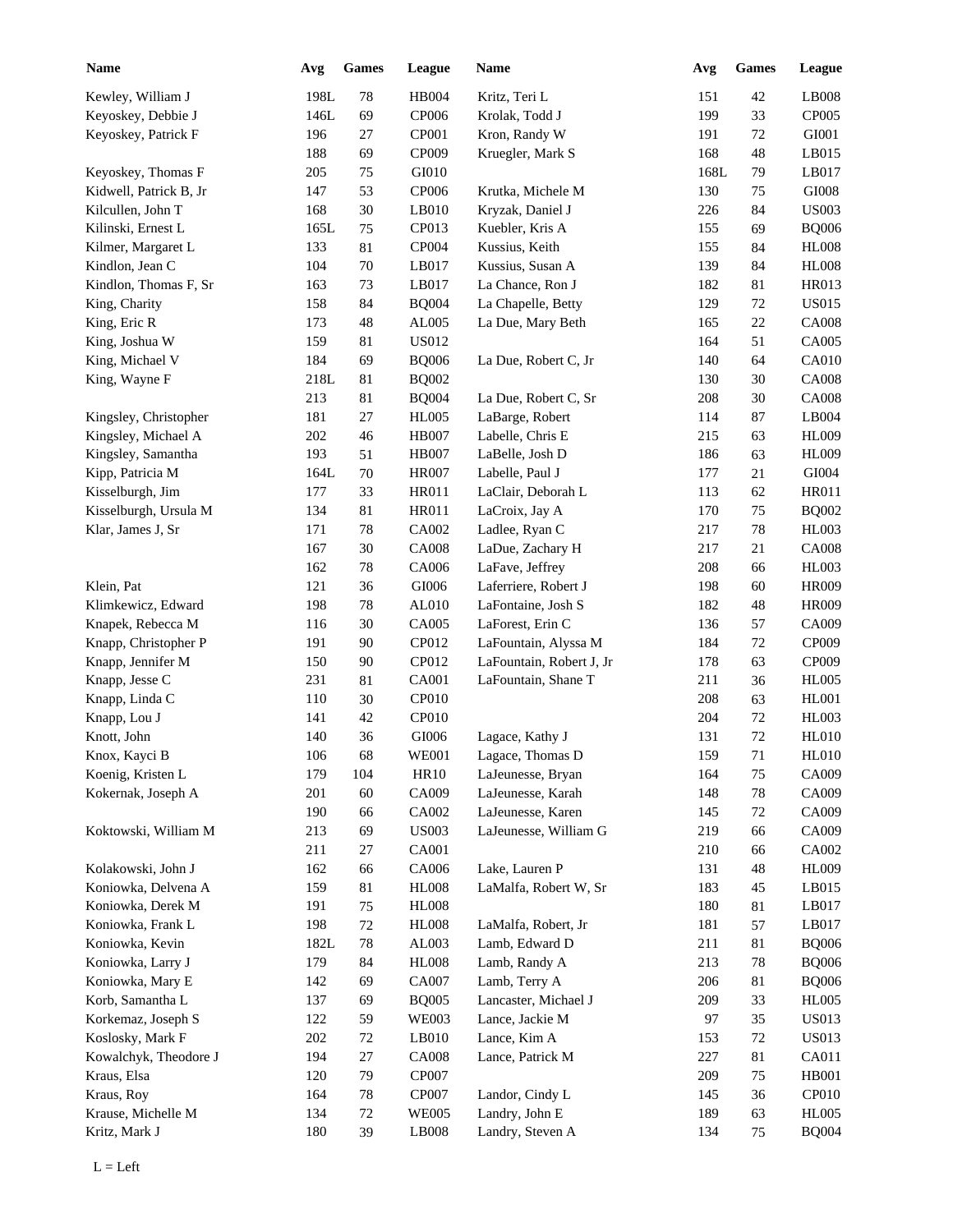| Name | Avg | Games | League | Name | Avg | Games | League |
|---|---|---|---|---|---|---|---|
| Kewley, William J | 198L | 78 | HB004 | Kritz, Teri L | 151 | 42 | LB008 |
| Keyoskey, Debbie J | 146L | 69 | CP006 | Krolak, Todd J | 199 | 33 | CP005 |
| Keyoskey, Patrick F | 196 | 27 | CP001 | Kron, Randy W | 191 | 72 | GI001 |
| | 188 | 69 | CP009 | Kruegler, Mark S | 168 | 48 | LB015 |
| Keyoskey, Thomas F | 205 | 75 | GI010 | | 168L | 79 | LB017 |
| Kidwell, Patrick B, Jr | 147 | 53 | CP006 | Krutka, Michele M | 130 | 75 | GI008 |
| Kilcullen, John T | 168 | 30 | LB010 | Kryzak, Daniel J | 226 | 84 | US003 |
| Kilinski, Ernest L | 165L | 75 | CP013 | Kuebler, Kris A | 155 | 69 | BQ006 |
| Kilmer, Margaret L | 133 | 81 | CP004 | Kussius, Keith | 155 | 84 | HL008 |
| Kindlon, Jean C | 104 | 70 | LB017 | Kussius, Susan A | 139 | 84 | HL008 |
| Kindlon, Thomas F, Sr | 163 | 73 | LB017 | La Chance, Ron J | 182 | 81 | HR013 |
| King, Charity | 158 | 84 | BQ004 | La Chapelle, Betty | 129 | 72 | US015 |
| King, Eric R | 173 | 48 | AL005 | La Due, Mary Beth | 165 | 22 | CA008 |
| King, Joshua W | 159 | 81 | US012 | | 164 | 51 | CA005 |
| King, Michael V | 184 | 69 | BQ006 | La Due, Robert C, Jr | 140 | 64 | CA010 |
| King, Wayne F | 218L | 81 | BQ002 | | 130 | 30 | CA008 |
| | 213 | 81 | BQ004 | La Due, Robert C, Sr | 208 | 30 | CA008 |
| Kingsley, Christopher | 181 | 27 | HL005 | LaBarge, Robert | 114 | 87 | LB004 |
| Kingsley, Michael A | 202 | 46 | HB007 | Labelle, Chris E | 215 | 63 | HL009 |
| Kingsley, Samantha | 193 | 51 | HB007 | LaBelle, Josh D | 186 | 63 | HL009 |
| Kipp, Patricia M | 164L | 70 | HR007 | Labelle, Paul J | 177 | 21 | GI004 |
| Kisselburgh, Jim | 177 | 33 | HR011 | LaClair, Deborah L | 113 | 62 | HR011 |
| Kisselburgh, Ursula M | 134 | 81 | HR011 | LaCroix, Jay A | 170 | 75 | BQ002 |
| Klar, James J, Sr | 171 | 78 | CA002 | Ladlee, Ryan C | 217 | 78 | HL003 |
| | 167 | 30 | CA008 | LaDue, Zachary H | 217 | 21 | CA008 |
| | 162 | 78 | CA006 | LaFave, Jeffrey | 208 | 66 | HL003 |
| Klein, Pat | 121 | 36 | GI006 | Laferriere, Robert J | 198 | 60 | HR009 |
| Klimkewicz, Edward | 198 | 78 | AL010 | LaFontaine, Josh S | 182 | 48 | HR009 |
| Knapek, Rebecca M | 116 | 30 | CA005 | LaForest, Erin C | 136 | 57 | CA009 |
| Knapp, Christopher P | 191 | 90 | CP012 | LaFountain, Alyssa M | 184 | 72 | CP009 |
| Knapp, Jennifer M | 150 | 90 | CP012 | LaFountain, Robert J, Jr | 178 | 63 | CP009 |
| Knapp, Jesse C | 231 | 81 | CA001 | LaFountain, Shane T | 211 | 36 | HL005 |
| Knapp, Linda C | 110 | 30 | CP010 | | 208 | 63 | HL001 |
| Knapp, Lou J | 141 | 42 | CP010 | | 204 | 72 | HL003 |
| Knott, John | 140 | 36 | GI006 | Lagace, Kathy J | 131 | 72 | HL010 |
| Knox, Kayci B | 106 | 68 | WE001 | Lagace, Thomas D | 159 | 71 | HL010 |
| Koenig, Kristen L | 179 | 104 | HR10 | LaJeunesse, Bryan | 164 | 75 | CA009 |
| Kokernak, Joseph A | 201 | 60 | CA009 | LaJeunesse, Karah | 148 | 78 | CA009 |
| | 190 | 66 | CA002 | LaJeunesse, Karen | 145 | 72 | CA009 |
| Koktowski, William M | 213 | 69 | US003 | LaJeunesse, William G | 219 | 66 | CA009 |
| | 211 | 27 | CA001 | | 210 | 66 | CA002 |
| Kolakowski, John J | 162 | 66 | CA006 | Lake, Lauren P | 131 | 48 | HL009 |
| Koniowka, Delvena A | 159 | 81 | HL008 | LaMalfa, Robert W, Sr | 183 | 45 | LB015 |
| Koniowka, Derek M | 191 | 75 | HL008 | | 180 | 81 | LB017 |
| Koniowka, Frank L | 198 | 72 | HL008 | LaMalfa, Robert, Jr | 181 | 57 | LB017 |
| Koniowka, Kevin | 182L | 78 | AL003 | Lamb, Edward D | 211 | 81 | BQ006 |
| Koniowka, Larry J | 179 | 84 | HL008 | Lamb, Randy A | 213 | 78 | BQ006 |
| Koniowka, Mary E | 142 | 69 | CA007 | Lamb, Terry A | 206 | 81 | BQ006 |
| Korb, Samantha L | 137 | 69 | BQ005 | Lancaster, Michael J | 209 | 33 | HL005 |
| Korkemaz, Joseph S | 122 | 59 | WE003 | Lance, Jackie M | 97 | 35 | US013 |
| Koslosky, Mark F | 202 | 72 | LB010 | Lance, Kim A | 153 | 72 | US013 |
| Kowalchyk, Theodore J | 194 | 27 | CA008 | Lance, Patrick M | 227 | 81 | CA011 |
| Kraus, Elsa | 120 | 79 | CP007 | | 209 | 75 | HB001 |
| Kraus, Roy | 164 | 78 | CP007 | Landor, Cindy L | 145 | 36 | CP010 |
| Krause, Michelle M | 134 | 72 | WE005 | Landry, John E | 189 | 63 | HL005 |
| Kritz, Mark J | 180 | 39 | LB008 | Landry, Steven A | 134 | 75 | BQ004 |

L = Left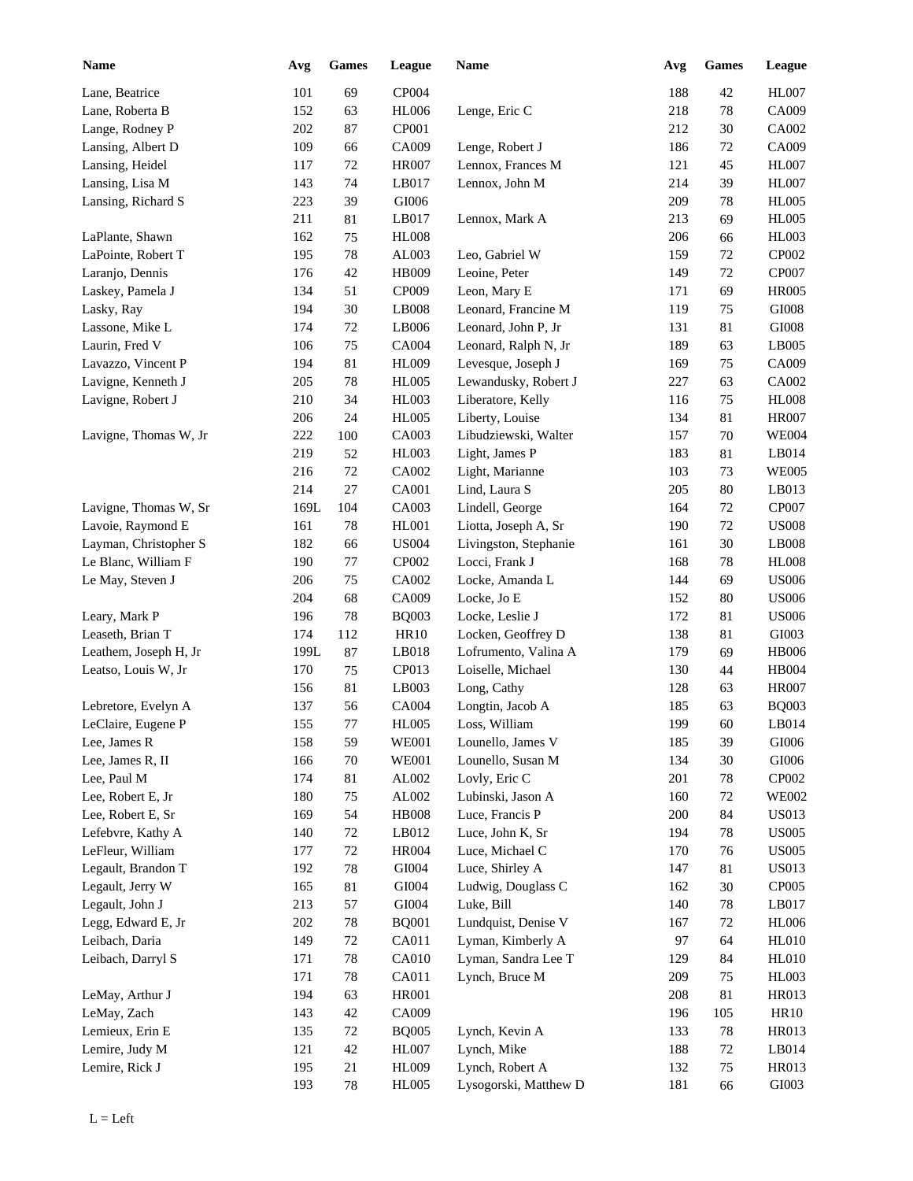| Name | Avg | Games | League | Name | Avg | Games | League |
|---|---|---|---|---|---|---|---|
| Lane, Beatrice | 101 | 69 | CP004 | | 188 | 42 | HL007 |
| Lane, Roberta B | 152 | 63 | HL006 | Lenge, Eric C | 218 | 78 | CA009 |
| Lange, Rodney P | 202 | 87 | CP001 | | 212 | 30 | CA002 |
| Lansing, Albert D | 109 | 66 | CA009 | Lenge, Robert J | 186 | 72 | CA009 |
| Lansing, Heidel | 117 | 72 | HR007 | Lennox, Frances M | 121 | 45 | HL007 |
| Lansing, Lisa M | 143 | 74 | LB017 | Lennox, John M | 214 | 39 | HL007 |
| Lansing, Richard S | 223 | 39 | GI006 | | 209 | 78 | HL005 |
| | 211 | 81 | LB017 | Lennox, Mark A | 213 | 69 | HL005 |
| LaPlante, Shawn | 162 | 75 | HL008 | | 206 | 66 | HL003 |
| LaPointe, Robert T | 195 | 78 | AL003 | Leo, Gabriel W | 159 | 72 | CP002 |
| Laranjo, Dennis | 176 | 42 | HB009 | Leoine, Peter | 149 | 72 | CP007 |
| Laskey, Pamela J | 134 | 51 | CP009 | Leon, Mary E | 171 | 69 | HR005 |
| Lasky, Ray | 194 | 30 | LB008 | Leonard, Francine M | 119 | 75 | GI008 |
| Lassone, Mike L | 174 | 72 | LB006 | Leonard, John P, Jr | 131 | 81 | GI008 |
| Laurin, Fred V | 106 | 75 | CA004 | Leonard, Ralph N, Jr | 189 | 63 | LB005 |
| Lavazzo, Vincent P | 194 | 81 | HL009 | Levesque, Joseph J | 169 | 75 | CA009 |
| Lavigne, Kenneth J | 205 | 78 | HL005 | Lewandusky, Robert J | 227 | 63 | CA002 |
| Lavigne, Robert J | 210 | 34 | HL003 | Liberatore, Kelly | 116 | 75 | HL008 |
| | 206 | 24 | HL005 | Liberty, Louise | 134 | 81 | HR007 |
| Lavigne, Thomas W, Jr | 222 | 100 | CA003 | Libudziewski, Walter | 157 | 70 | WE004 |
| | 219 | 52 | HL003 | Light, James P | 183 | 81 | LB014 |
| | 216 | 72 | CA002 | Light, Marianne | 103 | 73 | WE005 |
| | 214 | 27 | CA001 | Lind, Laura S | 205 | 80 | LB013 |
| Lavigne, Thomas W, Sr | 169L | 104 | CA003 | Lindell, George | 164 | 72 | CP007 |
| Lavoie, Raymond E | 161 | 78 | HL001 | Liotta, Joseph A, Sr | 190 | 72 | US008 |
| Layman, Christopher S | 182 | 66 | US004 | Livingston, Stephanie | 161 | 30 | LB008 |
| Le Blanc, William F | 190 | 77 | CP002 | Locci, Frank J | 168 | 78 | HL008 |
| Le May, Steven J | 206 | 75 | CA002 | Locke, Amanda L | 144 | 69 | US006 |
| | 204 | 68 | CA009 | Locke, Jo E | 152 | 80 | US006 |
| Leary, Mark P | 196 | 78 | BQ003 | Locke, Leslie J | 172 | 81 | US006 |
| Leaseth, Brian T | 174 | 112 | HR10 | Locken, Geoffrey D | 138 | 81 | GI003 |
| Leathem, Joseph H, Jr | 199L | 87 | LB018 | Lofrumento, Valina A | 179 | 69 | HB006 |
| Leatso, Louis W, Jr | 170 | 75 | CP013 | Loiselle, Michael | 130 | 44 | HB004 |
| | 156 | 81 | LB003 | Long, Cathy | 128 | 63 | HR007 |
| Lebretore, Evelyn A | 137 | 56 | CA004 | Longtin, Jacob A | 185 | 63 | BQ003 |
| LeClaire, Eugene P | 155 | 77 | HL005 | Loss, William | 199 | 60 | LB014 |
| Lee, James R | 158 | 59 | WE001 | Lounello, James V | 185 | 39 | GI006 |
| Lee, James R, II | 166 | 70 | WE001 | Lounello, Susan M | 134 | 30 | GI006 |
| Lee, Paul M | 174 | 81 | AL002 | Lovly, Eric C | 201 | 78 | CP002 |
| Lee, Robert E, Jr | 180 | 75 | AL002 | Lubinski, Jason A | 160 | 72 | WE002 |
| Lee, Robert E, Sr | 169 | 54 | HB008 | Luce, Francis P | 200 | 84 | US013 |
| Lefebvre, Kathy A | 140 | 72 | LB012 | Luce, John K, Sr | 194 | 78 | US005 |
| LeFleur, William | 177 | 72 | HR004 | Luce, Michael C | 170 | 76 | US005 |
| Legault, Brandon T | 192 | 78 | GI004 | Luce, Shirley A | 147 | 81 | US013 |
| Legault, Jerry W | 165 | 81 | GI004 | Ludwig, Douglass C | 162 | 30 | CP005 |
| Legault, John J | 213 | 57 | GI004 | Luke, Bill | 140 | 78 | LB017 |
| Legg, Edward E, Jr | 202 | 78 | BQ001 | Lundquist, Denise V | 167 | 72 | HL006 |
| Leibach, Daria | 149 | 72 | CA011 | Lyman, Kimberly A | 97 | 64 | HL010 |
| Leibach, Darryl S | 171 | 78 | CA010 | Lyman, Sandra Lee T | 129 | 84 | HL010 |
| | 171 | 78 | CA011 | Lynch, Bruce M | 209 | 75 | HL003 |
| LeMay, Arthur J | 194 | 63 | HR001 | | 208 | 81 | HR013 |
| LeMay, Zach | 143 | 42 | CA009 | | 196 | 105 | HR10 |
| Lemieux, Erin E | 135 | 72 | BQ005 | Lynch, Kevin A | 133 | 78 | HR013 |
| Lemire, Judy M | 121 | 42 | HL007 | Lynch, Mike | 188 | 72 | LB014 |
| Lemire, Rick J | 195 | 21 | HL009 | Lynch, Robert A | 132 | 75 | HR013 |
| | 193 | 78 | HL005 | Lysogorski, Matthew D | 181 | 66 | GI003 |

L = Left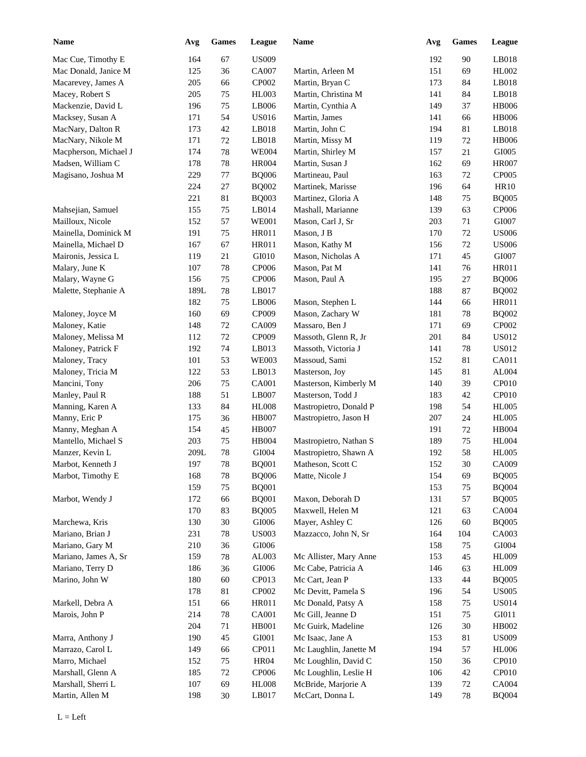| Name | Avg | Games | League | Name | Avg | Games | League |
|---|---|---|---|---|---|---|---|
| Mac Cue, Timothy E | 164 | 67 | US009 | | 192 | 90 | LB018 |
| Mac Donald, Janice M | 125 | 36 | CA007 | Martin, Arleen M | 151 | 69 | HL002 |
| Macarevey, James A | 205 | 66 | CP002 | Martin, Bryan C | 173 | 84 | LB018 |
| Macey, Robert S | 205 | 75 | HL003 | Martin, Christina M | 141 | 84 | LB018 |
| Mackenzie, David L | 196 | 75 | LB006 | Martin, Cynthia A | 149 | 37 | HB006 |
| Macksey, Susan A | 171 | 54 | US016 | Martin, James | 141 | 66 | HB006 |
| MacNary, Dalton R | 173 | 42 | LB018 | Martin, John C | 194 | 81 | LB018 |
| MacNary, Nikole M | 171 | 72 | LB018 | Martin, Missy M | 119 | 72 | HB006 |
| Macpherson, Michael J | 174 | 78 | WE004 | Martin, Shirley M | 157 | 21 | GI005 |
| Madsen, William C | 178 | 78 | HR004 | Martin, Susan J | 162 | 69 | HR007 |
| Magisano, Joshua M | 229 | 77 | BQ006 | Martineau, Paul | 163 | 72 | CP005 |
| | 224 | 27 | BQ002 | Martinek, Marisse | 196 | 64 | HR10 |
| | 221 | 81 | BQ003 | Martinez, Gloria A | 148 | 75 | BQ005 |
| Mahsejian, Samuel | 155 | 75 | LB014 | Mashall, Marianne | 139 | 63 | CP006 |
| Mailloux, Nicole | 152 | 57 | WE001 | Mason, Carl J, Sr | 203 | 71 | GI007 |
| Mainella, Dominick M | 191 | 75 | HR011 | Mason, J B | 170 | 72 | US006 |
| Mainella, Michael D | 167 | 67 | HR011 | Mason, Kathy M | 156 | 72 | US006 |
| Maironis, Jessica L | 119 | 21 | GI010 | Mason, Nicholas A | 171 | 45 | GI007 |
| Malary, June K | 107 | 78 | CP006 | Mason, Pat M | 141 | 76 | HR011 |
| Malary, Wayne G | 156 | 75 | CP006 | Mason, Paul A | 195 | 27 | BQ006 |
| Malette, Stephanie A | 189L | 78 | LB017 | | 188 | 87 | BQ002 |
| | 182 | 75 | LB006 | Mason, Stephen L | 144 | 66 | HR011 |
| Maloney, Joyce M | 160 | 69 | CP009 | Mason, Zachary W | 181 | 78 | BQ002 |
| Maloney, Katie | 148 | 72 | CA009 | Massaro, Ben J | 171 | 69 | CP002 |
| Maloney, Melissa M | 112 | 72 | CP009 | Massoth, Glenn R, Jr | 201 | 84 | US012 |
| Maloney, Patrick F | 192 | 74 | LB013 | Massoth, Victoria J | 141 | 78 | US012 |
| Maloney, Tracy | 101 | 53 | WE003 | Massoud, Sami | 152 | 81 | CA011 |
| Maloney, Tricia M | 122 | 53 | LB013 | Masterson, Joy | 145 | 81 | AL004 |
| Mancini, Tony | 206 | 75 | CA001 | Masterson, Kimberly M | 140 | 39 | CP010 |
| Manley, Paul R | 188 | 51 | LB007 | Masterson, Todd J | 183 | 42 | CP010 |
| Manning, Karen A | 133 | 84 | HL008 | Mastropietro, Donald P | 198 | 54 | HL005 |
| Manny, Eric P | 175 | 36 | HB007 | Mastropietro, Jason H | 207 | 24 | HL005 |
| Manny, Meghan A | 154 | 45 | HB007 | | 191 | 72 | HB004 |
| Mantello, Michael S | 203 | 75 | HB004 | Mastropietro, Nathan S | 189 | 75 | HL004 |
| Manzer, Kevin L | 209L | 78 | GI004 | Mastropietro, Shawn A | 192 | 58 | HL005 |
| Marbot, Kenneth J | 197 | 78 | BQ001 | Matheson, Scott C | 152 | 30 | CA009 |
| Marbot, Timothy E | 168 | 78 | BQ006 | Matte, Nicole J | 154 | 69 | BQ005 |
| | 159 | 75 | BQ001 | | 153 | 75 | BQ004 |
| Marbot, Wendy J | 172 | 66 | BQ001 | Maxon, Deborah D | 131 | 57 | BQ005 |
| | 170 | 83 | BQ005 | Maxwell, Helen M | 121 | 63 | CA004 |
| Marchewa, Kris | 130 | 30 | GI006 | Mayer, Ashley C | 126 | 60 | BQ005 |
| Mariano, Brian J | 231 | 78 | US003 | Mazzacco, John N, Sr | 164 | 104 | CA003 |
| Mariano, Gary M | 210 | 36 | GI006 | | 158 | 75 | GI004 |
| Mariano, James A, Sr | 159 | 78 | AL003 | Mc Allister, Mary Anne | 153 | 45 | HL009 |
| Mariano, Terry D | 186 | 36 | GI006 | Mc Cabe, Patricia A | 146 | 63 | HL009 |
| Marino, John W | 180 | 60 | CP013 | Mc Cart, Jean P | 133 | 44 | BQ005 |
| | 178 | 81 | CP002 | Mc Devitt, Pamela S | 196 | 54 | US005 |
| Markell, Debra A | 151 | 66 | HR011 | Mc Donald, Patsy A | 158 | 75 | US014 |
| Marois, John P | 214 | 78 | CA001 | Mc Gill, Jeanne D | 151 | 75 | GI011 |
| | 204 | 71 | HB001 | Mc Guirk, Madeline | 126 | 30 | HB002 |
| Marra, Anthony J | 190 | 45 | GI001 | Mc Isaac, Jane A | 153 | 81 | US009 |
| Marrazo, Carol L | 149 | 66 | CP011 | Mc Laughlin, Janette M | 194 | 57 | HL006 |
| Marro, Michael | 152 | 75 | HR04 | Mc Loughlin, David C | 150 | 36 | CP010 |
| Marshall, Glenn A | 185 | 72 | CP006 | Mc Loughlin, Leslie H | 106 | 42 | CP010 |
| Marshall, Sherri L | 107 | 69 | HL008 | McBride, Marjorie A | 139 | 72 | CA004 |
| Martin, Allen M | 198 | 30 | LB017 | McCart, Donna L | 149 | 78 | BQ004 |

L = Left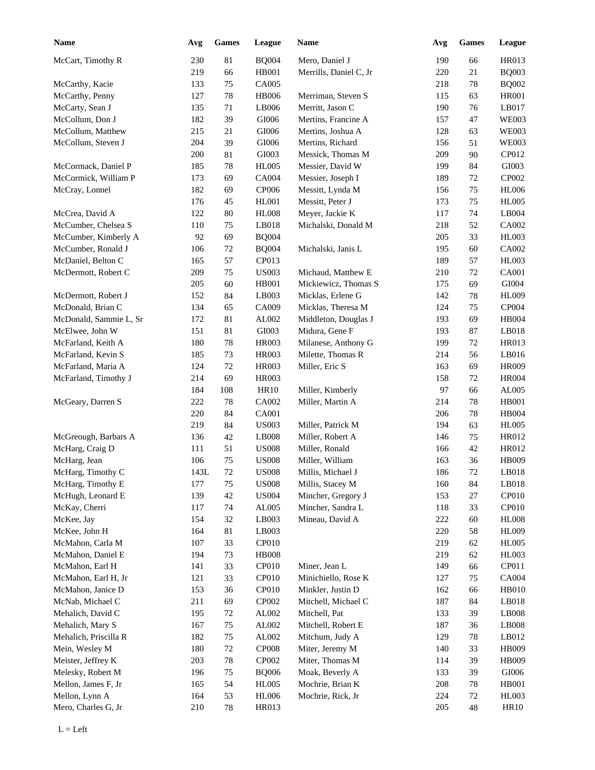| Name | Avg | Games | League |
|---|---|---|---|
| McCart, Timothy R | 230 | 81 | BQ004 |
| | 219 | 66 | HB001 |
| McCarthy, Kacie | 133 | 75 | CA005 |
| McCarthy, Penny | 127 | 78 | HB006 |
| McCarty, Sean J | 135 | 71 | LB006 |
| McCollum, Don J | 182 | 39 | GI006 |
| McCollum, Matthew | 215 | 21 | GI006 |
| McCollum, Steven J | 204 | 39 | GI006 |
| | 200 | 81 | GI003 |
| McCormack, Daniel P | 185 | 78 | HL005 |
| McCormick, William P | 173 | 69 | CA004 |
| McCray, Lonnel | 182 | 69 | CP006 |
| | 176 | 45 | HL001 |
| McCrea, David A | 122 | 80 | HL008 |
| McCumber, Chelsea S | 110 | 75 | LB018 |
| McCumber, Kimberly A | 92 | 69 | BQ004 |
| McCumber, Ronald J | 106 | 72 | BQ004 |
| McDaniel, Belton C | 165 | 57 | CP013 |
| McDermott, Robert C | 209 | 75 | US003 |
| | 205 | 60 | HB001 |
| McDermott, Robert J | 152 | 84 | LB003 |
| McDonald, Brian C | 134 | 65 | CA009 |
| McDonald, Sammie L, Sr | 172 | 81 | AL002 |
| McElwee, John W | 151 | 81 | GI003 |
| McFarland, Keith A | 180 | 78 | HR003 |
| McFarland, Kevin S | 185 | 73 | HR003 |
| McFarland, Maria A | 124 | 72 | HR003 |
| McFarland, Timothy J | 214 | 69 | HR003 |
| | 184 | 108 | HR10 |
| McGeary, Darren S | 222 | 78 | CA002 |
| | 220 | 84 | CA001 |
| | 219 | 84 | US003 |
| McGreough, Barbars A | 136 | 42 | LB008 |
| McHarg, Craig D | 111 | 51 | US008 |
| McHarg, Jean | 106 | 75 | US008 |
| McHarg, Timothy C | 143L | 72 | US008 |
| McHarg, Timothy E | 177 | 75 | US008 |
| McHugh, Leonard E | 139 | 42 | US004 |
| McKay, Cherri | 117 | 74 | AL005 |
| McKee, Jay | 154 | 32 | LB003 |
| McKee, John H | 164 | 81 | LB003 |
| McMahon, Carla M | 107 | 33 | CP010 |
| McMahon, Daniel E | 194 | 73 | HB008 |
| McMahon, Earl H | 141 | 33 | CP010 |
| McMahon, Earl H, Jr | 121 | 33 | CP010 |
| McMahon, Janice D | 153 | 36 | CP010 |
| McNab, Michael C | 211 | 69 | CP002 |
| Mehalich, David C | 195 | 72 | AL002 |
| Mehalich, Mary S | 167 | 75 | AL002 |
| Mehalich, Priscilla R | 182 | 75 | AL002 |
| Mein, Wesley M | 180 | 72 | CP008 |
| Meister, Jeffrey K | 203 | 78 | CP002 |
| Melesky, Robert M | 196 | 75 | BQ006 |
| Mellon, James F, Jr | 165 | 54 | HL005 |
| Mellon, Lynn A | 164 | 53 | HL006 |
| Mero, Charles G, Jr | 210 | 78 | HR013 |
| Mero, Daniel J | 190 | 66 | HR013 |
| Merrills, Daniel C, Jr | 220 | 21 | BQ003 |
| | 218 | 78 | BQ002 |
| Merriman, Steven S | 115 | 63 | HR001 |
| Merritt, Jason C | 190 | 76 | LB017 |
| Mertins, Francine A | 157 | 47 | WE003 |
| Mertins, Joshua A | 128 | 63 | WE003 |
| Mertins, Richard | 156 | 51 | WE003 |
| Messick, Thomas M | 209 | 90 | CP012 |
| Messier, David W | 199 | 84 | GI003 |
| Messier, Joseph I | 189 | 72 | CP002 |
| Messitt, Lynda M | 156 | 75 | HL006 |
| Messitt, Peter J | 173 | 75 | HL005 |
| Meyer, Jackie K | 117 | 74 | LB004 |
| Michalski, Donald M | 218 | 52 | CA002 |
| | 205 | 33 | HL003 |
| Michalski, Janis L | 195 | 60 | CA002 |
| | 189 | 57 | HL003 |
| Michaud, Matthew E | 210 | 72 | CA001 |
| Mickiewicz, Thomas S | 175 | 69 | GI004 |
| Micklas, Erlene G | 142 | 78 | HL009 |
| Micklas, Theresa M | 124 | 75 | CP004 |
| Middleton, Douglas J | 193 | 69 | HB004 |
| Midura, Gene F | 193 | 87 | LB018 |
| Milanese, Anthony G | 199 | 72 | HR013 |
| Milette, Thomas R | 214 | 56 | LB016 |
| Miller, Eric S | 163 | 69 | HR009 |
| | 158 | 72 | HR004 |
| Miller, Kimberly | 97 | 66 | AL005 |
| Miller, Martin A | 214 | 78 | HB001 |
| | 206 | 78 | HB004 |
| Miller, Patrick M | 194 | 63 | HL005 |
| Miller, Robert A | 146 | 75 | HR012 |
| Miller, Ronald | 166 | 42 | HR012 |
| Miller, William | 163 | 36 | HB009 |
| Millis, Michael J | 186 | 72 | LB018 |
| Millis, Stacey M | 160 | 84 | LB018 |
| Mincher, Gregory J | 153 | 27 | CP010 |
| Mincher, Sandra L | 118 | 33 | CP010 |
| Mineau, David A | 222 | 60 | HL008 |
| | 220 | 58 | HL009 |
| | 219 | 62 | HL005 |
| | 219 | 62 | HL003 |
| Miner, Jean L | 149 | 66 | CP011 |
| Minichiello, Rose K | 127 | 75 | CA004 |
| Minkler, Justin D | 162 | 66 | HB010 |
| Mitchell, Michael C | 187 | 84 | LB018 |
| Mitchell, Pat | 133 | 39 | LB008 |
| Mitchell, Robert E | 187 | 36 | LB008 |
| Mitchum, Judy A | 129 | 78 | LB012 |
| Miter, Jeremy M | 140 | 33 | HB009 |
| Miter, Thomas M | 114 | 39 | HB009 |
| Moak, Beverly A | 133 | 39 | GI006 |
| Mochrie, Brian K | 208 | 78 | HB001 |
| Mochrie, Rick, Jr | 224 | 72 | HL003 |
| | 205 | 48 | HR10 |

L = Left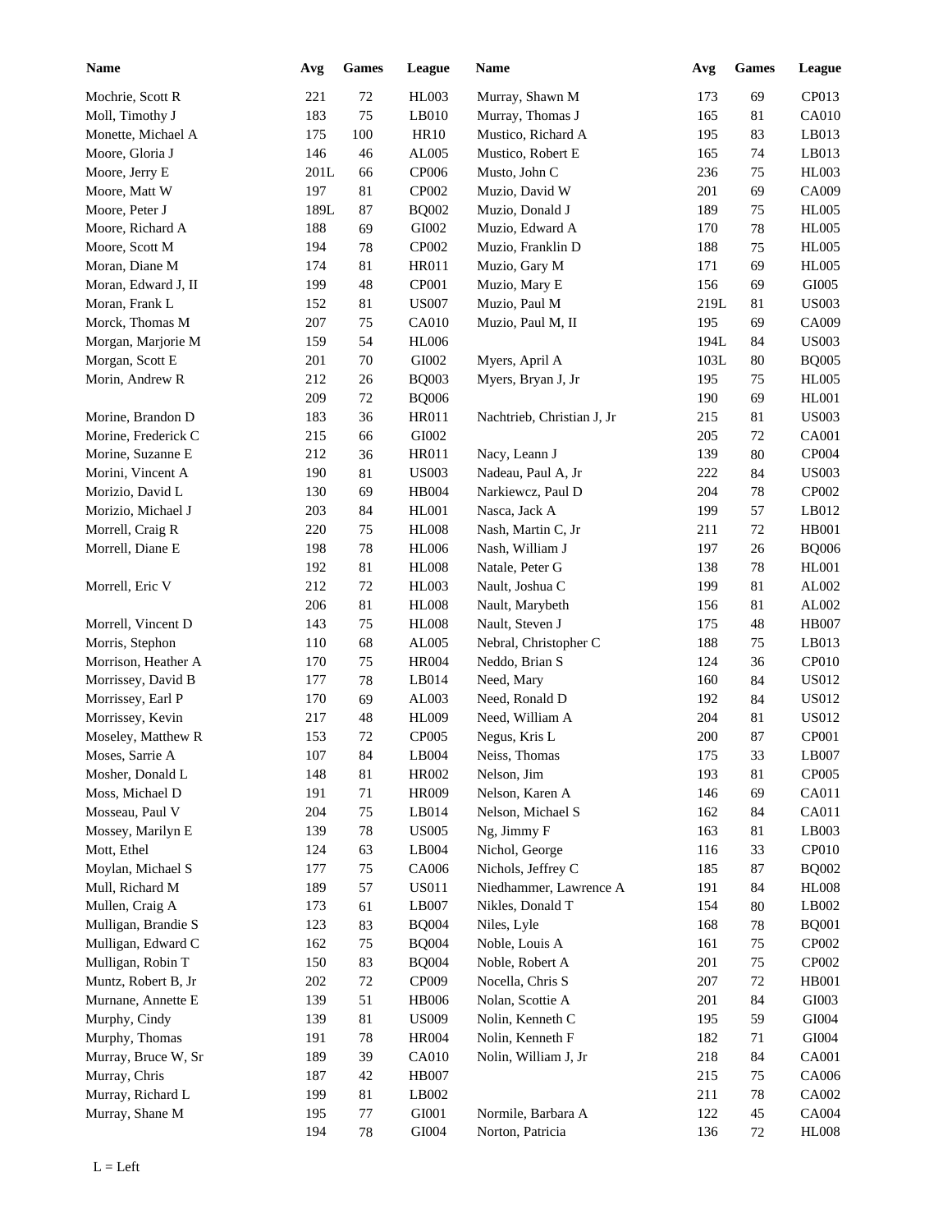| Name | Avg | Games | League | Name | Avg | Games | League |
|---|---|---|---|---|---|---|---|
| Mochrie, Scott R | 221 | 72 | HL003 | Murray, Shawn M | 173 | 69 | CP013 |
| Moll, Timothy J | 183 | 75 | LB010 | Murray, Thomas J | 165 | 81 | CA010 |
| Monette, Michael A | 175 | 100 | HR10 | Mustico, Richard A | 195 | 83 | LB013 |
| Moore, Gloria J | 146 | 46 | AL005 | Mustico, Robert E | 165 | 74 | LB013 |
| Moore, Jerry E | 201L | 66 | CP006 | Musto, John C | 236 | 75 | HL003 |
| Moore, Matt W | 197 | 81 | CP002 | Muzio, David W | 201 | 69 | CA009 |
| Moore, Peter J | 189L | 87 | BQ002 | Muzio, Donald J | 189 | 75 | HL005 |
| Moore, Richard A | 188 | 69 | GI002 | Muzio, Edward A | 170 | 78 | HL005 |
| Moore, Scott M | 194 | 78 | CP002 | Muzio, Franklin D | 188 | 75 | HL005 |
| Moran, Diane M | 174 | 81 | HR011 | Muzio, Gary M | 171 | 69 | HL005 |
| Moran, Edward J, II | 199 | 48 | CP001 | Muzio, Mary E | 156 | 69 | GI005 |
| Moran, Frank L | 152 | 81 | US007 | Muzio, Paul M | 219L | 81 | US003 |
| Morck, Thomas M | 207 | 75 | CA010 | Muzio, Paul M, II | 195 | 69 | CA009 |
| Morgan, Marjorie M | 159 | 54 | HL006 | | 194L | 84 | US003 |
| Morgan, Scott E | 201 | 70 | GI002 | Myers, April A | 103L | 80 | BQ005 |
| Morin, Andrew R | 212 | 26 | BQ003 | Myers, Bryan J, Jr | 195 | 75 | HL005 |
| | 209 | 72 | BQ006 | | 190 | 69 | HL001 |
| Morine, Brandon D | 183 | 36 | HR011 | Nachtrieb, Christian J, Jr | 215 | 81 | US003 |
| Morine, Frederick C | 215 | 66 | GI002 | | 205 | 72 | CA001 |
| Morine, Suzanne E | 212 | 36 | HR011 | Nacy, Leann J | 139 | 80 | CP004 |
| Morini, Vincent A | 190 | 81 | US003 | Nadeau, Paul A, Jr | 222 | 84 | US003 |
| Morizio, David L | 130 | 69 | HB004 | Narkiewcz, Paul D | 204 | 78 | CP002 |
| Morizio, Michael J | 203 | 84 | HL001 | Nasca, Jack A | 199 | 57 | LB012 |
| Morrell, Craig R | 220 | 75 | HL008 | Nash, Martin C, Jr | 211 | 72 | HB001 |
| Morrell, Diane E | 198 | 78 | HL006 | Nash, William J | 197 | 26 | BQ006 |
| | 192 | 81 | HL008 | Natale, Peter G | 138 | 78 | HL001 |
| Morrell, Eric V | 212 | 72 | HL003 | Nault, Joshua C | 199 | 81 | AL002 |
| | 206 | 81 | HL008 | Nault, Marybeth | 156 | 81 | AL002 |
| Morrell, Vincent D | 143 | 75 | HL008 | Nault, Steven J | 175 | 48 | HB007 |
| Morris, Stephon | 110 | 68 | AL005 | Nebral, Christopher C | 188 | 75 | LB013 |
| Morrison, Heather A | 170 | 75 | HR004 | Neddo, Brian S | 124 | 36 | CP010 |
| Morrissey, David B | 177 | 78 | LB014 | Need, Mary | 160 | 84 | US012 |
| Morrissey, Earl P | 170 | 69 | AL003 | Need, Ronald D | 192 | 84 | US012 |
| Morrissey, Kevin | 217 | 48 | HL009 | Need, William A | 204 | 81 | US012 |
| Moseley, Matthew R | 153 | 72 | CP005 | Negus, Kris L | 200 | 87 | CP001 |
| Moses, Sarrie A | 107 | 84 | LB004 | Neiss, Thomas | 175 | 33 | LB007 |
| Mosher, Donald L | 148 | 81 | HR002 | Nelson, Jim | 193 | 81 | CP005 |
| Moss, Michael D | 191 | 71 | HR009 | Nelson, Karen A | 146 | 69 | CA011 |
| Mosseau, Paul V | 204 | 75 | LB014 | Nelson, Michael S | 162 | 84 | CA011 |
| Mossey, Marilyn E | 139 | 78 | US005 | Ng, Jimmy F | 163 | 81 | LB003 |
| Mott, Ethel | 124 | 63 | LB004 | Nichol, George | 116 | 33 | CP010 |
| Moylan, Michael S | 177 | 75 | CA006 | Nichols, Jeffrey C | 185 | 87 | BQ002 |
| Mull, Richard M | 189 | 57 | US011 | Niedhammer, Lawrence A | 191 | 84 | HL008 |
| Mullen, Craig A | 173 | 61 | LB007 | Nikles, Donald T | 154 | 80 | LB002 |
| Mulligan, Brandie S | 123 | 83 | BQ004 | Niles, Lyle | 168 | 78 | BQ001 |
| Mulligan, Edward C | 162 | 75 | BQ004 | Noble, Louis A | 161 | 75 | CP002 |
| Mulligan, Robin T | 150 | 83 | BQ004 | Noble, Robert A | 201 | 75 | CP002 |
| Muntz, Robert B, Jr | 202 | 72 | CP009 | Nocella, Chris S | 207 | 72 | HB001 |
| Murnane, Annette E | 139 | 51 | HB006 | Nolan, Scottie A | 201 | 84 | GI003 |
| Murphy, Cindy | 139 | 81 | US009 | Nolin, Kenneth C | 195 | 59 | GI004 |
| Murphy, Thomas | 191 | 78 | HR004 | Nolin, Kenneth F | 182 | 71 | GI004 |
| Murray, Bruce W, Sr | 189 | 39 | CA010 | Nolin, William J, Jr | 218 | 84 | CA001 |
| Murray, Chris | 187 | 42 | HB007 | | 215 | 75 | CA006 |
| Murray, Richard L | 199 | 81 | LB002 | | 211 | 78 | CA002 |
| Murray, Shane M | 195 | 77 | GI001 | Normile, Barbara A | 122 | 45 | CA004 |
| | 194 | 78 | GI004 | Norton, Patricia | 136 | 72 | HL008 |

L = Left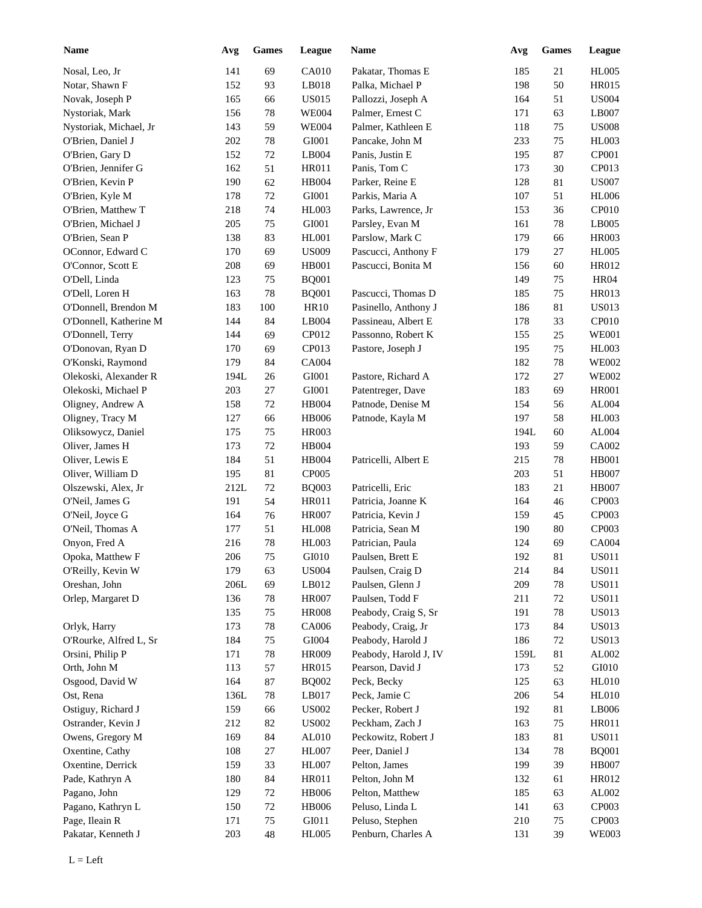| Name | Avg | Games | League |
|---|---|---|---|
| Nosal, Leo, Jr | 141 | 69 | CA010 |
| Notar, Shawn F | 152 | 93 | LB018 |
| Novak, Joseph P | 165 | 66 | US015 |
| Nystoriak, Mark | 156 | 78 | WE004 |
| Nystoriak, Michael, Jr | 143 | 59 | WE004 |
| O'Brien, Daniel J | 202 | 78 | GI001 |
| O'Brien, Gary D | 152 | 72 | LB004 |
| O'Brien, Jennifer G | 162 | 51 | HR011 |
| O'Brien, Kevin P | 190 | 62 | HB004 |
| O'Brien, Kyle M | 178 | 72 | GI001 |
| O'Brien, Matthew T | 218 | 74 | HL003 |
| O'Brien, Michael J | 205 | 75 | GI001 |
| O'Brien, Sean P | 138 | 83 | HL001 |
| OConnor, Edward C | 170 | 69 | US009 |
| O'Connor, Scott E | 208 | 69 | HB001 |
| O'Dell, Linda | 123 | 75 | BQ001 |
| O'Dell, Loren H | 163 | 78 | BQ001 |
| O'Donnell, Brendon M | 183 | 100 | HR10 |
| O'Donnell, Katherine M | 144 | 84 | LB004 |
| O'Donnell, Terry | 144 | 69 | CP012 |
| O'Donovan, Ryan D | 170 | 69 | CP013 |
| O'Konski, Raymond | 179 | 84 | CA004 |
| Olekoski, Alexander R | 194L | 26 | GI001 |
| Olekoski, Michael P | 203 | 27 | GI001 |
| Oligney, Andrew A | 158 | 72 | HB004 |
| Oligney, Tracy M | 127 | 66 | HB006 |
| Oliksowycz, Daniel | 175 | 75 | HR003 |
| Oliver, James H | 173 | 72 | HB004 |
| Oliver, Lewis E | 184 | 51 | HB004 |
| Oliver, William D | 195 | 81 | CP005 |
| Olszewski, Alex, Jr | 212L | 72 | BQ003 |
| O'Neil, James G | 191 | 54 | HR011 |
| O'Neil, Joyce G | 164 | 76 | HR007 |
| O'Neil, Thomas A | 177 | 51 | HL008 |
| Onyon, Fred A | 216 | 78 | HL003 |
| Opoka, Matthew F | 206 | 75 | GI010 |
| O'Reilly, Kevin W | 179 | 63 | US004 |
| Oreshan, John | 206L | 69 | LB012 |
| Orlep, Margaret D | 136 | 78 | HR007 |
| | 135 | 75 | HR008 |
| Orlyk, Harry | 173 | 78 | CA006 |
| O'Rourke, Alfred L, Sr | 184 | 75 | GI004 |
| Orsini, Philip P | 171 | 78 | HR009 |
| Orth, John M | 113 | 57 | HR015 |
| Osgood, David W | 164 | 87 | BQ002 |
| Ost, Rena | 136L | 78 | LB017 |
| Ostiguy, Richard J | 159 | 66 | US002 |
| Ostrander, Kevin J | 212 | 82 | US002 |
| Owens, Gregory M | 169 | 84 | AL010 |
| Oxentine, Cathy | 108 | 27 | HL007 |
| Oxentine, Derrick | 159 | 33 | HL007 |
| Pade, Kathryn A | 180 | 84 | HR011 |
| Pagano, John | 129 | 72 | HB006 |
| Pagano, Kathryn L | 150 | 72 | HB006 |
| Page, Ileain R | 171 | 75 | GI011 |
| Pakatar, Kenneth J | 203 | 48 | HL005 |
| Pakatar, Thomas E | 185 | 21 | HL005 |
| Palka, Michael P | 198 | 50 | HR015 |
| Pallozzi, Joseph A | 164 | 51 | US004 |
| Palmer, Ernest C | 171 | 63 | LB007 |
| Palmer, Kathleen E | 118 | 75 | US008 |
| Pancake, John M | 233 | 75 | HL003 |
| Panis, Justin E | 195 | 87 | CP001 |
| Panis, Tom C | 173 | 30 | CP013 |
| Parker, Reine E | 128 | 81 | US007 |
| Parkis, Maria A | 107 | 51 | HL006 |
| Parks, Lawrence, Jr | 153 | 36 | CP010 |
| Parsley, Evan M | 161 | 78 | LB005 |
| Parslow, Mark C | 179 | 66 | HR003 |
| Pascucci, Anthony F | 179 | 27 | HL005 |
| Pascucci, Bonita M | 156 | 60 | HR012 |
| | 149 | 75 | HR04 |
| Pascucci, Thomas D | 185 | 75 | HR013 |
| Pasinello, Anthony J | 186 | 81 | US013 |
| Passineau, Albert E | 178 | 33 | CP010 |
| Passonno, Robert K | 155 | 25 | WE001 |
| Pastore, Joseph J | 195 | 75 | HL003 |
| | 182 | 78 | WE002 |
| Pastore, Richard A | 172 | 27 | WE002 |
| Patentreger, Dave | 183 | 69 | HR001 |
| Patnode, Denise M | 154 | 56 | AL004 |
| Patnode, Kayla M | 197 | 58 | HL003 |
| | 194L | 60 | AL004 |
| | 193 | 59 | CA002 |
| Patricelli, Albert E | 215 | 78 | HB001 |
| | 203 | 51 | HB007 |
| Patricelli, Eric | 183 | 21 | HB007 |
| Patricia, Joanne K | 164 | 46 | CP003 |
| Patricia, Kevin J | 159 | 45 | CP003 |
| Patricia, Sean M | 190 | 80 | CP003 |
| Patrician, Paula | 124 | 69 | CA004 |
| Paulsen, Brett E | 192 | 81 | US011 |
| Paulsen, Craig D | 214 | 84 | US011 |
| Paulsen, Glenn J | 209 | 78 | US011 |
| Paulsen, Todd F | 211 | 72 | US011 |
| Peabody, Craig S, Sr | 191 | 78 | US013 |
| Peabody, Craig, Jr | 173 | 84 | US013 |
| Peabody, Harold J | 186 | 72 | US013 |
| Peabody, Harold J, IV | 159L | 81 | AL002 |
| Pearson, David J | 173 | 52 | GI010 |
| Peck, Becky | 125 | 63 | HL010 |
| Peck, Jamie C | 206 | 54 | HL010 |
| Pecker, Robert J | 192 | 81 | LB006 |
| Peckham, Zach J | 163 | 75 | HR011 |
| Peckowitz, Robert J | 183 | 81 | US011 |
| Peer, Daniel J | 134 | 78 | BQ001 |
| Pelton, James | 199 | 39 | HB007 |
| Pelton, John M | 132 | 61 | HR012 |
| Pelton, Matthew | 185 | 63 | AL002 |
| Peluso, Linda L | 141 | 63 | CP003 |
| Peluso, Stephen | 210 | 75 | CP003 |
| Penburn, Charles A | 131 | 39 | WE003 |

L = Left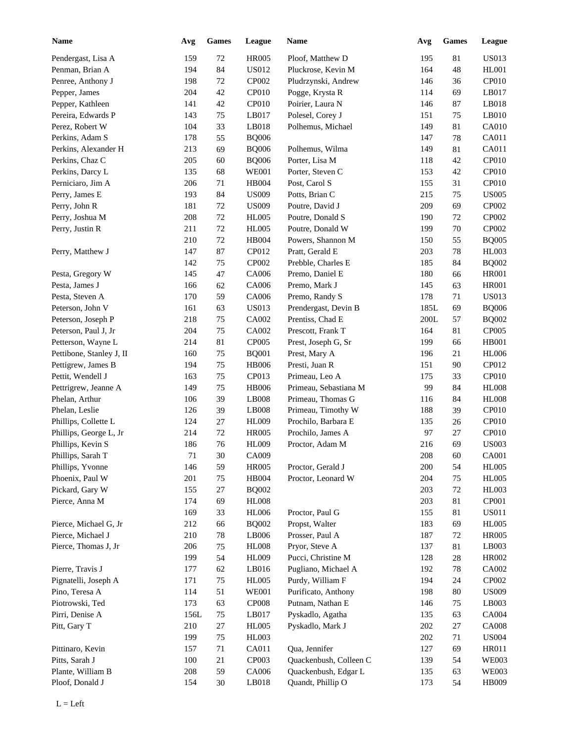| Name | Avg | Games | League | Name | Avg | Games | League |
|---|---|---|---|---|---|---|---|
| Pendergast, Lisa A | 159 | 72 | HR005 | Ploof, Matthew D | 195 | 81 | US013 |
| Penman, Brian A | 194 | 84 | US012 | Pluckrose, Kevin M | 164 | 48 | HL001 |
| Penree, Anthony J | 198 | 72 | CP002 | Pludrzynski, Andrew | 146 | 36 | CP010 |
| Pepper, James | 204 | 42 | CP010 | Pogge, Krysta R | 114 | 69 | LB017 |
| Pepper, Kathleen | 141 | 42 | CP010 | Poirier, Laura N | 146 | 87 | LB018 |
| Pereira, Edwards P | 143 | 75 | LB017 | Polesel, Corey J | 151 | 75 | LB010 |
| Perez, Robert W | 104 | 33 | LB018 | Polhemus, Michael | 149 | 81 | CA010 |
| Perkins, Adam S | 178 | 55 | BQ006 | | 147 | 78 | CA011 |
| Perkins, Alexander H | 213 | 69 | BQ006 | Polhemus, Wilma | 149 | 81 | CA011 |
| Perkins, Chaz C | 205 | 60 | BQ006 | Porter, Lisa M | 118 | 42 | CP010 |
| Perkins, Darcy L | 135 | 68 | WE001 | Porter, Steven C | 153 | 42 | CP010 |
| Perniciaro, Jim A | 206 | 71 | HB004 | Post, Carol S | 155 | 31 | CP010 |
| Perry, James E | 193 | 84 | US009 | Potts, Brian C | 215 | 75 | US005 |
| Perry, John R | 181 | 72 | US009 | Poutre, David J | 209 | 69 | CP002 |
| Perry, Joshua M | 208 | 72 | HL005 | Poutre, Donald S | 190 | 72 | CP002 |
| Perry, Justin R | 211 | 72 | HL005 | Poutre, Donald W | 199 | 70 | CP002 |
| | 210 | 72 | HB004 | Powers, Shannon M | 150 | 55 | BQ005 |
| Perry, Matthew J | 147 | 87 | CP012 | Pratt, Gerald E | 203 | 78 | HL003 |
| | 142 | 75 | CP002 | Prebble, Charles E | 185 | 84 | BQ002 |
| Pesta, Gregory W | 145 | 47 | CA006 | Premo, Daniel E | 180 | 66 | HR001 |
| Pesta, James J | 166 | 62 | CA006 | Premo, Mark J | 145 | 63 | HR001 |
| Pesta, Steven A | 170 | 59 | CA006 | Premo, Randy S | 178 | 71 | US013 |
| Peterson, John V | 161 | 63 | US013 | Prendergast, Devin B | 185L | 69 | BQ006 |
| Peterson, Joseph P | 218 | 75 | CA002 | Prentiss, Chad E | 200L | 57 | BQ002 |
| Peterson, Paul J, Jr | 204 | 75 | CA002 | Prescott, Frank T | 164 | 81 | CP005 |
| Petterson, Wayne L | 214 | 81 | CP005 | Prest, Joseph G, Sr | 199 | 66 | HB001 |
| Pettibone, Stanley J, II | 160 | 75 | BQ001 | Prest, Mary A | 196 | 21 | HL006 |
| Pettigrew, James B | 194 | 75 | HB006 | Presti, Juan R | 151 | 90 | CP012 |
| Pettit, Wendell J | 163 | 75 | CP013 | Primeau, Leo A | 175 | 33 | CP010 |
| Pettrigrew, Jeanne A | 149 | 75 | HB006 | Primeau, Sebastiana M | 99 | 84 | HL008 |
| Phelan, Arthur | 106 | 39 | LB008 | Primeau, Thomas G | 116 | 84 | HL008 |
| Phelan, Leslie | 126 | 39 | LB008 | Primeau, Timothy W | 188 | 39 | CP010 |
| Phillips, Collette L | 124 | 27 | HL009 | Prochilo, Barbara E | 135 | 26 | CP010 |
| Phillips, George L, Jr | 214 | 72 | HR005 | Prochilo, James A | 97 | 27 | CP010 |
| Phillips, Kevin S | 186 | 76 | HL009 | Proctor, Adam M | 216 | 69 | US003 |
| Phillips, Sarah T | 71 | 30 | CA009 | | 208 | 60 | CA001 |
| Phillips, Yvonne | 146 | 59 | HR005 | Proctor, Gerald J | 200 | 54 | HL005 |
| Phoenix, Paul W | 201 | 75 | HB004 | Proctor, Leonard W | 204 | 75 | HL005 |
| Pickard, Gary W | 155 | 27 | BQ002 | | 203 | 72 | HL003 |
| Pierce, Anna M | 174 | 69 | HL008 | | 203 | 81 | CP001 |
| | 169 | 33 | HL006 | Proctor, Paul G | 155 | 81 | US011 |
| Pierce, Michael G, Jr | 212 | 66 | BQ002 | Propst, Walter | 183 | 69 | HL005 |
| Pierce, Michael J | 210 | 78 | LB006 | Prosser, Paul A | 187 | 72 | HR005 |
| Pierce, Thomas J, Jr | 206 | 75 | HL008 | Pryor, Steve A | 137 | 81 | LB003 |
| | 199 | 54 | HL009 | Pucci, Christine M | 128 | 28 | HR002 |
| Pierre, Travis J | 177 | 62 | LB016 | Pugliano, Michael A | 192 | 78 | CA002 |
| Pignatelli, Joseph A | 171 | 75 | HL005 | Purdy, William F | 194 | 24 | CP002 |
| Pino, Teresa A | 114 | 51 | WE001 | Purificato, Anthony | 198 | 80 | US009 |
| Piotrowski, Ted | 173 | 63 | CP008 | Putnam, Nathan E | 146 | 75 | LB003 |
| Pirri, Denise A | 156L | 75 | LB017 | Pyskadlo, Agatha | 135 | 63 | CA004 |
| Pitt, Gary T | 210 | 27 | HL005 | Pyskadlo, Mark J | 202 | 27 | CA008 |
| | 199 | 75 | HL003 | | 202 | 71 | US004 |
| Pittinaro, Kevin | 157 | 71 | CA011 | Qua, Jennifer | 127 | 69 | HR011 |
| Pitts, Sarah J | 100 | 21 | CP003 | Quackenbush, Colleen C | 139 | 54 | WE003 |
| Plante, William B | 208 | 59 | CA006 | Quackenbush, Edgar L | 135 | 63 | WE003 |
| Ploof, Donald J | 154 | 30 | LB018 | Quandt, Phillip O | 173 | 54 | HB009 |

L = Left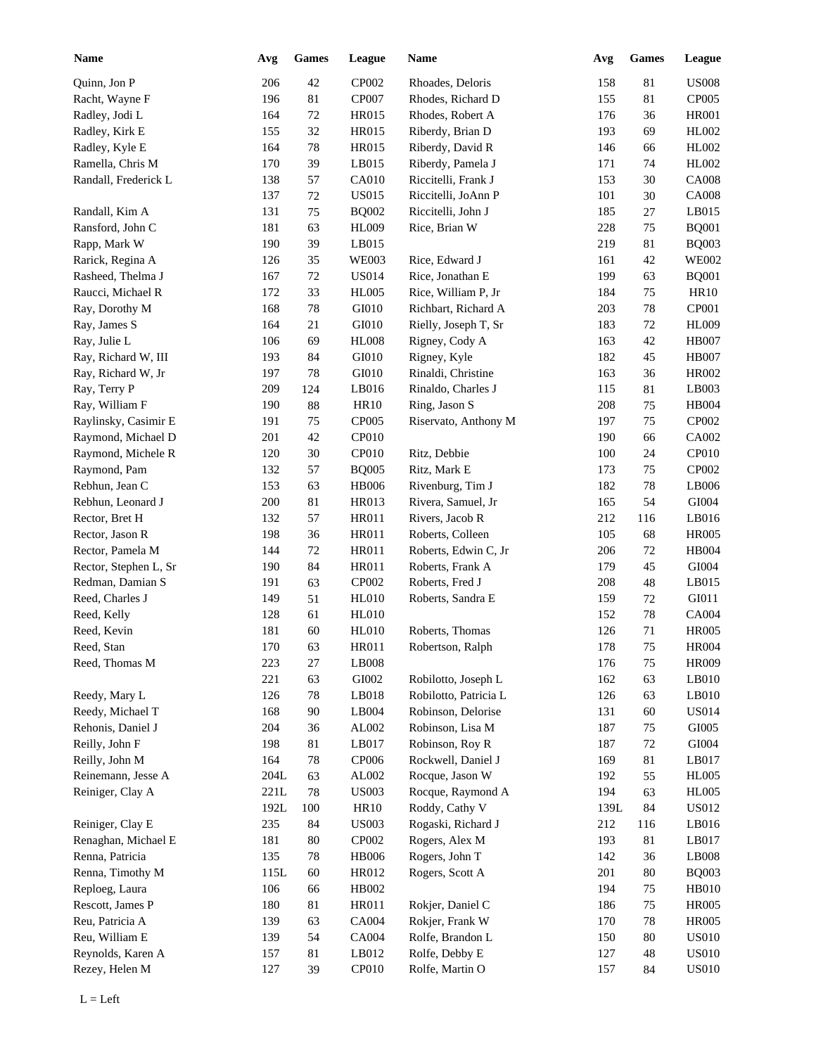| Name | Avg | Games | League | Name | Avg | Games | League |
|---|---|---|---|---|---|---|---|
| Quinn, Jon P | 206 | 42 | CP002 | Rhoades, Deloris | 158 | 81 | US008 |
| Racht, Wayne F | 196 | 81 | CP007 | Rhodes, Richard D | 155 | 81 | CP005 |
| Radley, Jodi L | 164 | 72 | HR015 | Rhodes, Robert A | 176 | 36 | HR001 |
| Radley, Kirk E | 155 | 32 | HR015 | Riberdy, Brian D | 193 | 69 | HL002 |
| Radley, Kyle E | 164 | 78 | HR015 | Riberdy, David R | 146 | 66 | HL002 |
| Ramella, Chris M | 170 | 39 | LB015 | Riberdy, Pamela J | 171 | 74 | HL002 |
| Randall, Frederick L | 138 | 57 | CA010 | Riccitelli, Frank J | 153 | 30 | CA008 |
| | 137 | 72 | US015 | Riccitelli, JoAnn P | 101 | 30 | CA008 |
| Randall, Kim A | 131 | 75 | BQ002 | Riccitelli, John J | 185 | 27 | LB015 |
| Ransford, John C | 181 | 63 | HL009 | Rice, Brian W | 228 | 75 | BQ001 |
| Rapp, Mark W | 190 | 39 | LB015 | | 219 | 81 | BQ003 |
| Rarick, Regina A | 126 | 35 | WE003 | Rice, Edward J | 161 | 42 | WE002 |
| Rasheed, Thelma J | 167 | 72 | US014 | Rice, Jonathan E | 199 | 63 | BQ001 |
| Raucci, Michael R | 172 | 33 | HL005 | Rice, William P, Jr | 184 | 75 | HR10 |
| Ray, Dorothy M | 168 | 78 | GI010 | Richbart, Richard A | 203 | 78 | CP001 |
| Ray, James S | 164 | 21 | GI010 | Rielly, Joseph T, Sr | 183 | 72 | HL009 |
| Ray, Julie L | 106 | 69 | HL008 | Rigney, Cody A | 163 | 42 | HB007 |
| Ray, Richard W, III | 193 | 84 | GI010 | Rigney, Kyle | 182 | 45 | HB007 |
| Ray, Richard W, Jr | 197 | 78 | GI010 | Rinaldi, Christine | 163 | 36 | HR002 |
| Ray, Terry P | 209 | 124 | LB016 | Rinaldo, Charles J | 115 | 81 | LB003 |
| Ray, William F | 190 | 88 | HR10 | Ring, Jason S | 208 | 75 | HB004 |
| Raylinsky, Casimir E | 191 | 75 | CP005 | Riservato, Anthony M | 197 | 75 | CP002 |
| Raymond, Michael D | 201 | 42 | CP010 | | 190 | 66 | CA002 |
| Raymond, Michele R | 120 | 30 | CP010 | Ritz, Debbie | 100 | 24 | CP010 |
| Raymond, Pam | 132 | 57 | BQ005 | Ritz, Mark E | 173 | 75 | CP002 |
| Rebhun, Jean C | 153 | 63 | HB006 | Rivenburg, Tim J | 182 | 78 | LB006 |
| Rebhun, Leonard J | 200 | 81 | HR013 | Rivera, Samuel, Jr | 165 | 54 | GI004 |
| Rector, Bret H | 132 | 57 | HR011 | Rivers, Jacob R | 212 | 116 | LB016 |
| Rector, Jason R | 198 | 36 | HR011 | Roberts, Colleen | 105 | 68 | HR005 |
| Rector, Pamela M | 144 | 72 | HR011 | Roberts, Edwin C, Jr | 206 | 72 | HB004 |
| Rector, Stephen L, Sr | 190 | 84 | HR011 | Roberts, Frank A | 179 | 45 | GI004 |
| Redman, Damian S | 191 | 63 | CP002 | Roberts, Fred J | 208 | 48 | LB015 |
| Reed, Charles J | 149 | 51 | HL010 | Roberts, Sandra E | 159 | 72 | GI011 |
| Reed, Kelly | 128 | 61 | HL010 | | 152 | 78 | CA004 |
| Reed, Kevin | 181 | 60 | HL010 | Roberts, Thomas | 126 | 71 | HR005 |
| Reed, Stan | 170 | 63 | HR011 | Robertson, Ralph | 178 | 75 | HR004 |
| Reed, Thomas M | 223 | 27 | LB008 | | 176 | 75 | HR009 |
| | 221 | 63 | GI002 | Robilotto, Joseph L | 162 | 63 | LB010 |
| Reedy, Mary L | 126 | 78 | LB018 | Robilotto, Patricia L | 126 | 63 | LB010 |
| Reedy, Michael T | 168 | 90 | LB004 | Robinson, Delorise | 131 | 60 | US014 |
| Rehonis, Daniel J | 204 | 36 | AL002 | Robinson, Lisa M | 187 | 75 | GI005 |
| Reilly, John F | 198 | 81 | LB017 | Robinson, Roy R | 187 | 72 | GI004 |
| Reilly, John M | 164 | 78 | CP006 | Rockwell, Daniel J | 169 | 81 | LB017 |
| Reinemann, Jesse A | 204L | 63 | AL002 | Rocque, Jason W | 192 | 55 | HL005 |
| Reiniger, Clay A | 221L | 78 | US003 | Rocque, Raymond A | 194 | 63 | HL005 |
| | 192L | 100 | HR10 | Roddy, Cathy V | 139L | 84 | US012 |
| Reiniger, Clay E | 235 | 84 | US003 | Rogaski, Richard J | 212 | 116 | LB016 |
| Renaghan, Michael E | 181 | 80 | CP002 | Rogers, Alex M | 193 | 81 | LB017 |
| Renna, Patricia | 135 | 78 | HB006 | Rogers, John T | 142 | 36 | LB008 |
| Renna, Timothy M | 115L | 60 | HR012 | Rogers, Scott A | 201 | 80 | BQ003 |
| Reploeg, Laura | 106 | 66 | HB002 | | 194 | 75 | HB010 |
| Rescott, James P | 180 | 81 | HR011 | Rokjer, Daniel C | 186 | 75 | HR005 |
| Reu, Patricia A | 139 | 63 | CA004 | Rokjer, Frank W | 170 | 78 | HR005 |
| Reu, William E | 139 | 54 | CA004 | Rolfe, Brandon L | 150 | 80 | US010 |
| Reynolds, Karen A | 157 | 81 | LB012 | Rolfe, Debby E | 127 | 48 | US010 |
| Rezey, Helen M | 127 | 39 | CP010 | Rolfe, Martin O | 157 | 84 | US010 |

L = Left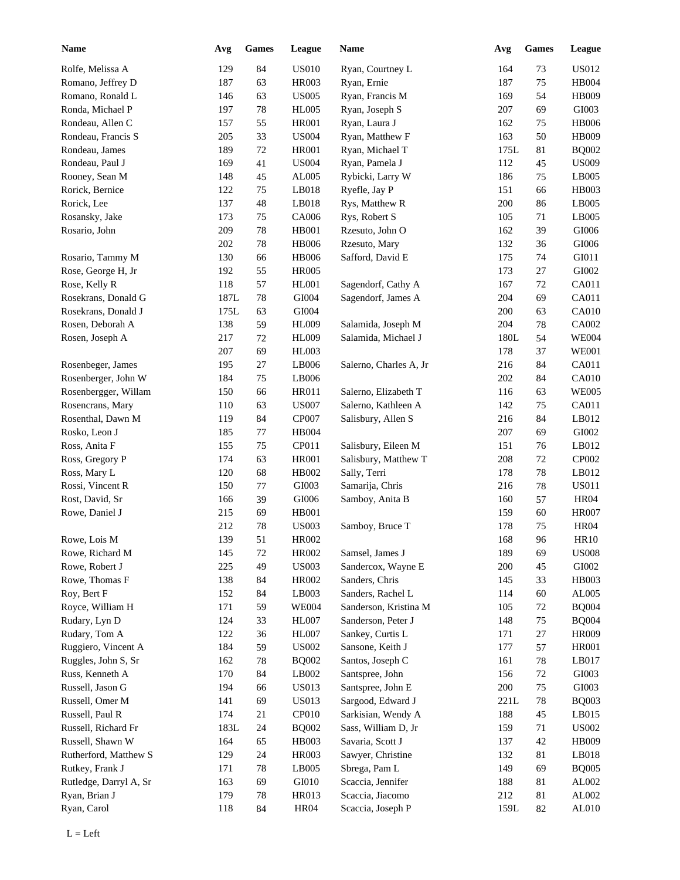| Name | Avg | Games | League |
|---|---|---|---|
| Rolfe, Melissa A | 129 | 84 | US010 |
| Romano, Jeffrey D | 187 | 63 | HR003 |
| Romano, Ronald L | 146 | 63 | US005 |
| Ronda, Michael P | 197 | 78 | HL005 |
| Rondeau, Allen C | 157 | 55 | HR001 |
| Rondeau, Francis S | 205 | 33 | US004 |
| Rondeau, James | 189 | 72 | HR001 |
| Rondeau, Paul J | 169 | 41 | US004 |
| Rooney, Sean M | 148 | 45 | AL005 |
| Rorick, Bernice | 122 | 75 | LB018 |
| Rorick, Lee | 137 | 48 | LB018 |
| Rosansky, Jake | 173 | 75 | CA006 |
| Rosario, John | 209 | 78 | HB001 |
| | 202 | 78 | HB006 |
| Rosario, Tammy M | 130 | 66 | HB006 |
| Rose, George H, Jr | 192 | 55 | HR005 |
| Rose, Kelly R | 118 | 57 | HL001 |
| Rosekrans, Donald G | 187L | 78 | GI004 |
| Rosekrans, Donald J | 175L | 63 | GI004 |
| Rosen, Deborah A | 138 | 59 | HL009 |
| Rosen, Joseph A | 217 | 72 | HL009 |
| | 207 | 69 | HL003 |
| Rosenbeger, James | 195 | 27 | LB006 |
| Rosenberger, John W | 184 | 75 | LB006 |
| Rosenbergger, Willam | 150 | 66 | HR011 |
| Rosencrans, Mary | 110 | 63 | US007 |
| Rosenthal, Dawn M | 119 | 84 | CP007 |
| Rosko, Leon J | 185 | 77 | HB004 |
| Ross, Anita F | 155 | 75 | CP011 |
| Ross, Gregory P | 174 | 63 | HR001 |
| Ross, Mary L | 120 | 68 | HB002 |
| Rossi, Vincent R | 150 | 77 | GI003 |
| Rost, David, Sr | 166 | 39 | GI006 |
| Rowe, Daniel J | 215 | 69 | HB001 |
| | 212 | 78 | US003 |
| Rowe, Lois M | 139 | 51 | HR002 |
| Rowe, Richard M | 145 | 72 | HR002 |
| Rowe, Robert J | 225 | 49 | US003 |
| Rowe, Thomas F | 138 | 84 | HR002 |
| Roy, Bert F | 152 | 84 | LB003 |
| Royce, William H | 171 | 59 | WE004 |
| Rudary, Lyn D | 124 | 33 | HL007 |
| Rudary, Tom A | 122 | 36 | HL007 |
| Ruggiero, Vincent A | 184 | 59 | US002 |
| Ruggles, John S, Sr | 162 | 78 | BQ002 |
| Russ, Kenneth A | 170 | 84 | LB002 |
| Russell, Jason G | 194 | 66 | US013 |
| Russell, Omer M | 141 | 69 | US013 |
| Russell, Paul R | 174 | 21 | CP010 |
| Russell, Richard Fr | 183L | 24 | BQ002 |
| Russell, Shawn W | 164 | 65 | HB003 |
| Rutherford, Matthew S | 129 | 24 | HR003 |
| Rutkey, Frank J | 171 | 78 | LB005 |
| Rutledge, Darryl A, Sr | 163 | 69 | GI010 |
| Ryan, Brian J | 179 | 78 | HR013 |
| Ryan, Carol | 118 | 84 | HR04 |
| Ryan, Courtney L | 164 | 73 | US012 |
| Ryan, Ernie | 187 | 75 | HB004 |
| Ryan, Francis M | 169 | 54 | HB009 |
| Ryan, Joseph S | 207 | 69 | GI003 |
| Ryan, Laura J | 162 | 75 | HB006 |
| Ryan, Matthew F | 163 | 50 | HB009 |
| Ryan, Michael T | 175L | 81 | BQ002 |
| Ryan, Pamela J | 112 | 45 | US009 |
| Rybicki, Larry W | 186 | 75 | LB005 |
| Ryefle, Jay P | 151 | 66 | HB003 |
| Rys, Matthew R | 200 | 86 | LB005 |
| Rys, Robert S | 105 | 71 | LB005 |
| Rzesuto, John O | 162 | 39 | GI006 |
| Rzesuto, Mary | 132 | 36 | GI006 |
| Safford, David E | 175 | 74 | GI011 |
| | 173 | 27 | GI002 |
| Sagendorf, Cathy A | 167 | 72 | CA011 |
| Sagendorf, James A | 204 | 69 | CA011 |
| | 200 | 63 | CA010 |
| Salamida, Joseph M | 204 | 78 | CA002 |
| Salamida, Michael J | 180L | 54 | WE004 |
| | 178 | 37 | WE001 |
| Salerno, Charles A, Jr | 216 | 84 | CA011 |
| | 202 | 84 | CA010 |
| Salerno, Elizabeth T | 116 | 63 | WE005 |
| Salerno, Kathleen A | 142 | 75 | CA011 |
| Salisbury, Allen S | 216 | 84 | LB012 |
| | 207 | 69 | GI002 |
| Salisbury, Eileen M | 151 | 76 | LB012 |
| Salisbury, Matthew T | 208 | 72 | CP002 |
| Sally, Terri | 178 | 78 | LB012 |
| Samarija, Chris | 216 | 78 | US011 |
| Samboy, Anita B | 160 | 57 | HR04 |
| | 159 | 60 | HR007 |
| Samboy, Bruce T | 178 | 75 | HR04 |
| | 168 | 96 | HR10 |
| Samsel, James J | 189 | 69 | US008 |
| Sandercox, Wayne E | 200 | 45 | GI002 |
| Sanders, Chris | 145 | 33 | HB003 |
| Sanders, Rachel L | 114 | 60 | AL005 |
| Sanderson, Kristina M | 105 | 72 | BQ004 |
| Sanderson, Peter J | 148 | 75 | BQ004 |
| Sankey, Curtis L | 171 | 27 | HR009 |
| Sansone, Keith J | 177 | 57 | HR001 |
| Santos, Joseph C | 161 | 78 | LB017 |
| Santspree, John | 156 | 72 | GI003 |
| Santspree, John E | 200 | 75 | GI003 |
| Sargood, Edward J | 221L | 78 | BQ003 |
| Sarkisian, Wendy A | 188 | 45 | LB015 |
| Sass, William D, Jr | 159 | 71 | US002 |
| Savaria, Scott J | 137 | 42 | HB009 |
| Sawyer, Christine | 132 | 81 | LB018 |
| Sbrega, Pam L | 149 | 69 | BQ005 |
| Scaccia, Jennifer | 188 | 81 | AL002 |
| Scaccia, Jiacomo | 212 | 81 | AL002 |
| Scaccia, Joseph P | 159L | 82 | AL010 |

L = Left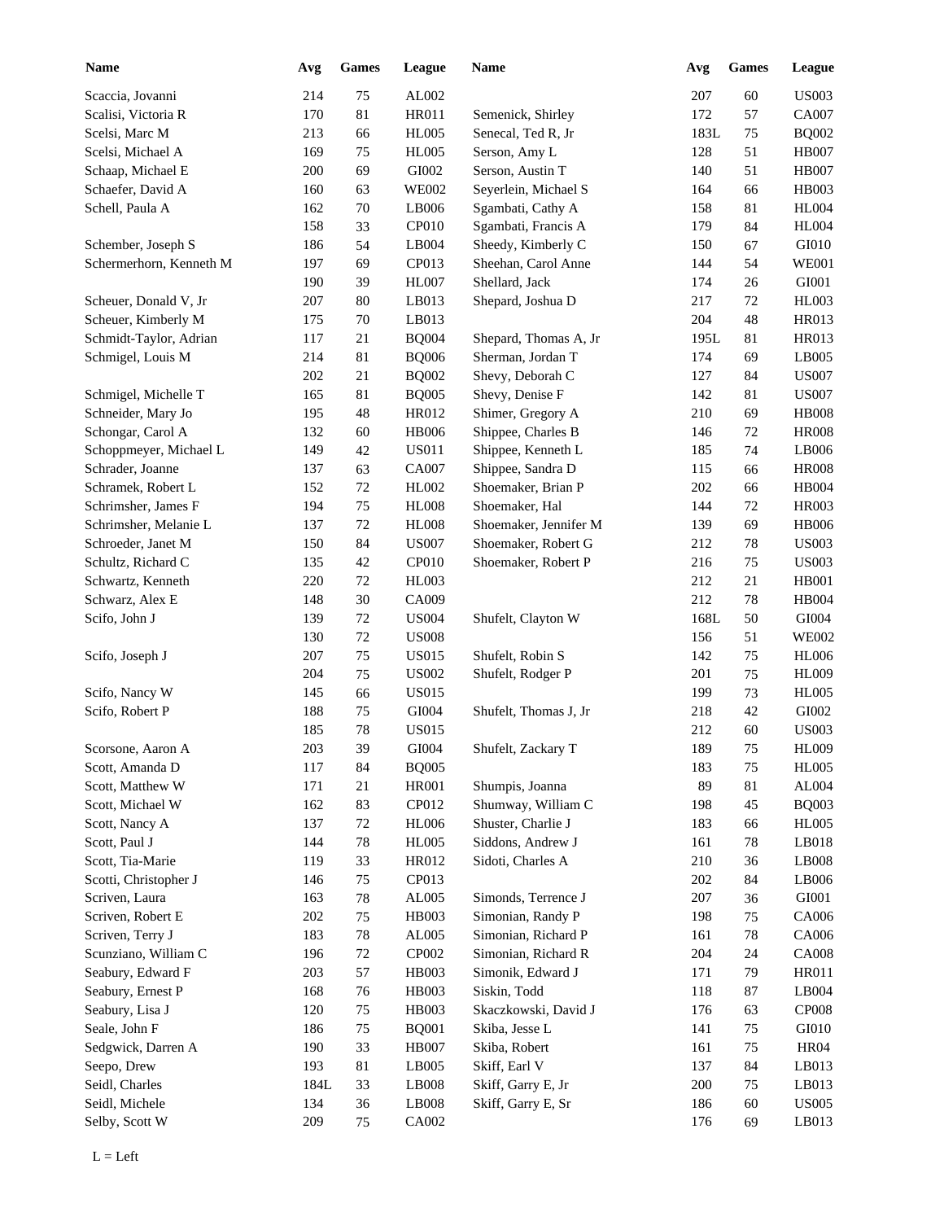| Name | Avg | Games | League |
|---|---|---|---|
| Scaccia, Jovanni | 214 | 75 | AL002 |
| Scalisi, Victoria R | 170 | 81 | HR011 |
| Scelsi, Marc M | 213 | 66 | HL005 |
| Scelsi, Michael A | 169 | 75 | HL005 |
| Schaap, Michael E | 200 | 69 | GI002 |
| Schaefer, David A | 160 | 63 | WE002 |
| Schell, Paula A | 162 | 70 | LB006 |
| | 158 | 33 | CP010 |
| Schember, Joseph S | 186 | 54 | LB004 |
| Schermerhorn, Kenneth M | 197 | 69 | CP013 |
| | 190 | 39 | HL007 |
| Scheuer, Donald V, Jr | 207 | 80 | LB013 |
| Scheuer, Kimberly M | 175 | 70 | LB013 |
| Schmidt-Taylor, Adrian | 117 | 21 | BQ004 |
| Schmigel, Louis M | 214 | 81 | BQ006 |
| | 202 | 21 | BQ002 |
| Schmigel, Michelle T | 165 | 81 | BQ005 |
| Schneider, Mary Jo | 195 | 48 | HR012 |
| Schongar, Carol A | 132 | 60 | HB006 |
| Schoppmeyer, Michael L | 149 | 42 | US011 |
| Schrader, Joanne | 137 | 63 | CA007 |
| Schramek, Robert L | 152 | 72 | HL002 |
| Schrimsher, James F | 194 | 75 | HL008 |
| Schrimsher, Melanie L | 137 | 72 | HL008 |
| Schroeder, Janet M | 150 | 84 | US007 |
| Schultz, Richard C | 135 | 42 | CP010 |
| Schwartz, Kenneth | 220 | 72 | HL003 |
| Schwarz, Alex E | 148 | 30 | CA009 |
| Scifo, John J | 139 | 72 | US004 |
| | 130 | 72 | US008 |
| Scifo, Joseph J | 207 | 75 | US015 |
| | 204 | 75 | US002 |
| Scifo, Nancy W | 145 | 66 | US015 |
| Scifo, Robert P | 188 | 75 | GI004 |
| | 185 | 78 | US015 |
| Scorsone, Aaron A | 203 | 39 | GI004 |
| Scott, Amanda D | 117 | 84 | BQ005 |
| Scott, Matthew W | 171 | 21 | HR001 |
| Scott, Michael W | 162 | 83 | CP012 |
| Scott, Nancy A | 137 | 72 | HL006 |
| Scott, Paul J | 144 | 78 | HL005 |
| Scott, Tia-Marie | 119 | 33 | HR012 |
| Scotti, Christopher J | 146 | 75 | CP013 |
| Scriven, Laura | 163 | 78 | AL005 |
| Scriven, Robert E | 202 | 75 | HB003 |
| Scriven, Terry J | 183 | 78 | AL005 |
| Scunziano, William C | 196 | 72 | CP002 |
| Seabury, Edward F | 203 | 57 | HB003 |
| Seabury, Ernest P | 168 | 76 | HB003 |
| Seabury, Lisa J | 120 | 75 | HB003 |
| Seale, John F | 186 | 75 | BQ001 |
| Sedgwick, Darren A | 190 | 33 | HB007 |
| Seepo, Drew | 193 | 81 | LB005 |
| Seidl, Charles | 184L | 33 | LB008 |
| Seidl, Michele | 134 | 36 | LB008 |
| Selby, Scott W | 209 | 75 | CA002 |
| | 207 | 60 | US003 |
| Semenick, Shirley | 172 | 57 | CA007 |
| Senecal, Ted R, Jr | 183L | 75 | BQ002 |
| Serson, Amy L | 128 | 51 | HB007 |
| Serson, Austin T | 140 | 51 | HB007 |
| Seyerlein, Michael S | 164 | 66 | HB003 |
| Sgambati, Cathy A | 158 | 81 | HL004 |
| Sgambati, Francis A | 179 | 84 | HL004 |
| Sheedy, Kimberly C | 150 | 67 | GI010 |
| Sheehan, Carol Anne | 144 | 54 | WE001 |
| Shellard, Jack | 174 | 26 | GI001 |
| Shepard, Joshua D | 217 | 72 | HL003 |
| | 204 | 48 | HR013 |
| Shepard, Thomas A, Jr | 195L | 81 | HR013 |
| Sherman, Jordan T | 174 | 69 | LB005 |
| Shevy, Deborah C | 127 | 84 | US007 |
| Shevy, Denise F | 142 | 81 | US007 |
| Shimer, Gregory A | 210 | 69 | HB008 |
| Shippee, Charles B | 146 | 72 | HR008 |
| Shippee, Kenneth L | 185 | 74 | LB006 |
| Shippee, Sandra D | 115 | 66 | HR008 |
| Shoemaker, Brian P | 202 | 66 | HB004 |
| Shoemaker, Hal | 144 | 72 | HR003 |
| Shoemaker, Jennifer M | 139 | 69 | HB006 |
| Shoemaker, Robert G | 212 | 78 | US003 |
| Shoemaker, Robert P | 216 | 75 | US003 |
| | 212 | 21 | HB001 |
| | 212 | 78 | HB004 |
| Shufelt, Clayton W | 168L | 50 | GI004 |
| | 156 | 51 | WE002 |
| Shufelt, Robin S | 142 | 75 | HL006 |
| Shufelt, Rodger P | 201 | 75 | HL009 |
| | 199 | 73 | HL005 |
| Shufelt, Thomas J, Jr | 218 | 42 | GI002 |
| | 212 | 60 | US003 |
| Shufelt, Zackary T | 189 | 75 | HL009 |
| | 183 | 75 | HL005 |
| Shumpis, Joanna | 89 | 81 | AL004 |
| Shumway, William C | 198 | 45 | BQ003 |
| Shuster, Charlie J | 183 | 66 | HL005 |
| Siddons, Andrew J | 161 | 78 | LB018 |
| Sidoti, Charles A | 210 | 36 | LB008 |
| | 202 | 84 | LB006 |
| Simonds, Terrence J | 207 | 36 | GI001 |
| Simonian, Randy P | 198 | 75 | CA006 |
| Simonian, Richard P | 161 | 78 | CA006 |
| Simonian, Richard R | 204 | 24 | CA008 |
| Simonik, Edward J | 171 | 79 | HR011 |
| Siskin, Todd | 118 | 87 | LB004 |
| Skaczkowski, David J | 176 | 63 | CP008 |
| Skiba, Jesse L | 141 | 75 | GI010 |
| Skiba, Robert | 161 | 75 | HR04 |
| Skiff, Earl V | 137 | 84 | LB013 |
| Skiff, Garry E, Jr | 200 | 75 | LB013 |
| Skiff, Garry E, Sr | 186 | 60 | US005 |
| | 176 | 69 | LB013 |

L = Left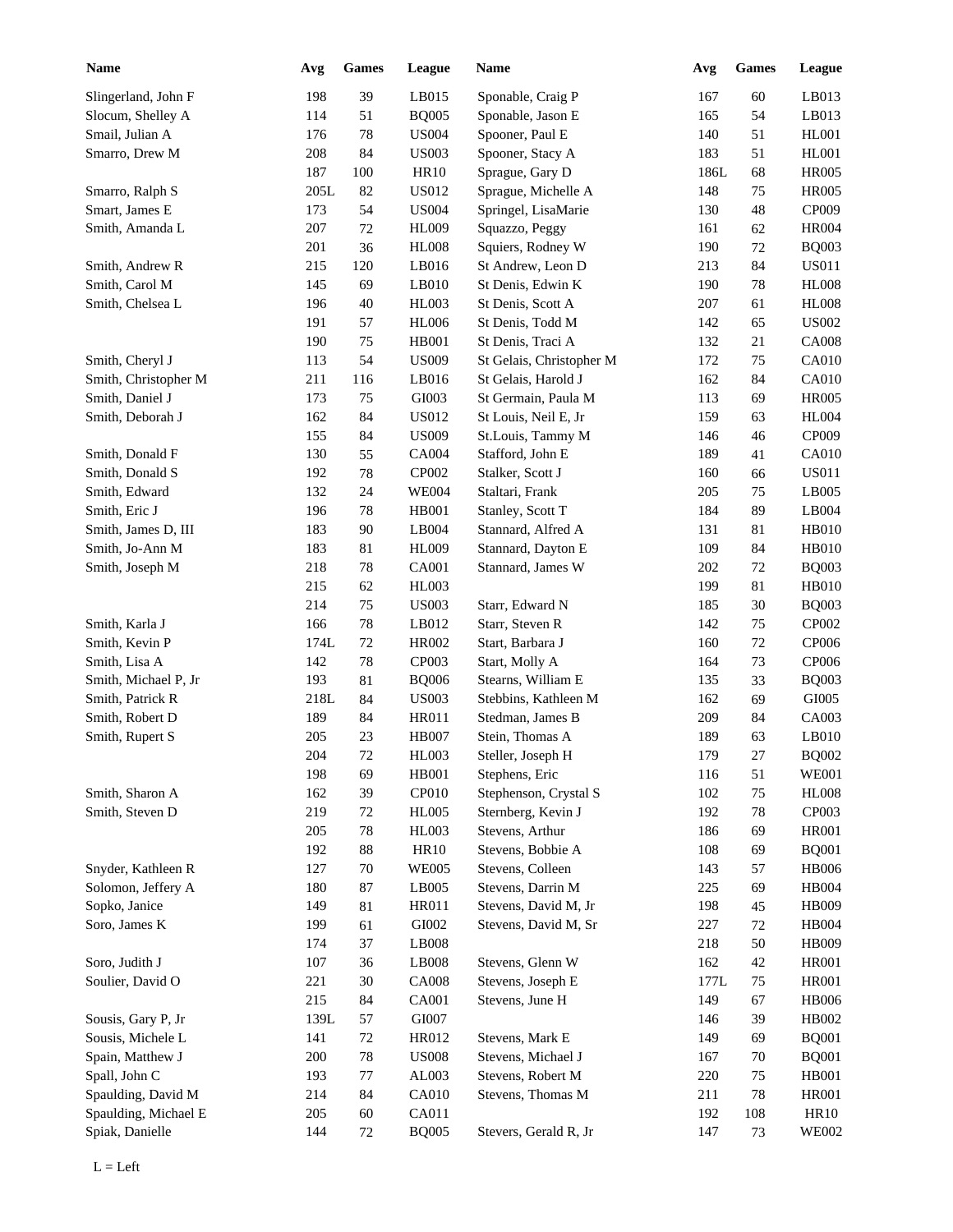| Name | Avg | Games | League |
|---|---|---|---|
| Slingerland, John F | 198 | 39 | LB015 |
| Slocum, Shelley A | 114 | 51 | BQ005 |
| Smail, Julian A | 176 | 78 | US004 |
| Smarro, Drew M | 208 | 84 | US003 |
| | 187 | 100 | HR10 |
| Smarro, Ralph S | 205L | 82 | US012 |
| Smart, James E | 173 | 54 | US004 |
| Smith, Amanda L | 207 | 72 | HL009 |
| | 201 | 36 | HL008 |
| Smith, Andrew R | 215 | 120 | LB016 |
| Smith, Carol M | 145 | 69 | LB010 |
| Smith, Chelsea L | 196 | 40 | HL003 |
| | 191 | 57 | HL006 |
| | 190 | 75 | HB001 |
| Smith, Cheryl J | 113 | 54 | US009 |
| Smith, Christopher M | 211 | 116 | LB016 |
| Smith, Daniel J | 173 | 75 | GI003 |
| Smith, Deborah J | 162 | 84 | US012 |
| | 155 | 84 | US009 |
| Smith, Donald F | 130 | 55 | CA004 |
| Smith, Donald S | 192 | 78 | CP002 |
| Smith, Edward | 132 | 24 | WE004 |
| Smith, Eric J | 196 | 78 | HB001 |
| Smith, James D, III | 183 | 90 | LB004 |
| Smith, Jo-Ann M | 183 | 81 | HL009 |
| Smith, Joseph M | 218 | 78 | CA001 |
| | 215 | 62 | HL003 |
| | 214 | 75 | US003 |
| Smith, Karla J | 166 | 78 | LB012 |
| Smith, Kevin P | 174L | 72 | HR002 |
| Smith, Lisa A | 142 | 78 | CP003 |
| Smith, Michael P, Jr | 193 | 81 | BQ006 |
| Smith, Patrick R | 218L | 84 | US003 |
| Smith, Robert D | 189 | 84 | HR011 |
| Smith, Rupert S | 205 | 23 | HB007 |
| | 204 | 72 | HL003 |
| | 198 | 69 | HB001 |
| Smith, Sharon A | 162 | 39 | CP010 |
| Smith, Steven D | 219 | 72 | HL005 |
| | 205 | 78 | HL003 |
| | 192 | 88 | HR10 |
| Snyder, Kathleen R | 127 | 70 | WE005 |
| Solomon, Jeffery A | 180 | 87 | LB005 |
| Sopko, Janice | 149 | 81 | HR011 |
| Soro, James K | 199 | 61 | GI002 |
| | 174 | 37 | LB008 |
| Soro, Judith J | 107 | 36 | LB008 |
| Soulier, David O | 221 | 30 | CA008 |
| | 215 | 84 | CA001 |
| Sousis, Gary P, Jr | 139L | 57 | GI007 |
| Sousis, Michele L | 141 | 72 | HR012 |
| Spain, Matthew J | 200 | 78 | US008 |
| Spall, John C | 193 | 77 | AL003 |
| Spaulding, David M | 214 | 84 | CA010 |
| Spaulding, Michael E | 205 | 60 | CA011 |
| Spiak, Danielle | 144 | 72 | BQ005 |
| Sponable, Craig P | 167 | 60 | LB013 |
| Sponable, Jason E | 165 | 54 | LB013 |
| Spooner, Paul E | 140 | 51 | HL001 |
| Spooner, Stacy A | 183 | 51 | HL001 |
| Sprague, Gary D | 186L | 68 | HR005 |
| Sprague, Michelle A | 148 | 75 | HR005 |
| Springel, LisaMarie | 130 | 48 | CP009 |
| Squazzo, Peggy | 161 | 62 | HR004 |
| Squiers, Rodney W | 190 | 72 | BQ003 |
| St Andrew, Leon D | 213 | 84 | US011 |
| St Denis, Edwin K | 190 | 78 | HL008 |
| St Denis, Scott A | 207 | 61 | HL008 |
| St Denis, Todd M | 142 | 65 | US002 |
| St Denis, Traci A | 132 | 21 | CA008 |
| St Gelais, Christopher M | 172 | 75 | CA010 |
| St Gelais, Harold J | 162 | 84 | CA010 |
| St Germain, Paula M | 113 | 69 | HR005 |
| St Louis, Neil E, Jr | 159 | 63 | HL004 |
| St.Louis, Tammy M | 146 | 46 | CP009 |
| Stafford, John E | 189 | 41 | CA010 |
| Stalker, Scott J | 160 | 66 | US011 |
| Staltari, Frank | 205 | 75 | LB005 |
| Stanley, Scott T | 184 | 89 | LB004 |
| Stannard, Alfred A | 131 | 81 | HB010 |
| Stannard, Dayton E | 109 | 84 | HB010 |
| Stannard, James W | 202 | 72 | BQ003 |
| | 199 | 81 | HB010 |
| Starr, Edward N | 185 | 30 | BQ003 |
| Starr, Steven R | 142 | 75 | CP002 |
| Start, Barbara J | 160 | 72 | CP006 |
| Start, Molly A | 164 | 73 | CP006 |
| Stearns, William E | 135 | 33 | BQ003 |
| Stebbins, Kathleen M | 162 | 69 | GI005 |
| Stedman, James B | 209 | 84 | CA003 |
| Stein, Thomas A | 189 | 63 | LB010 |
| Steller, Joseph H | 179 | 27 | BQ002 |
| Stephens, Eric | 116 | 51 | WE001 |
| Stephenson, Crystal S | 102 | 75 | HL008 |
| Sternberg, Kevin J | 192 | 78 | CP003 |
| Stevens, Arthur | 186 | 69 | HR001 |
| Stevens, Bobbie A | 108 | 69 | BQ001 |
| Stevens, Colleen | 143 | 57 | HB006 |
| Stevens, Darrin M | 225 | 69 | HB004 |
| Stevens, David M, Jr | 198 | 45 | HB009 |
| Stevens, David M, Sr | 227 | 72 | HB004 |
| | 218 | 50 | HB009 |
| Stevens, Glenn W | 162 | 42 | HR001 |
| Stevens, Joseph E | 177L | 75 | HR001 |
| Stevens, June H | 149 | 67 | HB006 |
| | 146 | 39 | HB002 |
| Stevens, Mark E | 149 | 69 | BQ001 |
| Stevens, Michael J | 167 | 70 | BQ001 |
| Stevens, Robert M | 220 | 75 | HB001 |
| Stevens, Thomas M | 211 | 78 | HR001 |
| | 192 | 108 | HR10 |
| Stevers, Gerald R, Jr | 147 | 73 | WE002 |

L = Left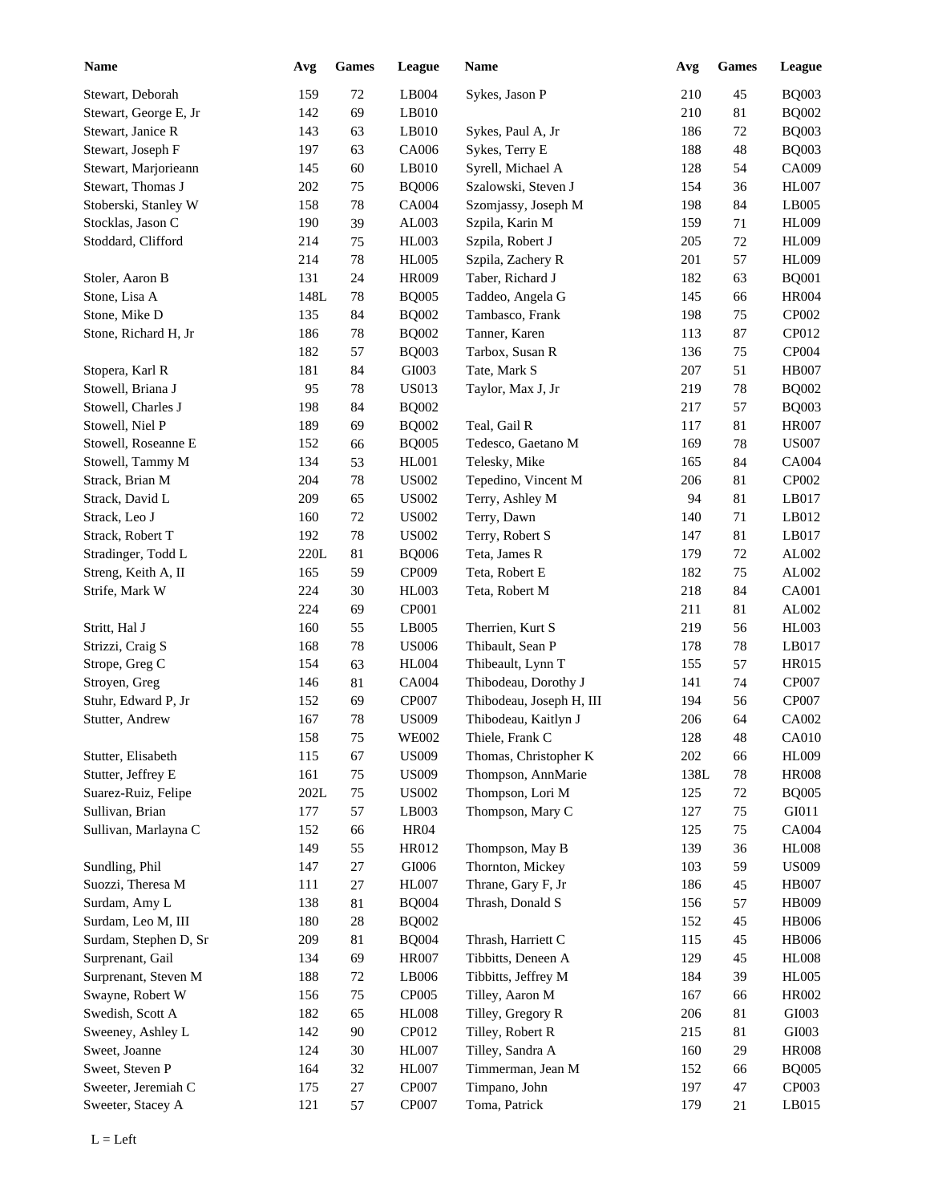| Name | Avg | Games | League |
|---|---|---|---|
| Stewart, Deborah | 159 | 72 | LB004 |
| Stewart, George E, Jr | 142 | 69 | LB010 |
| Stewart, Janice R | 143 | 63 | LB010 |
| Stewart, Joseph F | 197 | 63 | CA006 |
| Stewart, Marjorieann | 145 | 60 | LB010 |
| Stewart, Thomas J | 202 | 75 | BQ006 |
| Stoberski, Stanley W | 158 | 78 | CA004 |
| Stocklas, Jason C | 190 | 39 | AL003 |
| Stoddard, Clifford | 214 | 75 | HL003 |
| | 214 | 78 | HL005 |
| Stoler, Aaron B | 131 | 24 | HR009 |
| Stone, Lisa A | 148L | 78 | BQ005 |
| Stone, Mike D | 135 | 84 | BQ002 |
| Stone, Richard H, Jr | 186 | 78 | BQ002 |
| | 182 | 57 | BQ003 |
| Stopera, Karl R | 181 | 84 | GI003 |
| Stowell, Briana J | 95 | 78 | US013 |
| Stowell, Charles J | 198 | 84 | BQ002 |
| Stowell, Niel P | 189 | 69 | BQ002 |
| Stowell, Roseanne E | 152 | 66 | BQ005 |
| Stowell, Tammy M | 134 | 53 | HL001 |
| Strack, Brian M | 204 | 78 | US002 |
| Strack, David L | 209 | 65 | US002 |
| Strack, Leo J | 160 | 72 | US002 |
| Strack, Robert T | 192 | 78 | US002 |
| Stradinger, Todd L | 220L | 81 | BQ006 |
| Streng, Keith A, II | 165 | 59 | CP009 |
| Strife, Mark W | 224 | 30 | HL003 |
| | 224 | 69 | CP001 |
| Stritt, Hal J | 160 | 55 | LB005 |
| Strizzi, Craig S | 168 | 78 | US006 |
| Strope, Greg C | 154 | 63 | HL004 |
| Stroyen, Greg | 146 | 81 | CA004 |
| Stuhr, Edward P, Jr | 152 | 69 | CP007 |
| Stutter, Andrew | 167 | 78 | US009 |
| | 158 | 75 | WE002 |
| Stutter, Elisabeth | 115 | 67 | US009 |
| Stutter, Jeffrey E | 161 | 75 | US009 |
| Suarez-Ruiz, Felipe | 202L | 75 | US002 |
| Sullivan, Brian | 177 | 57 | LB003 |
| Sullivan, Marlayna C | 152 | 66 | HR04 |
| | 149 | 55 | HR012 |
| Sundling, Phil | 147 | 27 | GI006 |
| Suozzi, Theresa M | 111 | 27 | HL007 |
| Surdam, Amy L | 138 | 81 | BQ004 |
| Surdam, Leo M, III | 180 | 28 | BQ002 |
| Surdam, Stephen D, Sr | 209 | 81 | BQ004 |
| Surprenant, Gail | 134 | 69 | HR007 |
| Surprenant, Steven M | 188 | 72 | LB006 |
| Swayne, Robert W | 156 | 75 | CP005 |
| Swedish, Scott A | 182 | 65 | HL008 |
| Sweeney, Ashley L | 142 | 90 | CP012 |
| Sweet, Joanne | 124 | 30 | HL007 |
| Sweet, Steven P | 164 | 32 | HL007 |
| Sweeter, Jeremiah C | 175 | 27 | CP007 |
| Sweeter, Stacey A | 121 | 57 | CP007 |
| Sykes, Jason P | 210 | 45 | BQ003 |
| | 210 | 81 | BQ002 |
| Sykes, Paul A, Jr | 186 | 72 | BQ003 |
| Sykes, Terry E | 188 | 48 | BQ003 |
| Syrell, Michael A | 128 | 54 | CA009 |
| Szalowski, Steven J | 154 | 36 | HL007 |
| Szomjassy, Joseph M | 198 | 84 | LB005 |
| Szpila, Karin M | 159 | 71 | HL009 |
| Szpila, Robert J | 205 | 72 | HL009 |
| Szpila, Zachery R | 201 | 57 | HL009 |
| Taber, Richard J | 182 | 63 | BQ001 |
| Taddeo, Angela G | 145 | 66 | HR004 |
| Tambasco, Frank | 198 | 75 | CP002 |
| Tanner, Karen | 113 | 87 | CP012 |
| Tarbox, Susan R | 136 | 75 | CP004 |
| Tate, Mark S | 207 | 51 | HB007 |
| Taylor, Max J, Jr | 219 | 78 | BQ002 |
| | 217 | 57 | BQ003 |
| Teal, Gail R | 117 | 81 | HR007 |
| Tedesco, Gaetano M | 169 | 78 | US007 |
| Telesky, Mike | 165 | 84 | CA004 |
| Tepedino, Vincent M | 206 | 81 | CP002 |
| Terry, Ashley M | 94 | 81 | LB017 |
| Terry, Dawn | 140 | 71 | LB012 |
| Terry, Robert S | 147 | 81 | LB017 |
| Teta, James R | 179 | 72 | AL002 |
| Teta, Robert E | 182 | 75 | AL002 |
| Teta, Robert M | 218 | 84 | CA001 |
| | 211 | 81 | AL002 |
| Therrien, Kurt S | 219 | 56 | HL003 |
| Thibault, Sean P | 178 | 78 | LB017 |
| Thibeault, Lynn T | 155 | 57 | HR015 |
| Thibodeau, Dorothy J | 141 | 74 | CP007 |
| Thibodeau, Joseph H, III | 194 | 56 | CP007 |
| Thibodeau, Kaitlyn J | 206 | 64 | CA002 |
| Thiele, Frank C | 128 | 48 | CA010 |
| Thomas, Christopher K | 202 | 66 | HL009 |
| Thompson, AnnMarie | 138L | 78 | HR008 |
| Thompson, Lori M | 125 | 72 | BQ005 |
| Thompson, Mary C | 127 | 75 | GI011 |
| | 125 | 75 | CA004 |
| Thompson, May B | 139 | 36 | HL008 |
| Thornton, Mickey | 103 | 59 | US009 |
| Thrane, Gary F, Jr | 186 | 45 | HB007 |
| Thrash, Donald S | 156 | 57 | HB009 |
| | 152 | 45 | HB006 |
| Thrash, Harriett C | 115 | 45 | HB006 |
| Tibbitts, Deneen A | 129 | 45 | HL008 |
| Tibbitts, Jeffrey M | 184 | 39 | HL005 |
| Tilley, Aaron M | 167 | 66 | HR002 |
| Tilley, Gregory R | 206 | 81 | GI003 |
| Tilley, Robert R | 215 | 81 | GI003 |
| Tilley, Sandra A | 160 | 29 | HR008 |
| Timmerman, Jean M | 152 | 66 | BQ005 |
| Timpano, John | 197 | 47 | CP003 |
| Toma, Patrick | 179 | 21 | LB015 |

L = Left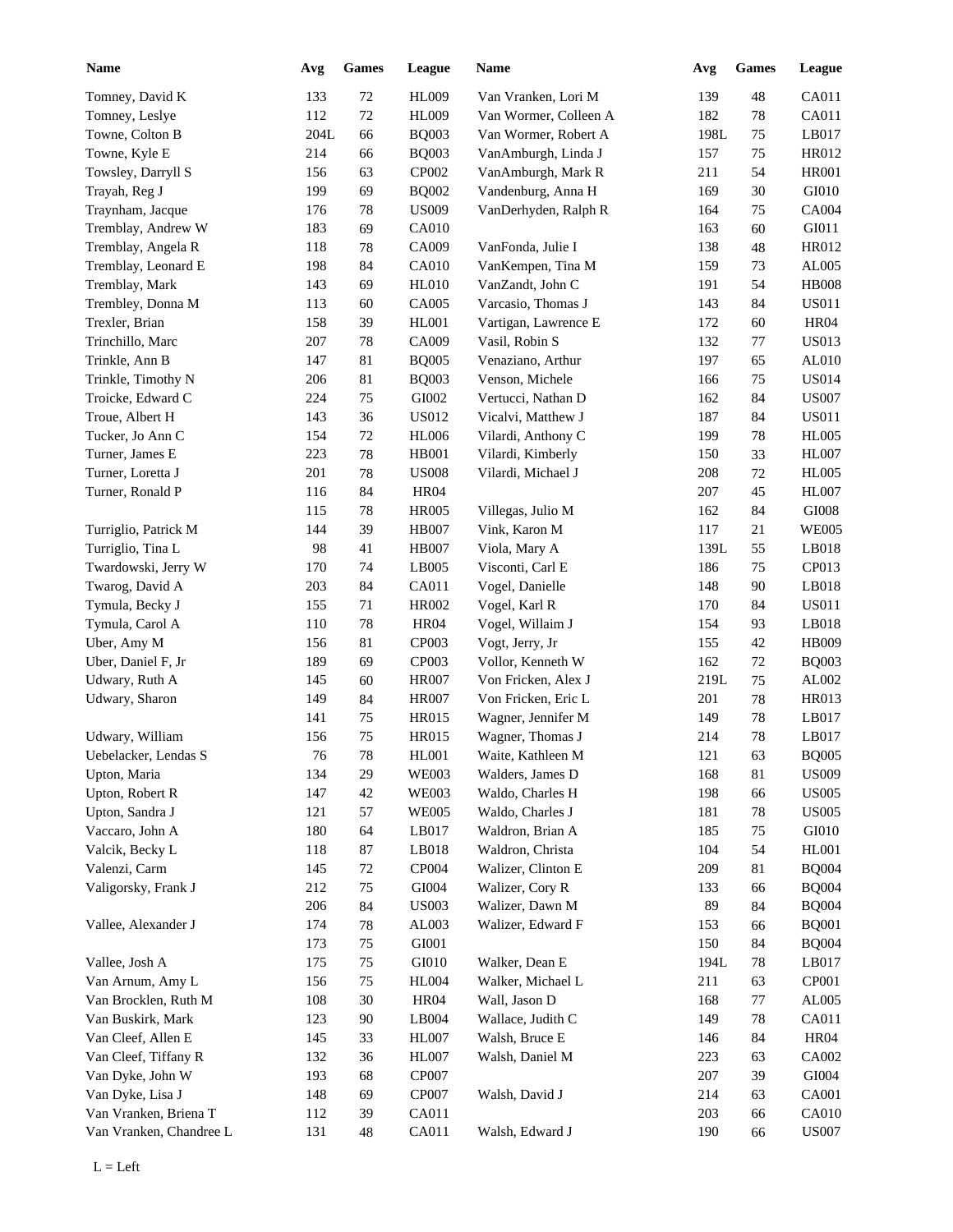| Name | Avg | Games | League | Name | Avg | Games | League |
|---|---|---|---|---|---|---|---|
| Tomney, David K | 133 | 72 | HL009 | Van Vranken, Lori M | 139 | 48 | CA011 |
| Tomney, Leslye | 112 | 72 | HL009 | Van Wormer, Colleen A | 182 | 78 | CA011 |
| Towne, Colton B | 204L | 66 | BQ003 | Van Wormer, Robert A | 198L | 75 | LB017 |
| Towne, Kyle E | 214 | 66 | BQ003 | VanAmburgh, Linda J | 157 | 75 | HR012 |
| Towsley, Darryll S | 156 | 63 | CP002 | VanAmburgh, Mark R | 211 | 54 | HR001 |
| Trayah, Reg J | 199 | 69 | BQ002 | Vandenburg, Anna H | 169 | 30 | GI010 |
| Traynham, Jacque | 176 | 78 | US009 | VanDerhyden, Ralph R | 164 | 75 | CA004 |
| Tremblay, Andrew W | 183 | 69 | CA010 | | 163 | 60 | GI011 |
| Tremblay, Angela R | 118 | 78 | CA009 | VanFonda, Julie I | 138 | 48 | HR012 |
| Tremblay, Leonard E | 198 | 84 | CA010 | VanKempen, Tina M | 159 | 73 | AL005 |
| Tremblay, Mark | 143 | 69 | HL010 | VanZandt, John C | 191 | 54 | HB008 |
| Trembley, Donna M | 113 | 60 | CA005 | Varcasio, Thomas J | 143 | 84 | US011 |
| Trexler, Brian | 158 | 39 | HL001 | Vartigan, Lawrence E | 172 | 60 | HR04 |
| Trinchillo, Marc | 207 | 78 | CA009 | Vasil, Robin S | 132 | 77 | US013 |
| Trinkle, Ann B | 147 | 81 | BQ005 | Venaziano, Arthur | 197 | 65 | AL010 |
| Trinkle, Timothy N | 206 | 81 | BQ003 | Venson, Michele | 166 | 75 | US014 |
| Troicke, Edward C | 224 | 75 | GI002 | Vertucci, Nathan D | 162 | 84 | US007 |
| Troue, Albert H | 143 | 36 | US012 | Vicalvi, Matthew J | 187 | 84 | US011 |
| Tucker, Jo Ann C | 154 | 72 | HL006 | Vilardi, Anthony C | 199 | 78 | HL005 |
| Turner, James E | 223 | 78 | HB001 | Vilardi, Kimberly | 150 | 33 | HL007 |
| Turner, Loretta J | 201 | 78 | US008 | Vilardi, Michael J | 208 | 72 | HL005 |
| Turner, Ronald P | 116 | 84 | HR04 | | 207 | 45 | HL007 |
| | 115 | 78 | HR005 | Villegas, Julio M | 162 | 84 | GI008 |
| Turriglio, Patrick M | 144 | 39 | HB007 | Vink, Karon M | 117 | 21 | WE005 |
| Turriglio, Tina L | 98 | 41 | HB007 | Viola, Mary A | 139L | 55 | LB018 |
| Twardowski, Jerry W | 170 | 74 | LB005 | Visconti, Carl E | 186 | 75 | CP013 |
| Twarog, David A | 203 | 84 | CA011 | Vogel, Danielle | 148 | 90 | LB018 |
| Tymula, Becky J | 155 | 71 | HR002 | Vogel, Karl R | 170 | 84 | US011 |
| Tymula, Carol A | 110 | 78 | HR04 | Vogel, Willaim J | 154 | 93 | LB018 |
| Uber, Amy M | 156 | 81 | CP003 | Vogt, Jerry, Jr | 155 | 42 | HB009 |
| Uber, Daniel F, Jr | 189 | 69 | CP003 | Vollor, Kenneth W | 162 | 72 | BQ003 |
| Udwary, Ruth A | 145 | 60 | HR007 | Von Fricken, Alex J | 219L | 75 | AL002 |
| Udwary, Sharon | 149 | 84 | HR007 | Von Fricken, Eric L | 201 | 78 | HR013 |
| | 141 | 75 | HR015 | Wagner, Jennifer M | 149 | 78 | LB017 |
| Udwary, William | 156 | 75 | HR015 | Wagner, Thomas J | 214 | 78 | LB017 |
| Uebelacker, Lendas S | 76 | 78 | HL001 | Waite, Kathleen M | 121 | 63 | BQ005 |
| Upton, Maria | 134 | 29 | WE003 | Walders, James D | 168 | 81 | US009 |
| Upton, Robert R | 147 | 42 | WE003 | Waldo, Charles H | 198 | 66 | US005 |
| Upton, Sandra J | 121 | 57 | WE005 | Waldo, Charles J | 181 | 78 | US005 |
| Vaccaro, John A | 180 | 64 | LB017 | Waldron, Brian A | 185 | 75 | GI010 |
| Valcik, Becky L | 118 | 87 | LB018 | Waldron, Christa | 104 | 54 | HL001 |
| Valenzi, Carm | 145 | 72 | CP004 | Walizer, Clinton E | 209 | 81 | BQ004 |
| Valigorsky, Frank J | 212 | 75 | GI004 | Walizer, Cory R | 133 | 66 | BQ004 |
| | 206 | 84 | US003 | Walizer, Dawn M | 89 | 84 | BQ004 |
| Vallee, Alexander J | 174 | 78 | AL003 | Walizer, Edward F | 153 | 66 | BQ001 |
| | 173 | 75 | GI001 | | 150 | 84 | BQ004 |
| Vallee, Josh A | 175 | 75 | GI010 | Walker, Dean E | 194L | 78 | LB017 |
| Van Arnum, Amy L | 156 | 75 | HL004 | Walker, Michael L | 211 | 63 | CP001 |
| Van Brocklen, Ruth M | 108 | 30 | HR04 | Wall, Jason D | 168 | 77 | AL005 |
| Van Buskirk, Mark | 123 | 90 | LB004 | Wallace, Judith C | 149 | 78 | CA011 |
| Van Cleef, Allen E | 145 | 33 | HL007 | Walsh, Bruce E | 146 | 84 | HR04 |
| Van Cleef, Tiffany R | 132 | 36 | HL007 | Walsh, Daniel M | 223 | 63 | CA002 |
| Van Dyke, John W | 193 | 68 | CP007 | | 207 | 39 | GI004 |
| Van Dyke, Lisa J | 148 | 69 | CP007 | Walsh, David J | 214 | 63 | CA001 |
| Van Vranken, Briena T | 112 | 39 | CA011 | | 203 | 66 | CA010 |
| Van Vranken, Chandree L | 131 | 48 | CA011 | Walsh, Edward J | 190 | 66 | US007 |

L = Left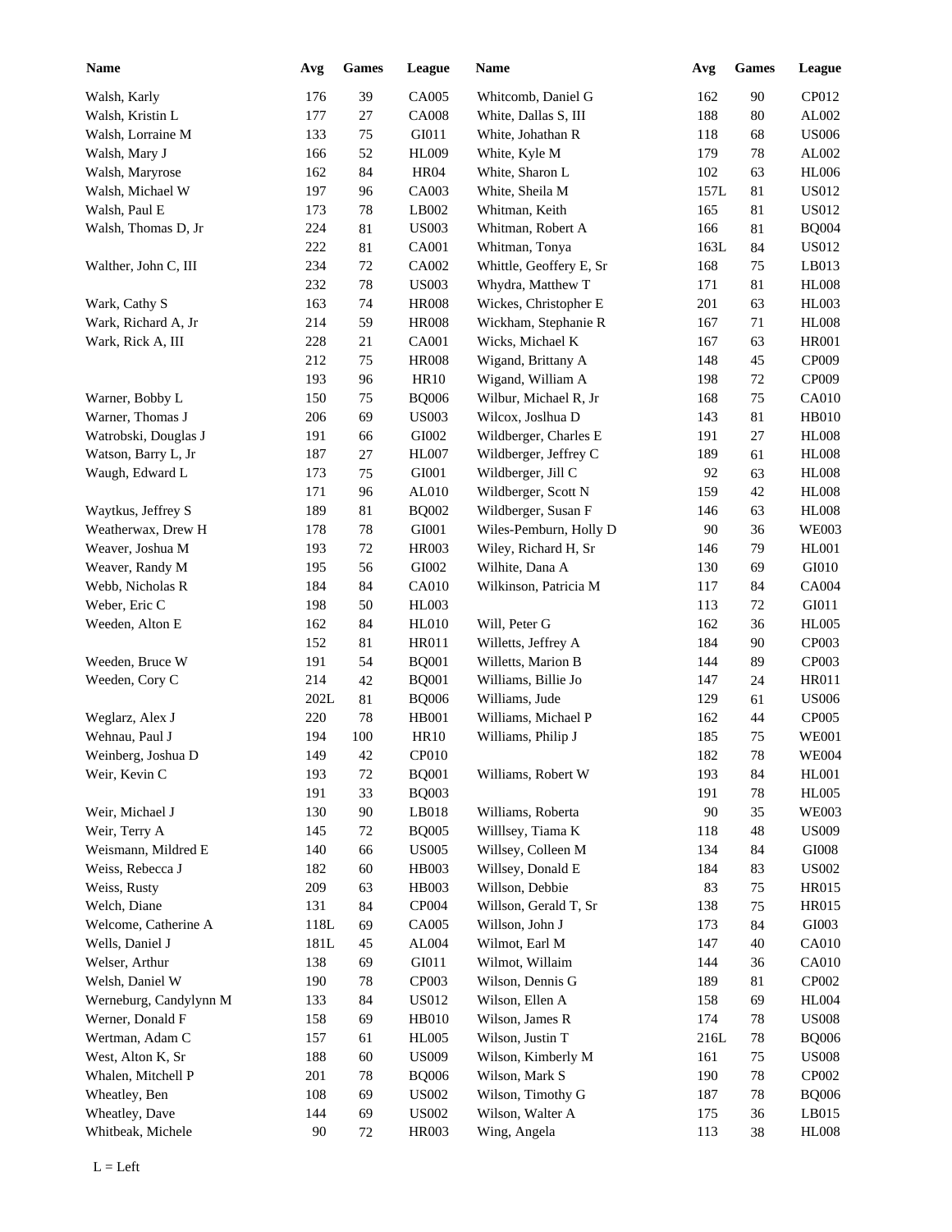| Name | Avg | Games | League | Name | Avg | Games | League |
|---|---|---|---|---|---|---|---|
| Walsh, Karly | 176 | 39 | CA005 | Whitcomb, Daniel G | 162 | 90 | CP012 |
| Walsh, Kristin L | 177 | 27 | CA008 | White, Dallas S, III | 188 | 80 | AL002 |
| Walsh, Lorraine M | 133 | 75 | GI011 | White, Johathan R | 118 | 68 | US006 |
| Walsh, Mary J | 166 | 52 | HL009 | White, Kyle M | 179 | 78 | AL002 |
| Walsh, Maryrose | 162 | 84 | HR04 | White, Sharon L | 102 | 63 | HL006 |
| Walsh, Michael W | 197 | 96 | CA003 | White, Sheila M | 157L | 81 | US012 |
| Walsh, Paul E | 173 | 78 | LB002 | Whitman, Keith | 165 | 81 | US012 |
| Walsh, Thomas D, Jr | 224 | 81 | US003 | Whitman, Robert A | 166 | 81 | BQ004 |
| | 222 | 81 | CA001 | Whitman, Tonya | 163L | 84 | US012 |
| Walther, John C, III | 234 | 72 | CA002 | Whittle, Geoffery E, Sr | 168 | 75 | LB013 |
| | 232 | 78 | US003 | Whydra, Matthew T | 171 | 81 | HL008 |
| Wark, Cathy S | 163 | 74 | HR008 | Wickes, Christopher E | 201 | 63 | HL003 |
| Wark, Richard A, Jr | 214 | 59 | HR008 | Wickham, Stephanie R | 167 | 71 | HL008 |
| Wark, Rick A, III | 228 | 21 | CA001 | Wicks, Michael K | 167 | 63 | HR001 |
| | 212 | 75 | HR008 | Wigand, Brittany A | 148 | 45 | CP009 |
| | 193 | 96 | HR10 | Wigand, William A | 198 | 72 | CP009 |
| Warner, Bobby L | 150 | 75 | BQ006 | Wilbur, Michael R, Jr | 168 | 75 | CA010 |
| Warner, Thomas J | 206 | 69 | US003 | Wilcox, Joslhua D | 143 | 81 | HB010 |
| Watrobski, Douglas J | 191 | 66 | GI002 | Wildberger, Charles E | 191 | 27 | HL008 |
| Watson, Barry L, Jr | 187 | 27 | HL007 | Wildberger, Jeffrey C | 189 | 61 | HL008 |
| Waugh, Edward L | 173 | 75 | GI001 | Wildberger, Jill C | 92 | 63 | HL008 |
| | 171 | 96 | AL010 | Wildberger, Scott N | 159 | 42 | HL008 |
| Waytkus, Jeffrey S | 189 | 81 | BQ002 | Wildberger, Susan F | 146 | 63 | HL008 |
| Weatherwax, Drew H | 178 | 78 | GI001 | Wiles-Pemburn, Holly D | 90 | 36 | WE003 |
| Weaver, Joshua M | 193 | 72 | HR003 | Wiley, Richard H, Sr | 146 | 79 | HL001 |
| Weaver, Randy M | 195 | 56 | GI002 | Wilhite, Dana A | 130 | 69 | GI010 |
| Webb, Nicholas R | 184 | 84 | CA010 | Wilkinson, Patricia M | 117 | 84 | CA004 |
| Weber, Eric C | 198 | 50 | HL003 | | 113 | 72 | GI011 |
| Weeden, Alton E | 162 | 84 | HL010 | Will, Peter G | 162 | 36 | HL005 |
| | 152 | 81 | HR011 | Willetts, Jeffrey A | 184 | 90 | CP003 |
| Weeden, Bruce W | 191 | 54 | BQ001 | Willetts, Marion B | 144 | 89 | CP003 |
| Weeden, Cory C | 214 | 42 | BQ001 | Williams, Billie Jo | 147 | 24 | HR011 |
| | 202L | 81 | BQ006 | Williams, Jude | 129 | 61 | US006 |
| Weglarz, Alex J | 220 | 78 | HB001 | Williams, Michael P | 162 | 44 | CP005 |
| Wehnau, Paul J | 194 | 100 | HR10 | Williams, Philip J | 185 | 75 | WE001 |
| Weinberg, Joshua D | 149 | 42 | CP010 | | 182 | 78 | WE004 |
| Weir, Kevin C | 193 | 72 | BQ001 | Williams, Robert W | 193 | 84 | HL001 |
| | 191 | 33 | BQ003 | | 191 | 78 | HL005 |
| Weir, Michael J | 130 | 90 | LB018 | Williams, Roberta | 90 | 35 | WE003 |
| Weir, Terry A | 145 | 72 | BQ005 | Willlsey, Tiama K | 118 | 48 | US009 |
| Weismann, Mildred E | 140 | 66 | US005 | Willsey, Colleen M | 134 | 84 | GI008 |
| Weiss, Rebecca J | 182 | 60 | HB003 | Willsey, Donald E | 184 | 83 | US002 |
| Weiss, Rusty | 209 | 63 | HB003 | Willson, Debbie | 83 | 75 | HR015 |
| Welch, Diane | 131 | 84 | CP004 | Willson, Gerald T, Sr | 138 | 75 | HR015 |
| Welcome, Catherine A | 118L | 69 | CA005 | Willson, John J | 173 | 84 | GI003 |
| Wells, Daniel J | 181L | 45 | AL004 | Wilmot, Earl M | 147 | 40 | CA010 |
| Welser, Arthur | 138 | 69 | GI011 | Wilmot, Willaim | 144 | 36 | CA010 |
| Welsh, Daniel W | 190 | 78 | CP003 | Wilson, Dennis G | 189 | 81 | CP002 |
| Werneburg, Candylynn M | 133 | 84 | US012 | Wilson, Ellen A | 158 | 69 | HL004 |
| Werner, Donald F | 158 | 69 | HB010 | Wilson, James R | 174 | 78 | US008 |
| Wertman, Adam C | 157 | 61 | HL005 | Wilson, Justin T | 216L | 78 | BQ006 |
| West, Alton K, Sr | 188 | 60 | US009 | Wilson, Kimberly M | 161 | 75 | US008 |
| Whalen, Mitchell P | 201 | 78 | BQ006 | Wilson, Mark S | 190 | 78 | CP002 |
| Wheatley, Ben | 108 | 69 | US002 | Wilson, Timothy G | 187 | 78 | BQ006 |
| Wheatley, Dave | 144 | 69 | US002 | Wilson, Walter A | 175 | 36 | LB015 |
| Whitbeak, Michele | 90 | 72 | HR003 | Wing, Angela | 113 | 38 | HL008 |

L = Left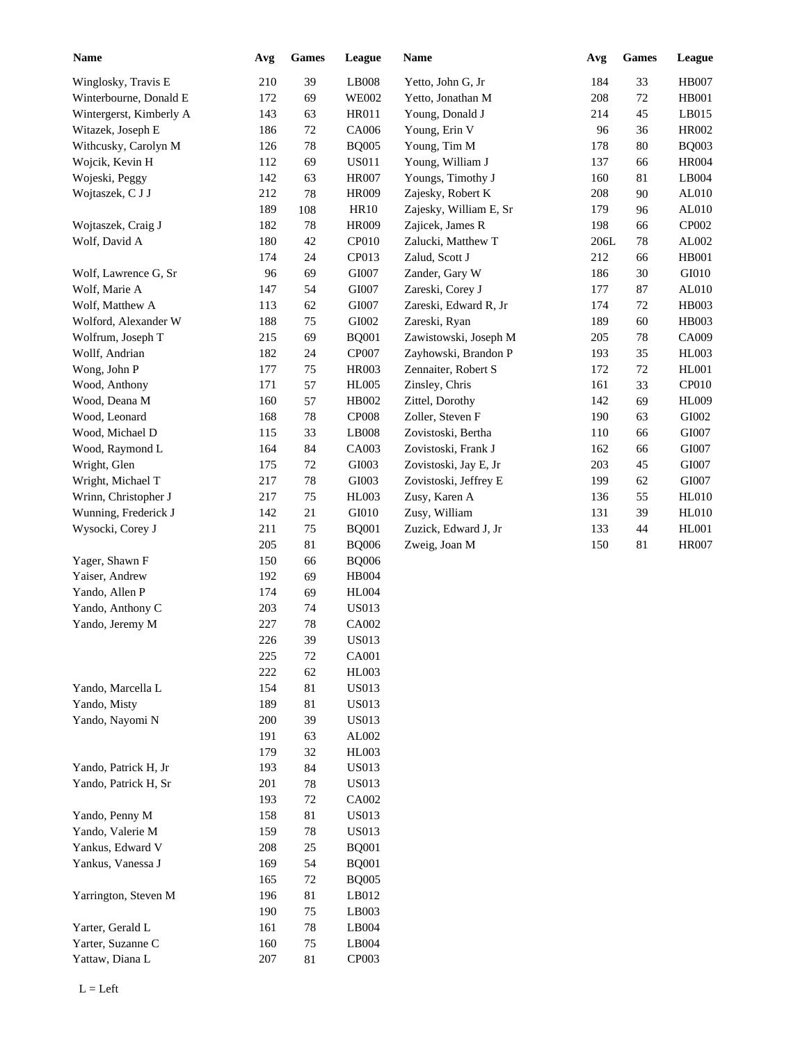| Name | Avg | Games | League |
|---|---|---|---|
| Winglosky, Travis E | 210 | 39 | LB008 |
| Winterbourne, Donald E | 172 | 69 | WE002 |
| Wintergerst, Kimberly A | 143 | 63 | HR011 |
| Witazek, Joseph E | 186 | 72 | CA006 |
| Withcusky, Carolyn M | 126 | 78 | BQ005 |
| Wojcik, Kevin H | 112 | 69 | US011 |
| Wojeski, Peggy | 142 | 63 | HR007 |
| Wojtaszek, C J J | 212 | 78 | HR009 |
| | 189 | 108 | HR10 |
| Wojtaszek, Craig J | 182 | 78 | HR009 |
| Wolf, David A | 180 | 42 | CP010 |
| | 174 | 24 | CP013 |
| Wolf, Lawrence G, Sr | 96 | 69 | GI007 |
| Wolf, Marie A | 147 | 54 | GI007 |
| Wolf, Matthew A | 113 | 62 | GI007 |
| Wolford, Alexander W | 188 | 75 | GI002 |
| Wolfrum, Joseph T | 215 | 69 | BQ001 |
| Wollf, Andrian | 182 | 24 | CP007 |
| Wong, John P | 177 | 75 | HR003 |
| Wood, Anthony | 171 | 57 | HL005 |
| Wood, Deana M | 160 | 57 | HB002 |
| Wood, Leonard | 168 | 78 | CP008 |
| Wood, Michael D | 115 | 33 | LB008 |
| Wood, Raymond L | 164 | 84 | CA003 |
| Wright, Glen | 175 | 72 | GI003 |
| Wright, Michael T | 217 | 78 | GI003 |
| Wrinn, Christopher J | 217 | 75 | HL003 |
| Wunning, Frederick J | 142 | 21 | GI010 |
| Wysocki, Corey J | 211 | 75 | BQ001 |
| | 205 | 81 | BQ006 |
| Yager, Shawn F | 150 | 66 | BQ006 |
| Yaiser, Andrew | 192 | 69 | HB004 |
| Yando, Allen P | 174 | 69 | HL004 |
| Yando, Anthony C | 203 | 74 | US013 |
| Yando, Jeremy M | 227 | 78 | CA002 |
| | 226 | 39 | US013 |
| | 225 | 72 | CA001 |
| | 222 | 62 | HL003 |
| Yando, Marcella L | 154 | 81 | US013 |
| Yando, Misty | 189 | 81 | US013 |
| Yando, Nayomi N | 200 | 39 | US013 |
| | 191 | 63 | AL002 |
| | 179 | 32 | HL003 |
| Yando, Patrick H, Jr | 193 | 84 | US013 |
| Yando, Patrick H, Sr | 201 | 78 | US013 |
| | 193 | 72 | CA002 |
| Yando, Penny M | 158 | 81 | US013 |
| Yando, Valerie M | 159 | 78 | US013 |
| Yankus, Edward V | 208 | 25 | BQ001 |
| Yankus, Vanessa J | 169 | 54 | BQ001 |
| | 165 | 72 | BQ005 |
| Yarrington, Steven M | 196 | 81 | LB012 |
| | 190 | 75 | LB003 |
| Yarter, Gerald L | 161 | 78 | LB004 |
| Yarter, Suzanne C | 160 | 75 | LB004 |
| Yattaw, Diana L | 207 | 81 | CP003 |
| Yetto, John G, Jr | 184 | 33 | HB007 |
| Yetto, Jonathan M | 208 | 72 | HB001 |
| Young, Donald J | 214 | 45 | LB015 |
| Young, Erin V | 96 | 36 | HR002 |
| Young, Tim M | 178 | 80 | BQ003 |
| Young, William J | 137 | 66 | HR004 |
| Youngs, Timothy J | 160 | 81 | LB004 |
| Zajesky, Robert K | 208 | 90 | AL010 |
| Zajesky, William E, Sr | 179 | 96 | AL010 |
| Zajicek, James R | 198 | 66 | CP002 |
| Zalucki, Matthew T | 206L | 78 | AL002 |
| Zalud, Scott J | 212 | 66 | HB001 |
| Zander, Gary W | 186 | 30 | GI010 |
| Zareski, Corey J | 177 | 87 | AL010 |
| Zareski, Edward R, Jr | 174 | 72 | HB003 |
| Zareski, Ryan | 189 | 60 | HB003 |
| Zawistowski, Joseph M | 205 | 78 | CA009 |
| Zayhowski, Brandon P | 193 | 35 | HL003 |
| Zennaiter, Robert S | 172 | 72 | HL001 |
| Zinsley, Chris | 161 | 33 | CP010 |
| Zittel, Dorothy | 142 | 69 | HL009 |
| Zoller, Steven F | 190 | 63 | GI002 |
| Zovistoski, Bertha | 110 | 66 | GI007 |
| Zovistoski, Frank J | 162 | 66 | GI007 |
| Zovistoski, Jay E, Jr | 203 | 45 | GI007 |
| Zovistoski, Jeffrey E | 199 | 62 | GI007 |
| Zusy, Karen A | 136 | 55 | HL010 |
| Zusy, William | 131 | 39 | HL010 |
| Zuzick, Edward J, Jr | 133 | 44 | HL001 |
| Zweig, Joan M | 150 | 81 | HR007 |

L = Left